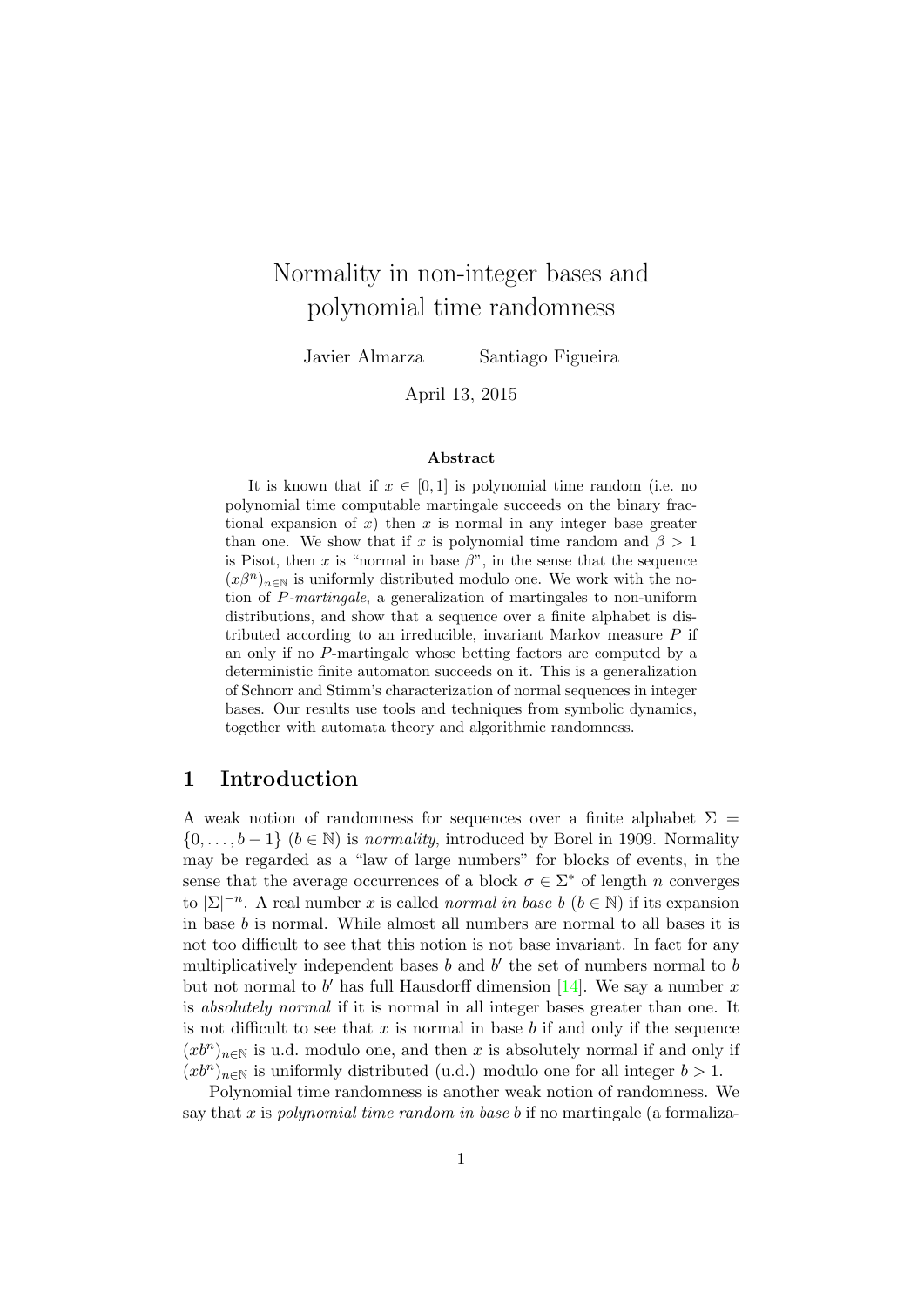# Normality in non-integer bases and polynomial time randomness

Javier Almarza  Santiago Figueira

April 13, 2015

### Abstract

It is known that if $x \in [0, 1]$ is polynomial time random (i.e. no polynomial time computable martingale succeeds on the binary fractional expansion of $x$) then $x$ is normal in any integer base greater than one. We show that if $x$ is polynomial time random and $\beta > 1$ is Pisot, then $x$ is "normal in base $\beta$", in the sense that the sequence $(x\beta^n)_{n\in\mathbb{N}}$ is uniformly distributed modulo one. We work with the notion of *P-martingale*, a generalization of martingales to non-uniform distributions, and show that a sequence over a finite alphabet is distributed according to an irreducible, invariant Markov measure $P$ if an only if no $P$-martingale whose betting factors are computed by a deterministic finite automaton succeeds on it. This is a generalization of Schnorr and Stimm's characterization of normal sequences in integer bases. Our results use tools and techniques from symbolic dynamics, together with automata theory and algorithmic randomness.

## 1 Introduction

A weak notion of randomness for sequences over a finite alphabet $\Sigma = \{0, \ldots, b-1\}$ ($b \in \mathbb{N}$) is *normality*, introduced by Borel in 1909. Normality may be regarded as a "law of large numbers" for blocks of events, in the sense that the average occurrences of a block $\sigma \in \Sigma^*$ of length $n$ converges to $|\Sigma|^{-n}$. A real number $x$ is called *normal in base $b$* ($b \in \mathbb{N}$) if its expansion in base $b$ is normal. While almost all numbers are normal to all bases it is not too difficult to see that this notion is not base invariant. In fact for any multiplicatively independent bases $b$ and $b'$ the set of numbers normal to $b$ but not normal to $b'$ has full Hausdorff dimension [14]. We say a number $x$ is *absolutely normal* if it is normal in all integer bases greater than one. It is not difficult to see that $x$ is normal in base $b$ if and only if the sequence $(xb^n)_{n\in\mathbb{N}}$ is u.d. modulo one, and then $x$ is absolutely normal if and only if $(xb^n)_{n\in\mathbb{N}}$ is uniformly distributed (u.d.) modulo one for all integer $b > 1$.

Polynomial time randomness is another weak notion of randomness. We say that $x$ is *polynomial time random in base $b$* if no martingale (a formaliza-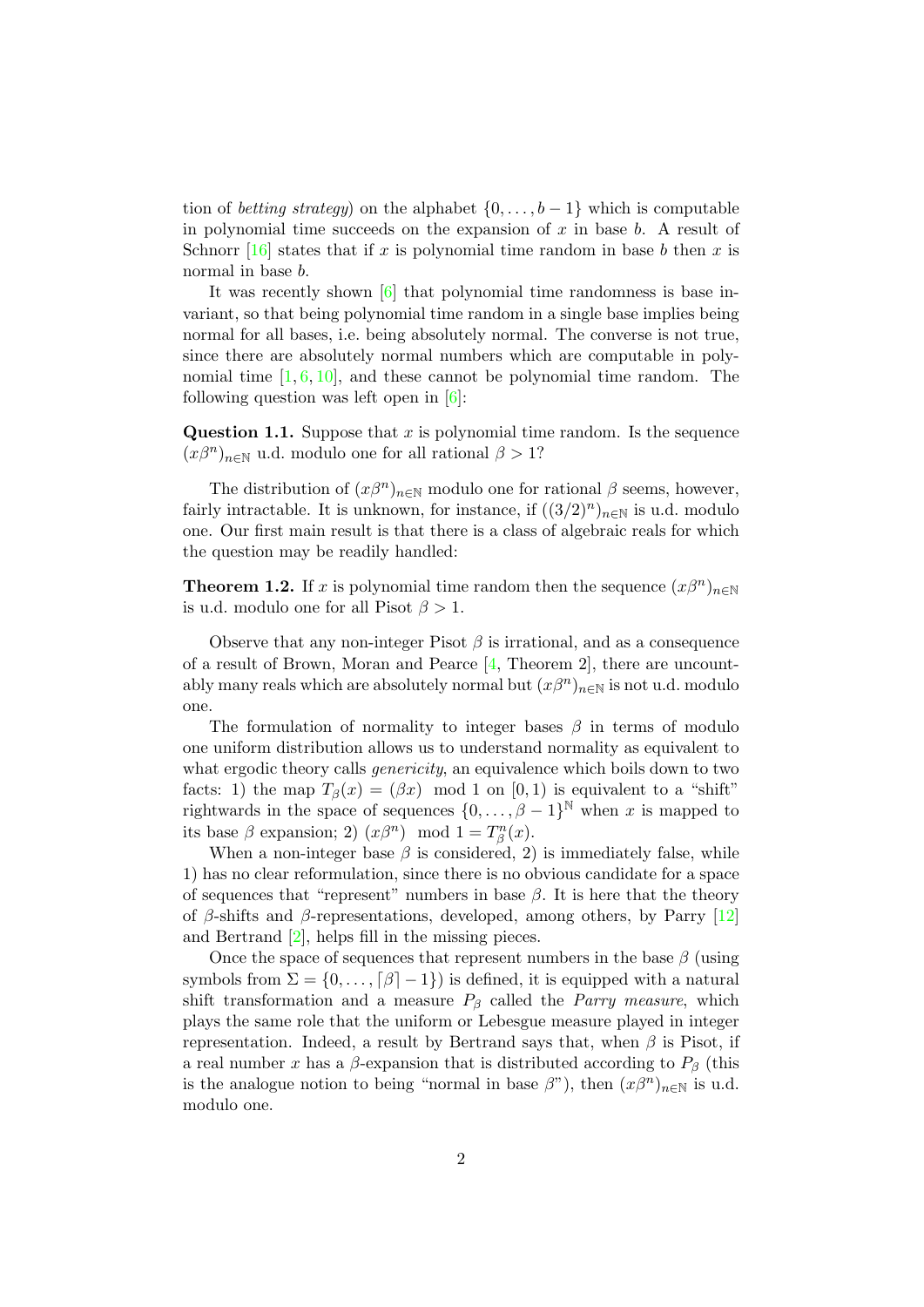tion of *betting strategy*) on the alphabet $\{0, \ldots, b-1\}$ which is computable in polynomial time succeeds on the expansion of $x$ in base $b$. A result of Schnorr [16] states that if $x$ is polynomial time random in base $b$ then $x$ is normal in base $b$.

It was recently shown [6] that polynomial time randomness is base invariant, so that being polynomial time random in a single base implies being normal for all bases, i.e. being absolutely normal. The converse is not true, since there are absolutely normal numbers which are computable in polynomial time [1, 6, 10], and these cannot be polynomial time random. The following question was left open in [6]:

**Question 1.1.** Suppose that $x$ is polynomial time random. Is the sequence $(x\beta^n)_{n\in\mathbb{N}}$ u.d. modulo one for all rational $\beta > 1$?

The distribution of $(x\beta^n)_{n\in\mathbb{N}}$ modulo one for rational $\beta$ seems, however, fairly intractable. It is unknown, for instance, if $((3/2)^n)_{n\in\mathbb{N}}$ is u.d. modulo one. Our first main result is that there is a class of algebraic reals for which the question may be readily handled:

**Theorem 1.2.** If $x$ is polynomial time random then the sequence $(x\beta^n)_{n\in\mathbb{N}}$ is u.d. modulo one for all Pisot $\beta > 1$.

Observe that any non-integer Pisot $\beta$ is irrational, and as a consequence of a result of Brown, Moran and Pearce [4, Theorem 2], there are uncountably many reals which are absolutely normal but $(x\beta^n)_{n\in\mathbb{N}}$ is not u.d. modulo one.

The formulation of normality to integer bases $\beta$ in terms of modulo one uniform distribution allows us to understand normality as equivalent to what ergodic theory calls *genericity*, an equivalence which boils down to two facts: 1) the map $T_\beta(x) = (\beta x) \mod 1$ on $[0, 1)$ is equivalent to a "shift" rightwards in the space of sequences $\{0, \ldots, \beta - 1\}^{\mathbb{N}}$ when $x$ is mapped to its base $\beta$ expansion; 2) $(x\beta^n) \mod 1 = T_\beta^n(x)$.

When a non-integer base $\beta$ is considered, 2) is immediately false, while 1) has no clear reformulation, since there is no obvious candidate for a space of sequences that "represent" numbers in base $\beta$. It is here that the theory of $\beta$-shifts and $\beta$-representations, developed, among others, by Parry [12] and Bertrand [2], helps fill in the missing pieces.

Once the space of sequences that represent numbers in the base $\beta$ (using symbols from $\Sigma = \{0, \ldots, \lceil\beta\rceil - 1\}$) is defined, it is equipped with a natural shift transformation and a measure $P_\beta$ called the *Parry measure*, which plays the same role that the uniform or Lebesgue measure played in integer representation. Indeed, a result by Bertrand says that, when $\beta$ is Pisot, if a real number $x$ has a $\beta$-expansion that is distributed according to $P_\beta$ (this is the analogue notion to being "normal in base $\beta$"), then $(x\beta^n)_{n\in\mathbb{N}}$ is u.d. modulo one.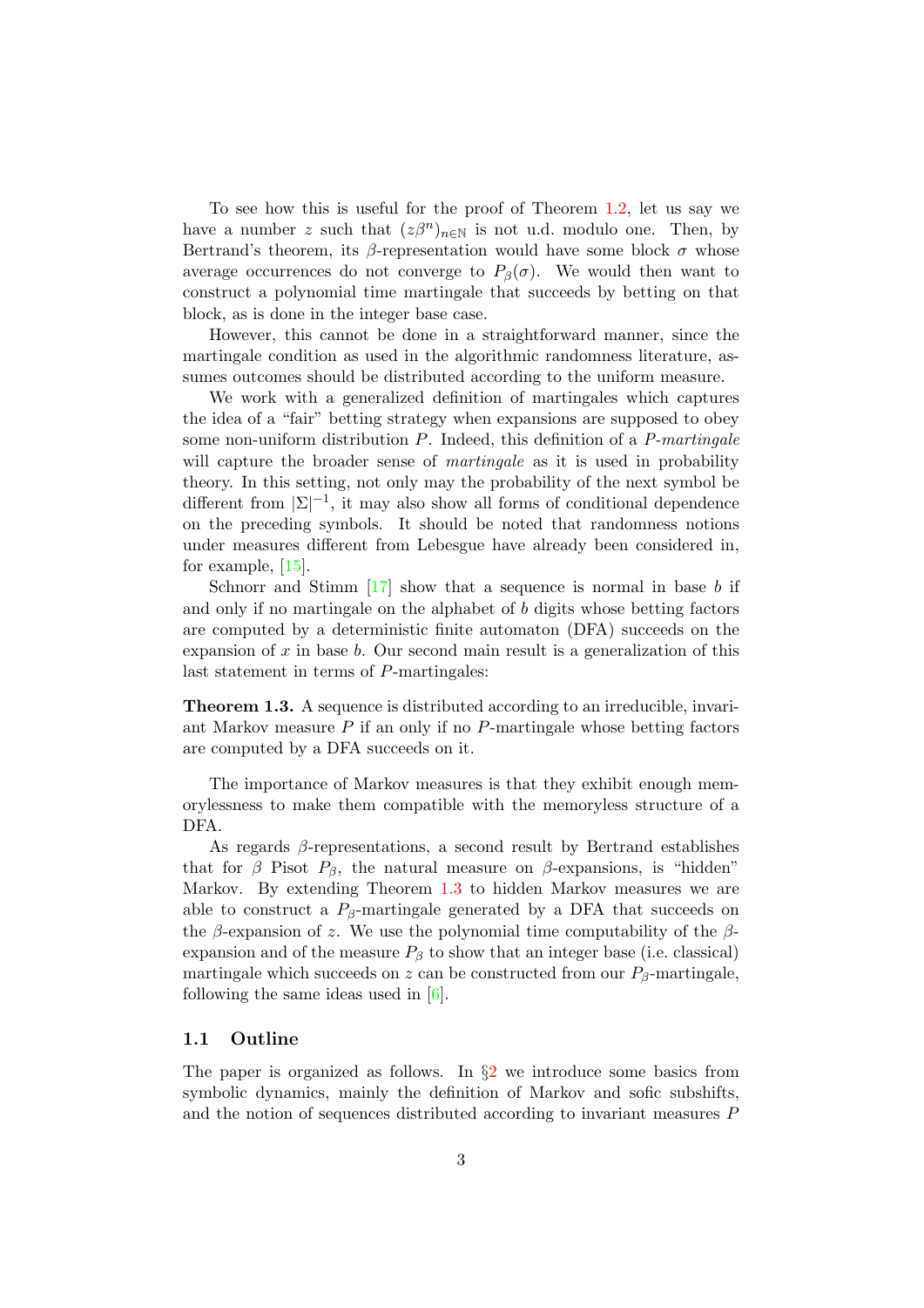To see how this is useful for the proof of Theorem 1.2, let us say we have a number $z$ such that $(z\beta^n)_{n\in\mathbb{N}}$ is not u.d. modulo one. Then, by Bertrand's theorem, its $\beta$-representation would have some block $\sigma$ whose average occurrences do not converge to $P_\beta(\sigma)$. We would then want to construct a polynomial time martingale that succeeds by betting on that block, as is done in the integer base case.

However, this cannot be done in a straightforward manner, since the martingale condition as used in the algorithmic randomness literature, assumes outcomes should be distributed according to the uniform measure.

We work with a generalized definition of martingales which captures the idea of a "fair" betting strategy when expansions are supposed to obey some non-uniform distribution $P$. Indeed, this definition of a *$P$-martingale* will capture the broader sense of *martingale* as it is used in probability theory. In this setting, not only may the probability of the next symbol be different from $|\Sigma|^{-1}$, it may also show all forms of conditional dependence on the preceding symbols. It should be noted that randomness notions under measures different from Lebesgue have already been considered in, for example, [15].

Schnorr and Stimm [17] show that a sequence is normal in base $b$ if and only if no martingale on the alphabet of $b$ digits whose betting factors are computed by a deterministic finite automaton (DFA) succeeds on the expansion of $x$ in base $b$. Our second main result is a generalization of this last statement in terms of $P$-martingales:

**Theorem 1.3.** A sequence is distributed according to an irreducible, invariant Markov measure $P$ if an only if no $P$-martingale whose betting factors are computed by a DFA succeeds on it.

The importance of Markov measures is that they exhibit enough memorylessness to make them compatible with the memoryless structure of a DFA.

As regards $\beta$-representations, a second result by Bertrand establishes that for $\beta$ Pisot $P_\beta$, the natural measure on $\beta$-expansions, is "hidden" Markov. By extending Theorem 1.3 to hidden Markov measures we are able to construct a $P_\beta$-martingale generated by a DFA that succeeds on the $\beta$-expansion of $z$. We use the polynomial time computability of the $\beta$-expansion and of the measure $P_\beta$ to show that an integer base (i.e. classical) martingale which succeeds on $z$ can be constructed from our $P_\beta$-martingale, following the same ideas used in [6].

### 1.1 Outline

The paper is organized as follows. In §2 we introduce some basics from symbolic dynamics, mainly the definition of Markov and sofic subshifts, and the notion of sequences distributed according to invariant measures $P$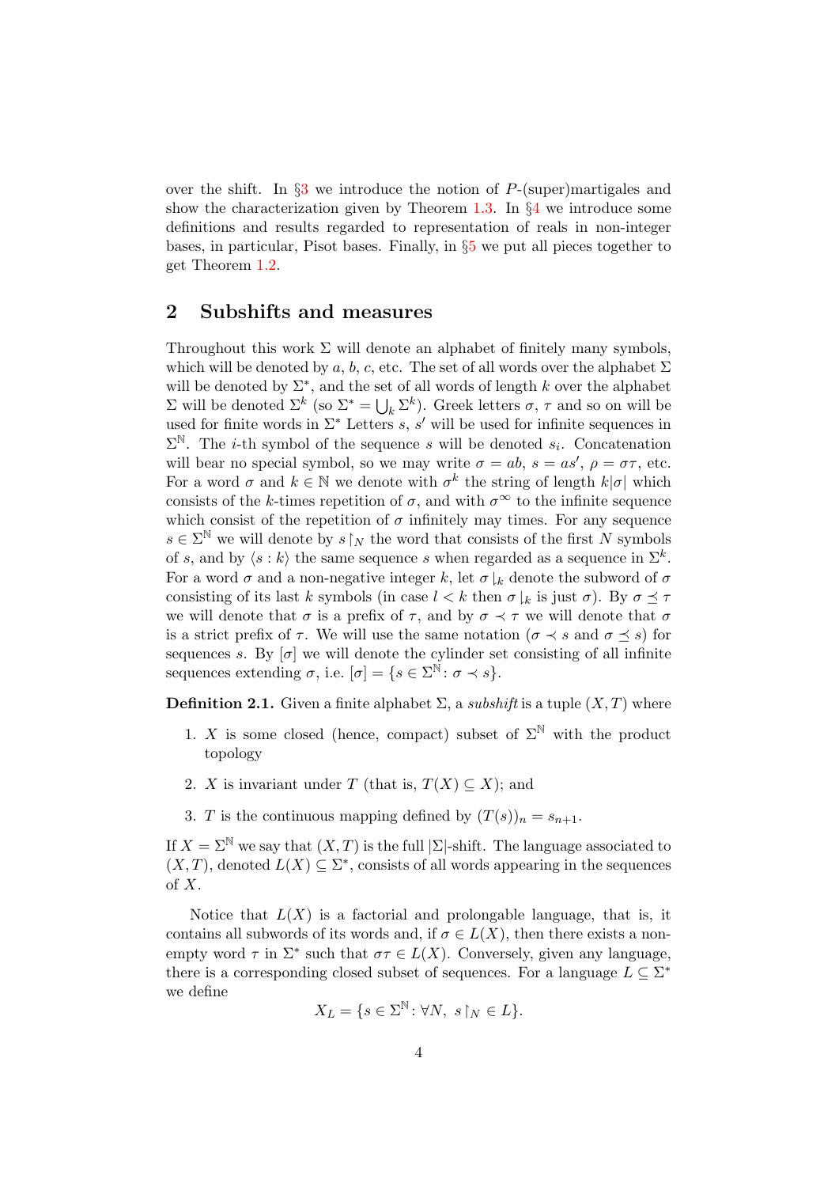over the shift. In §3 we introduce the notion of $P$-(super)martigales and show the characterization given by Theorem 1.3. In §4 we introduce some definitions and results regarded to representation of reals in non-integer bases, in particular, Pisot bases. Finally, in §5 we put all pieces together to get Theorem 1.2.

## 2 Subshifts and measures

Throughout this work $\Sigma$ will denote an alphabet of finitely many symbols, which will be denoted by $a$, $b$, $c$, etc. The set of all words over the alphabet $\Sigma$ will be denoted by $\Sigma^*$, and the set of all words of length $k$ over the alphabet $\Sigma$ will be denoted $\Sigma^k$ (so $\Sigma^* = \bigcup_k \Sigma^k$). Greek letters $\sigma$, $\tau$ and so on will be used for finite words in $\Sigma^*$ Letters $s$, $s'$ will be used for infinite sequences in $\Sigma^{\mathbb{N}}$. The $i$-th symbol of the sequence $s$ will be denoted $s_i$. Concatenation will bear no special symbol, so we may write $\sigma = ab$, $s = as'$, $\rho = \sigma\tau$, etc. For a word $\sigma$ and $k \in \mathbb{N}$ we denote with $\sigma^k$ the string of length $k|\sigma|$ which consists of the $k$-times repetition of $\sigma$, and with $\sigma^\infty$ to the infinite sequence which consist of the repetition of $\sigma$ infinitely may times. For any sequence $s \in \Sigma^{\mathbb{N}}$ we will denote by $s\restriction_N$ the word that consists of the first $N$ symbols of $s$, and by $\langle s : k\rangle$ the same sequence $s$ when regarded as a sequence in $\Sigma^k$. For a word $\sigma$ and a non-negative integer $k$, let $\sigma\downharpoonleft_k$ denote the subword of $\sigma$ consisting of its last $k$ symbols (in case $l < k$ then $\sigma\downharpoonleft_k$ is just $\sigma$). By $\sigma \preceq \tau$ we will denote that $\sigma$ is a prefix of $\tau$, and by $\sigma \prec \tau$ we will denote that $\sigma$ is a strict prefix of $\tau$. We will use the same notation ($\sigma \prec s$ and $\sigma \preceq s$) for sequences $s$. By $[\sigma]$ we will denote the cylinder set consisting of all infinite sequences extending $\sigma$, i.e. $[\sigma] = \{s \in \Sigma^{\mathbb{N}} : \sigma \prec s\}$.

**Definition 2.1.** Given a finite alphabet $\Sigma$, a *subshift* is a tuple $(X, T)$ where

1. $X$ is some closed (hence, compact) subset of $\Sigma^{\mathbb{N}}$ with the product topology
2. $X$ is invariant under $T$ (that is, $T(X) \subseteq X$); and
3. $T$ is the continuous mapping defined by $(T(s))_n = s_{n+1}$.

If $X = \Sigma^{\mathbb{N}}$ we say that $(X, T)$ is the full $|\Sigma|$-shift. The language associated to $(X, T)$, denoted $L(X) \subseteq \Sigma^*$, consists of all words appearing in the sequences of $X$.

Notice that $L(X)$ is a factorial and prolongable language, that is, it contains all subwords of its words and, if $\sigma \in L(X)$, then there exists a non-empty word $\tau$ in $\Sigma^*$ such that $\sigma\tau \in L(X)$. Conversely, given any language, there is a corresponding closed subset of sequences. For a language $L \subseteq \Sigma^*$ we define

$$X_L = \{s \in \Sigma^{\mathbb{N}} : \forall N,\ s\restriction_N \in L\}.$$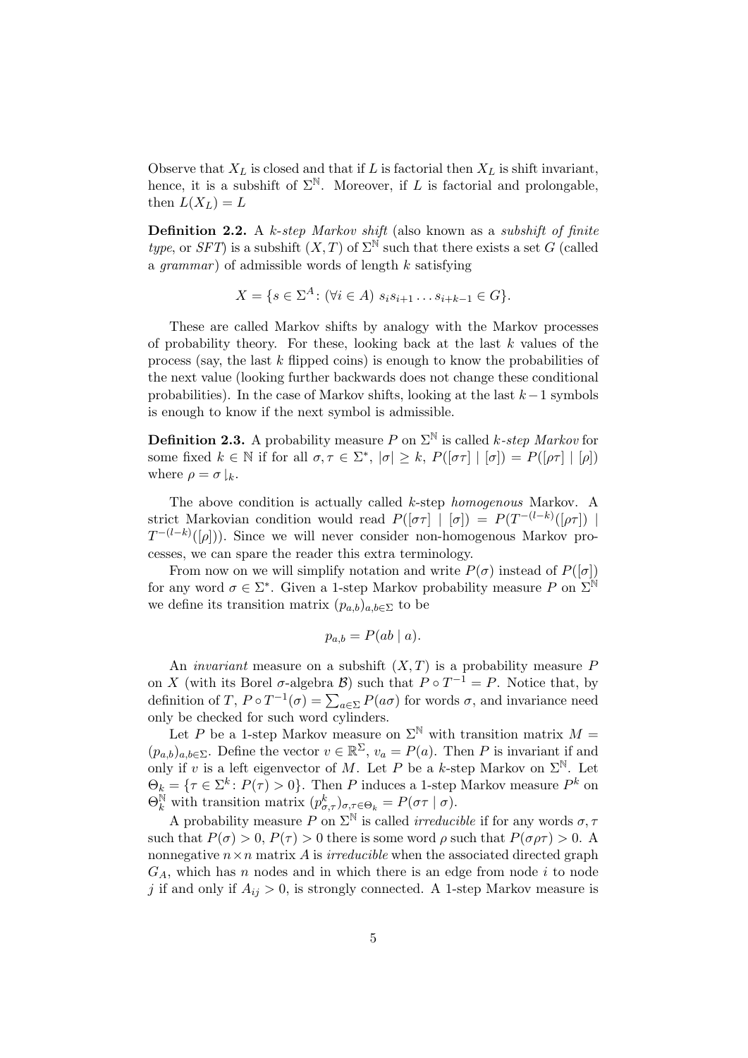Observe that $X_L$ is closed and that if $L$ is factorial then $X_L$ is shift invariant, hence, it is a subshift of $\Sigma^{\mathbb{N}}$. Moreover, if $L$ is factorial and prolongable, then $L(X_L) = L$

**Definition 2.2.** A *k-step Markov shift* (also known as a *subshift of finite type*, or *SFT*) is a subshift $(X, T)$ of $\Sigma^{\mathbb{N}}$ such that there exists a set $G$ (called a *grammar*) of admissible words of length $k$ satisfying

$$X = \{s \in \Sigma^A \colon (\forall i \in A)\ s_i s_{i+1} \ldots s_{i+k-1} \in G\}.$$

These are called Markov shifts by analogy with the Markov processes of probability theory. For these, looking back at the last $k$ values of the process (say, the last $k$ flipped coins) is enough to know the probabilities of the next value (looking further backwards does not change these conditional probabilities). In the case of Markov shifts, looking at the last $k-1$ symbols is enough to know if the next symbol is admissible.

**Definition 2.3.** A probability measure $P$ on $\Sigma^{\mathbb{N}}$ is called *k-step Markov* for some fixed $k \in \mathbb{N}$ if for all $\sigma, \tau \in \Sigma^*$, $|\sigma| \geq k$, $P([\sigma\tau] \mid [\sigma]) = P([\rho\tau] \mid [\rho])$ where $\rho = \sigma \lfloor_k$.

The above condition is actually called $k$-step *homogenous* Markov. A strict Markovian condition would read $P([\sigma\tau] \mid [\sigma]) = P(T^{-(l-k)}([\rho\tau]) \mid T^{-(l-k)}([\rho]))$. Since we will never consider non-homogenous Markov processes, we can spare the reader this extra terminology.

From now on we will simplify notation and write $P(\sigma)$ instead of $P([\sigma])$ for any word $\sigma \in \Sigma^*$. Given a 1-step Markov probability measure $P$ on $\Sigma^{\mathbb{N}}$ we define its transition matrix $(p_{a,b})_{a,b \in \Sigma}$ to be

$$p_{a,b} = P(ab \mid a).$$

An *invariant* measure on a subshift $(X, T)$ is a probability measure $P$ on $X$ (with its Borel $\sigma$-algebra $\mathcal{B}$) such that $P \circ T^{-1} = P$. Notice that, by definition of $T$, $P \circ T^{-1}(\sigma) = \sum_{a \in \Sigma} P(a\sigma)$ for words $\sigma$, and invariance need only be checked for such word cylinders.

Let $P$ be a 1-step Markov measure on $\Sigma^{\mathbb{N}}$ with transition matrix $M = (p_{a,b})_{a,b \in \Sigma}$. Define the vector $v \in \mathbb{R}^{\Sigma}$, $v_a = P(a)$. Then $P$ is invariant if and only if $v$ is a left eigenvector of $M$. Let $P$ be a $k$-step Markov on $\Sigma^{\mathbb{N}}$. Let $\Theta_k = \{\tau \in \Sigma^k \colon P(\tau) > 0\}$. Then $P$ induces a 1-step Markov measure $P^k$ on $\Theta_k^{\mathbb{N}}$ with transition matrix $(p^k_{\sigma,\tau})_{\sigma,\tau \in \Theta_k} = P(\sigma\tau \mid \sigma)$.

A probability measure $P$ on $\Sigma^{\mathbb{N}}$ is called *irreducible* if for any words $\sigma, \tau$ such that $P(\sigma) > 0$, $P(\tau) > 0$ there is some word $\rho$ such that $P(\sigma\rho\tau) > 0$. A nonnegative $n \times n$ matrix $A$ is *irreducible* when the associated directed graph $G_A$, which has $n$ nodes and in which there is an edge from node $i$ to node $j$ if and only if $A_{ij} > 0$, is strongly connected. A 1-step Markov measure is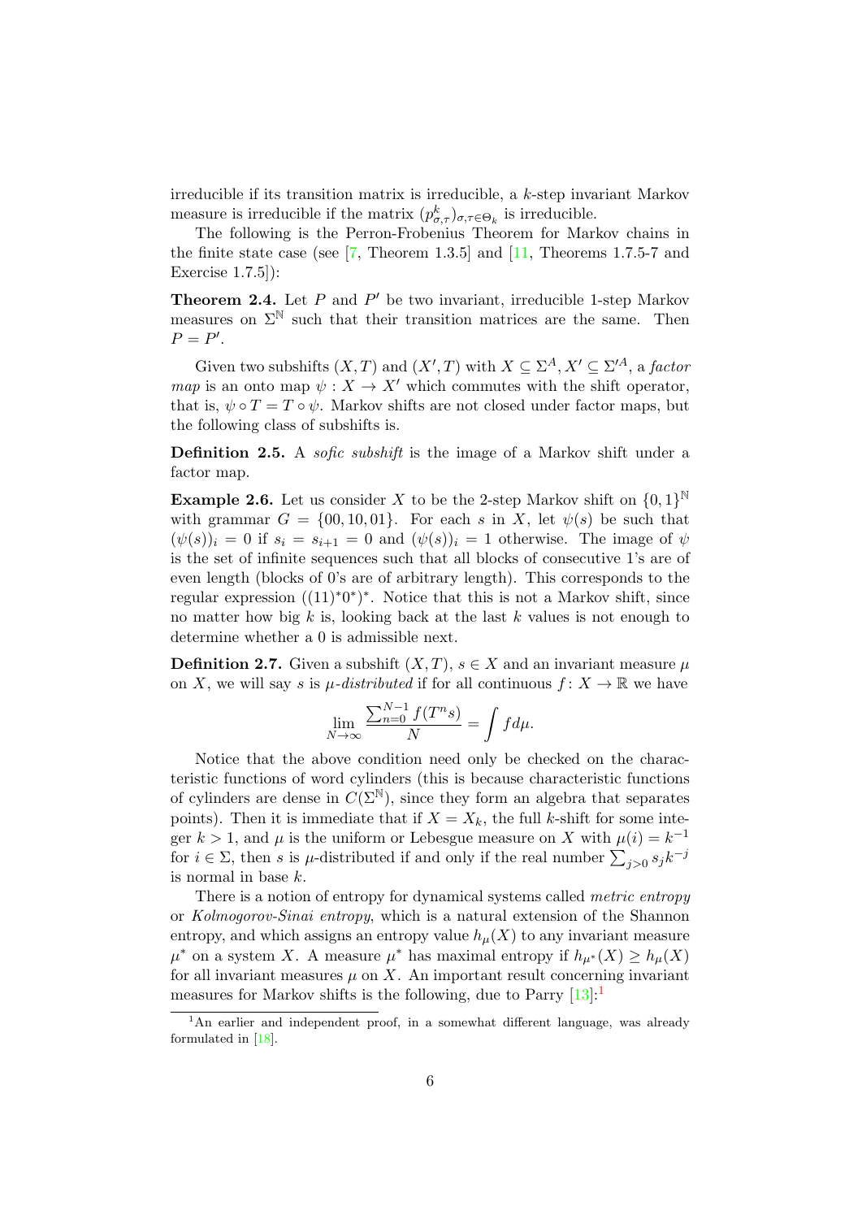irreducible if its transition matrix is irreducible, a $k$-step invariant Markov measure is irreducible if the matrix $(p^k_{\sigma,\tau})_{\sigma,\tau\in\Theta_k}$ is irreducible.

The following is the Perron-Frobenius Theorem for Markov chains in the finite state case (see [7, Theorem 1.3.5] and [11, Theorems 1.7.5-7 and Exercise 1.7.5]):

**Theorem 2.4.** Let $P$ and $P'$ be two invariant, irreducible 1-step Markov measures on $\Sigma^{\mathbb{N}}$ such that their transition matrices are the same. Then $P = P'$.

Given two subshifts $(X, T)$ and $(X', T)$ with $X \subseteq \Sigma^A, X' \subseteq \Sigma'^A$, a *factor map* is an onto map $\psi : X \to X'$ which commutes with the shift operator, that is, $\psi \circ T = T \circ \psi$. Markov shifts are not closed under factor maps, but the following class of subshifts is.

**Definition 2.5.** A *sofic subshift* is the image of a Markov shift under a factor map.

**Example 2.6.** Let us consider $X$ to be the 2-step Markov shift on $\{0, 1\}^{\mathbb{N}}$ with grammar $G = \{00, 10, 01\}$. For each $s$ in $X$, let $\psi(s)$ be such that $(\psi(s))_i = 0$ if $s_i = s_{i+1} = 0$ and $(\psi(s))_i = 1$ otherwise. The image of $\psi$ is the set of infinite sequences such that all blocks of consecutive 1's are of even length (blocks of 0's are of arbitrary length). This corresponds to the regular expression $((11)^*0^*)^*$. Notice that this is not a Markov shift, since no matter how big $k$ is, looking back at the last $k$ values is not enough to determine whether a 0 is admissible next.

**Definition 2.7.** Given a subshift $(X, T)$, $s \in X$ and an invariant measure $\mu$ on $X$, we will say $s$ is *$\mu$-distributed* if for all continuous $f : X \to \mathbb{R}$ we have

$$\lim_{N\to\infty} \frac{\sum_{n=0}^{N-1} f(T^n s)}{N} = \int f d\mu.$$

Notice that the above condition need only be checked on the characteristic functions of word cylinders (this is because characteristic functions of cylinders are dense in $C(\Sigma^{\mathbb{N}})$, since they form an algebra that separates points). Then it is immediate that if $X = X_k$, the full $k$-shift for some integer $k > 1$, and $\mu$ is the uniform or Lebesgue measure on $X$ with $\mu(i) = k^{-1}$ for $i \in \Sigma$, then $s$ is $\mu$-distributed if and only if the real number $\sum_{j>0} s_j k^{-j}$ is normal in base $k$.

There is a notion of entropy for dynamical systems called *metric entropy* or *Kolmogorov-Sinai entropy*, which is a natural extension of the Shannon entropy, and which assigns an entropy value $h_\mu(X)$ to any invariant measure $\mu^*$ on a system $X$. A measure $\mu^*$ has maximal entropy if $h_{\mu^*}(X) \geq h_\mu(X)$ for all invariant measures $\mu$ on $X$. An important result concerning invariant measures for Markov shifts is the following, due to Parry [13]:[1]

[1] An earlier and independent proof, in a somewhat different language, was already formulated in [18].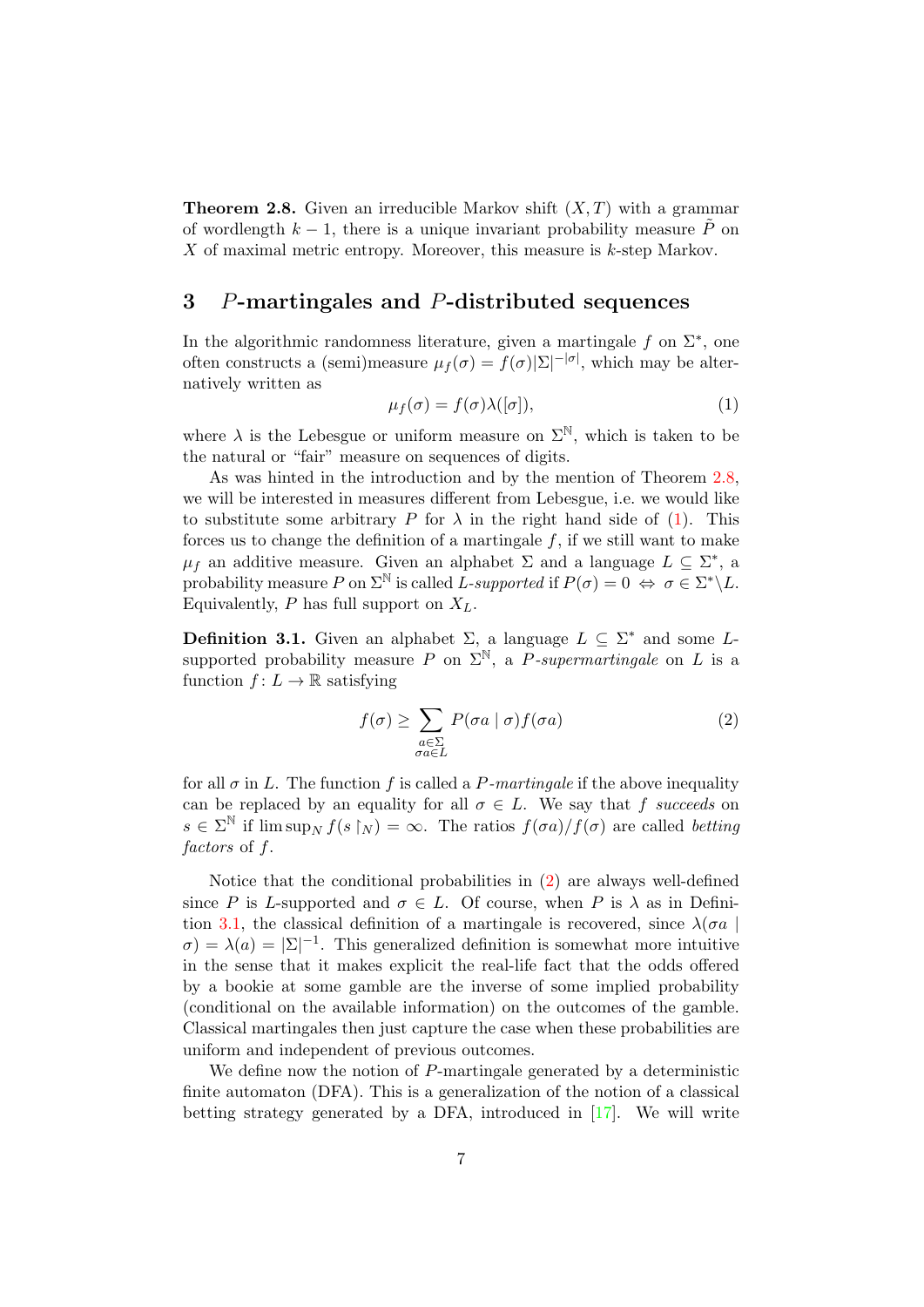**Theorem 2.8.** Given an irreducible Markov shift $(X, T)$ with a grammar of wordlength $k-1$, there is a unique invariant probability measure $\tilde{P}$ on $X$ of maximal metric entropy. Moreover, this measure is $k$-step Markov.

## 3 $P$-martingales and $P$-distributed sequences

In the algorithmic randomness literature, given a martingale $f$ on $\Sigma^*$, one often constructs a (semi)measure $\mu_f(\sigma) = f(\sigma)|\Sigma|^{-|\sigma|}$, which may be alternatively written as

$$\mu_f(\sigma) = f(\sigma)\lambda([\sigma]), \tag{1}$$

where $\lambda$ is the Lebesgue or uniform measure on $\Sigma^{\mathbb{N}}$, which is taken to be the natural or "fair" measure on sequences of digits.

As was hinted in the introduction and by the mention of Theorem 2.8, we will be interested in measures different from Lebesgue, i.e. we would like to substitute some arbitrary $P$ for $\lambda$ in the right hand side of (1). This forces us to change the definition of a martingale $f$, if we still want to make $\mu_f$ an additive measure. Given an alphabet $\Sigma$ and a language $L \subseteq \Sigma^*$, a probability measure $P$ on $\Sigma^{\mathbb{N}}$ is called *$L$-supported* if $P(\sigma) = 0 \Leftrightarrow \sigma \in \Sigma^* \backslash L$. Equivalently, $P$ has full support on $X_L$.

**Definition 3.1.** Given an alphabet $\Sigma$, a language $L \subseteq \Sigma^*$ and some $L$-supported probability measure $P$ on $\Sigma^{\mathbb{N}}$, a *$P$-supermartingale* on $L$ is a function $f \colon L \to \mathbb{R}$ satisfying

$$f(\sigma) \geq \sum_{\substack{a \in \Sigma \\ \sigma a \in L}} P(\sigma a \mid \sigma) f(\sigma a) \tag{2}$$

for all $\sigma$ in $L$. The function $f$ is called a *$P$-martingale* if the above inequality can be replaced by an equality for all $\sigma \in L$. We say that $f$ *succeeds* on $s \in \Sigma^{\mathbb{N}}$ if $\limsup_N f(s \restriction_N) = \infty$. The ratios $f(\sigma a)/f(\sigma)$ are called *betting factors* of $f$.

Notice that the conditional probabilities in (2) are always well-defined since $P$ is $L$-supported and $\sigma \in L$. Of course, when $P$ is $\lambda$ as in Definition 3.1, the classical definition of a martingale is recovered, since $\lambda(\sigma a \mid \sigma) = \lambda(a) = |\Sigma|^{-1}$. This generalized definition is somewhat more intuitive in the sense that it makes explicit the real-life fact that the odds offered by a bookie at some gamble are the inverse of some implied probability (conditional on the available information) on the outcomes of the gamble. Classical martingales then just capture the case when these probabilities are uniform and independent of previous outcomes.

We define now the notion of $P$-martingale generated by a deterministic finite automaton (DFA). This is a generalization of the notion of a classical betting strategy generated by a DFA, introduced in [17]. We will write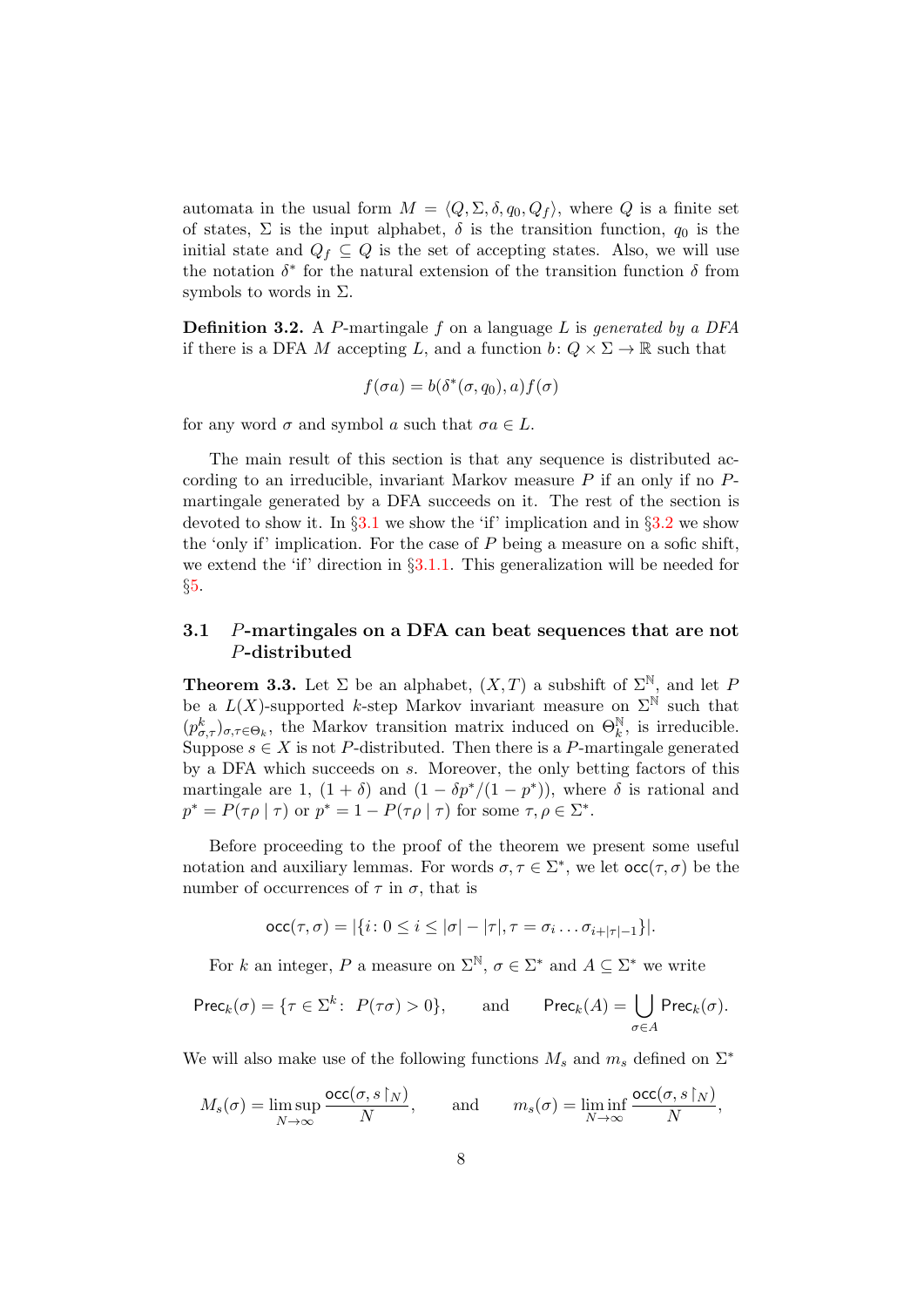automata in the usual form $M = \langle Q, \Sigma, \delta, q_0, Q_f \rangle$, where $Q$ is a finite set of states, $\Sigma$ is the input alphabet, $\delta$ is the transition function, $q_0$ is the initial state and $Q_f \subseteq Q$ is the set of accepting states. Also, we will use the notation $\delta^*$ for the natural extension of the transition function $\delta$ from symbols to words in $\Sigma$.

**Definition 3.2.** A $P$-martingale $f$ on a language $L$ is *generated by a DFA* if there is a DFA $M$ accepting $L$, and a function $b\colon Q \times \Sigma \to \mathbb{R}$ such that

$$f(\sigma a) = b(\delta^*(\sigma, q_0), a) f(\sigma)$$

for any word $\sigma$ and symbol $a$ such that $\sigma a \in L$.

The main result of this section is that any sequence is distributed according to an irreducible, invariant Markov measure $P$ if an only if no $P$-martingale generated by a DFA succeeds on it. The rest of the section is devoted to show it. In §3.1 we show the 'if' implication and in §3.2 we show the 'only if' implication. For the case of $P$ being a measure on a sofic shift, we extend the 'if' direction in §3.1.1. This generalization will be needed for §5.

### 3.1 $P$-martingales on a DFA can beat sequences that are not $P$-distributed

**Theorem 3.3.** Let $\Sigma$ be an alphabet, $(X, T)$ a subshift of $\Sigma^{\mathbb{N}}$, and let $P$ be a $L(X)$-supported $k$-step Markov invariant measure on $\Sigma^{\mathbb{N}}$ such that $(p^k_{\sigma,\tau})_{\sigma,\tau \in \Theta_k}$, the Markov transition matrix induced on $\Theta_k^{\mathbb{N}}$, is irreducible. Suppose $s \in X$ is not $P$-distributed. Then there is a $P$-martingale generated by a DFA which succeeds on $s$. Moreover, the only betting factors of this martingale are 1, $(1 + \delta)$ and $(1 - \delta p^*/(1 - p^*))$, where $\delta$ is rational and $p^* = P(\tau\rho \mid \tau)$ or $p^* = 1 - P(\tau\rho \mid \tau)$ for some $\tau, \rho \in \Sigma^*$.

Before proceeding to the proof of the theorem we present some useful notation and auxiliary lemmas. For words $\sigma, \tau \in \Sigma^*$, we let $\mathsf{occ}(\tau, \sigma)$ be the number of occurrences of $\tau$ in $\sigma$, that is

$$\mathsf{occ}(\tau, \sigma) = |\{i \colon 0 \le i \le |\sigma| - |\tau|, \tau = \sigma_i \dots \sigma_{i+|\tau|-1}\}|.$$

For $k$ an integer, $P$ a measure on $\Sigma^{\mathbb{N}}$, $\sigma \in \Sigma^*$ and $A \subseteq \Sigma^*$ we write

$$\mathsf{Prec}_k(\sigma) = \{\tau \in \Sigma^k \colon\ P(\tau\sigma) > 0\}, \qquad \text{and} \qquad \mathsf{Prec}_k(A) = \bigcup_{\sigma \in A} \mathsf{Prec}_k(\sigma).$$

We will also make use of the following functions $M_s$ and $m_s$ defined on $\Sigma^*$

$$M_s(\sigma) = \limsup_{N \to \infty} \frac{\mathsf{occ}(\sigma, s\restriction_N)}{N}, \qquad \text{and} \qquad m_s(\sigma) = \liminf_{N \to \infty} \frac{\mathsf{occ}(\sigma, s\restriction_N)}{N},$$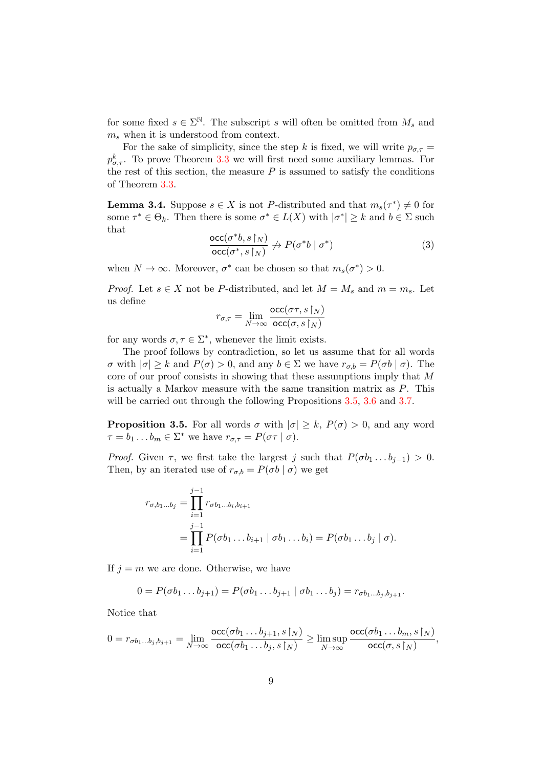for some fixed $s \in \Sigma^{\mathbb{N}}$. The subscript $s$ will often be omitted from $M_s$ and $m_s$ when it is understood from context.

For the sake of simplicity, since the step $k$ is fixed, we will write $p_{\sigma,\tau} = p^k_{\sigma,\tau}$. To prove Theorem 3.3 we will first need some auxiliary lemmas. For the rest of this section, the measure $P$ is assumed to satisfy the conditions of Theorem 3.3.

**Lemma 3.4.** Suppose $s \in X$ is not $P$-distributed and that $m_s(\tau^*) \neq 0$ for some $\tau^* \in \Theta_k$. Then there is some $\sigma^* \in L(X)$ with $|\sigma^*| \geq k$ and $b \in \Sigma$ such that

$$\frac{\mathsf{occ}(\sigma^* b, s\restriction_N)}{\mathsf{occ}(\sigma^*, s\restriction_N)} \not\to P(\sigma^* b \mid \sigma^*) \tag{3}$$

when $N \to \infty$. Moreover, $\sigma^*$ can be chosen so that $m_s(\sigma^*) > 0$.

*Proof.* Let $s \in X$ not be $P$-distributed, and let $M = M_s$ and $m = m_s$. Let us define

$$r_{\sigma,\tau} = \lim_{N\to\infty} \frac{\mathsf{occ}(\sigma\tau, s\restriction_N)}{\mathsf{occ}(\sigma, s\restriction_N)}$$

for any words $\sigma, \tau \in \Sigma^*$, whenever the limit exists.

The proof follows by contradiction, so let us assume that for all words $\sigma$ with $|\sigma| \geq k$ and $P(\sigma) > 0$, and any $b \in \Sigma$ we have $r_{\sigma,b} = P(\sigma b \mid \sigma)$. The core of our proof consists in showing that these assumptions imply that $M$ is actually a Markov measure with the same transition matrix as $P$. This will be carried out through the following Propositions 3.5, 3.6 and 3.7.

**Proposition 3.5.** For all words $\sigma$ with $|\sigma| \geq k$, $P(\sigma) > 0$, and any word $\tau = b_1 \dots b_m \in \Sigma^*$ we have $r_{\sigma,\tau} = P(\sigma\tau \mid \sigma)$.

*Proof.* Given $\tau$, we first take the largest $j$ such that $P(\sigma b_1 \dots b_{j-1}) > 0$. Then, by an iterated use of $r_{\sigma,b} = P(\sigma b \mid \sigma)$ we get

$$\begin{aligned} r_{\sigma,b_1\dots b_j} &= \prod_{i=1}^{j-1} r_{\sigma b_1 \dots b_i, b_{i+1}} \\ &= \prod_{i=1}^{j-1} P(\sigma b_1 \dots b_{i+1} \mid \sigma b_1 \dots b_i) = P(\sigma b_1 \dots b_j \mid \sigma). \end{aligned}$$

If $j = m$ we are done. Otherwise, we have

$$0 = P(\sigma b_1 \dots b_{j+1}) = P(\sigma b_1 \dots b_{j+1} \mid \sigma b_1 \dots b_j) = r_{\sigma b_1 \dots b_j, b_{j+1}}.$$

Notice that

$$0 = r_{\sigma b_1 \dots b_j, b_{j+1}} = \lim_{N\to\infty} \frac{\mathsf{occ}(\sigma b_1 \dots b_{j+1}, s\restriction_N)}{\mathsf{occ}(\sigma b_1 \dots b_j, s\restriction_N)} \geq \limsup_{N\to\infty} \frac{\mathsf{occ}(\sigma b_1 \dots b_m, s\restriction_N)}{\mathsf{occ}(\sigma, s\restriction_N)},$$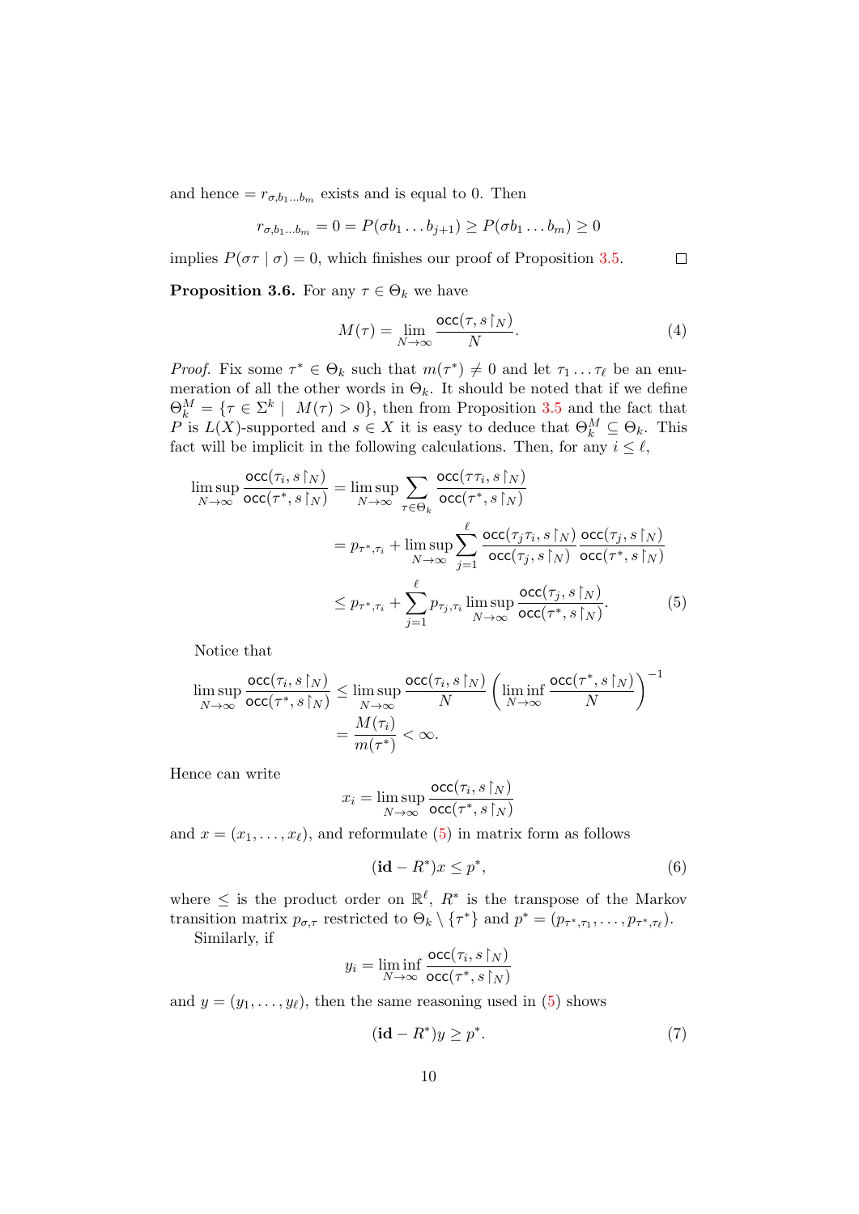and hence $= r_{\sigma,b_1\ldots b_m}$ exists and is equal to 0. Then

$$r_{\sigma,b_1\ldots b_m} = 0 = P(\sigma b_1 \ldots b_{j+1}) \geq P(\sigma b_1 \ldots b_m) \geq 0$$

implies $P(\sigma\tau \mid \sigma) = 0$, which finishes our proof of Proposition 3.5. ∎

**Proposition 3.6.** For any $\tau \in \Theta_k$ we have

$$M(\tau) = \lim_{N\to\infty} \frac{\mathsf{occ}(\tau, s\upharpoonright_N)}{N}. \tag{4}$$

*Proof.* Fix some $\tau^* \in \Theta_k$ such that $m(\tau^*) \neq 0$ and let $\tau_1 \ldots \tau_\ell$ be an enumeration of all the other words in $\Theta_k$. It should be noted that if we define $\Theta_k^M = \{\tau \in \Sigma^k \mid M(\tau) > 0\}$, then from Proposition 3.5 and the fact that $P$ is $L(X)$-supported and $s \in X$ it is easy to deduce that $\Theta_k^M \subseteq \Theta_k$. This fact will be implicit in the following calculations. Then, for any $i \leq \ell$,

$$\begin{aligned}
\limsup_{N\to\infty} \frac{\mathsf{occ}(\tau_i, s\upharpoonright_N)}{\mathsf{occ}(\tau^*, s\upharpoonright_N)} &= \limsup_{N\to\infty} \sum_{\tau\in\Theta_k} \frac{\mathsf{occ}(\tau\tau_i, s\upharpoonright_N)}{\mathsf{occ}(\tau^*, s\upharpoonright_N)} \\
&= p_{\tau^*,\tau_i} + \limsup_{N\to\infty} \sum_{j=1}^{\ell} \frac{\mathsf{occ}(\tau_j\tau_i, s\upharpoonright_N)}{\mathsf{occ}(\tau_j, s\upharpoonright_N)} \frac{\mathsf{occ}(\tau_j, s\upharpoonright_N)}{\mathsf{occ}(\tau^*, s\upharpoonright_N)} \\
&\leq p_{\tau^*,\tau_i} + \sum_{j=1}^{\ell} p_{\tau_j,\tau_i} \limsup_{N\to\infty} \frac{\mathsf{occ}(\tau_j, s\upharpoonright_N)}{\mathsf{occ}(\tau^*, s\upharpoonright_N)}.
\end{aligned} \tag{5}$$

Notice that

$$\begin{aligned}
\limsup_{N\to\infty} \frac{\mathsf{occ}(\tau_i, s\upharpoonright_N)}{\mathsf{occ}(\tau^*, s\upharpoonright_N)} &\leq \limsup_{N\to\infty} \frac{\mathsf{occ}(\tau_i, s\upharpoonright_N)}{N} \left( \liminf_{N\to\infty} \frac{\mathsf{occ}(\tau^*, s\upharpoonright_N)}{N} \right)^{-1} \\
&= \frac{M(\tau_i)}{m(\tau^*)} < \infty.
\end{aligned}$$

Hence can write

$$x_i = \limsup_{N\to\infty} \frac{\mathsf{occ}(\tau_i, s\upharpoonright_N)}{\mathsf{occ}(\tau^*, s\upharpoonright_N)}$$

and $x = (x_1, \ldots, x_\ell)$, and reformulate (5) in matrix form as follows

$$(\mathbf{id} - R^*)x \leq p^*, \tag{6}$$

where $\leq$ is the product order on $\mathbb{R}^\ell$, $R^*$ is the transpose of the Markov transition matrix $p_{\sigma,\tau}$ restricted to $\Theta_k \setminus \{\tau^*\}$ and $p^* = (p_{\tau^*,\tau_1}, \ldots, p_{\tau^*,\tau_\ell})$.

Similarly, if

$$y_i = \liminf_{N\to\infty} \frac{\mathsf{occ}(\tau_i, s\upharpoonright_N)}{\mathsf{occ}(\tau^*, s\upharpoonright_N)}$$

and $y = (y_1, \ldots, y_\ell)$, then the same reasoning used in (5) shows

$$(\mathbf{id} - R^*)y \geq p^*. \tag{7}$$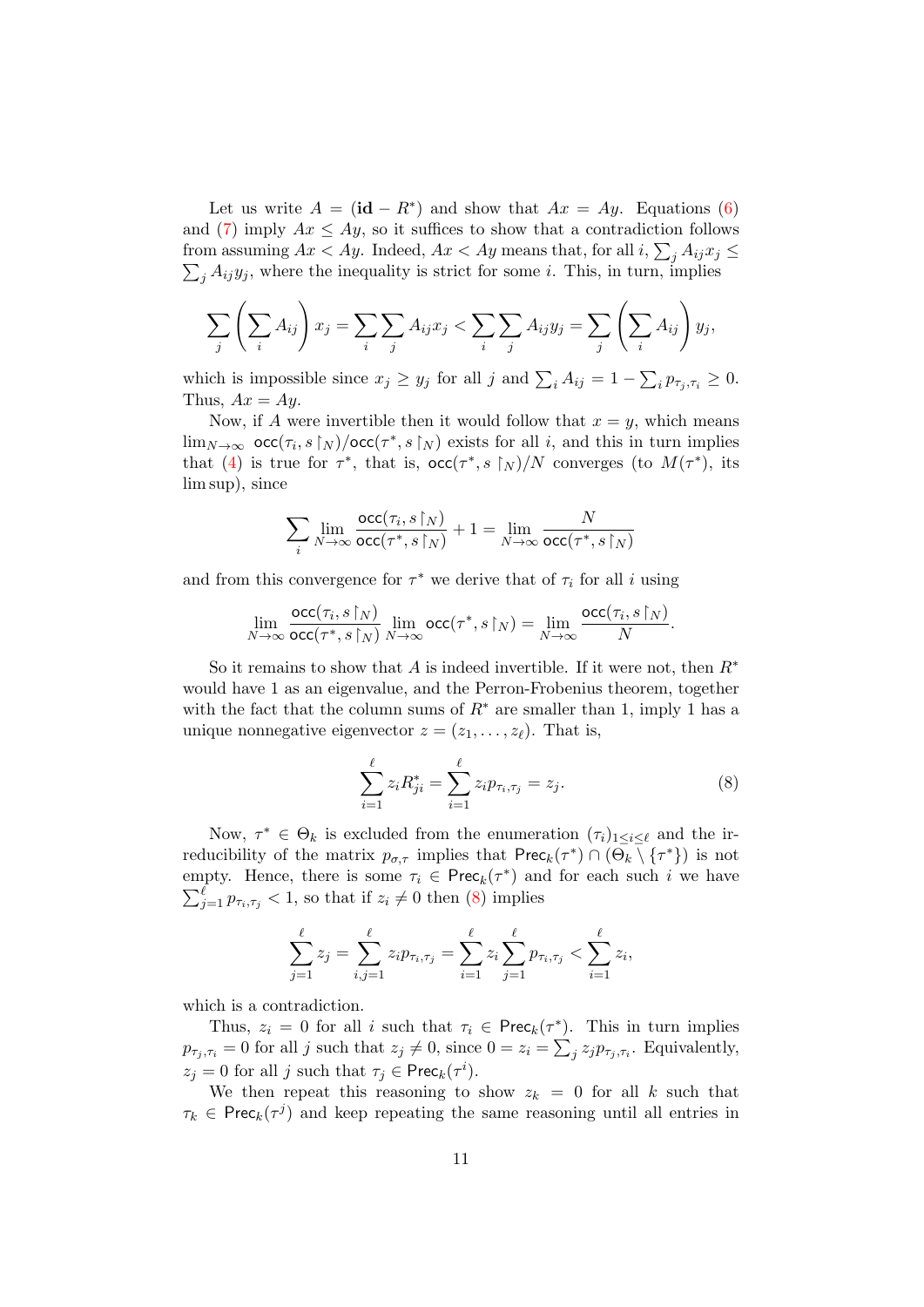Let us write $A = (\mathbf{id} - R^*)$ and show that $Ax = Ay$. Equations (6) and (7) imply $Ax \le Ay$, so it suffices to show that a contradiction follows from assuming $Ax < Ay$. Indeed, $Ax < Ay$ means that, for all $i$, $\sum_j A_{ij}x_j \le \sum_j A_{ij}y_j$, where the inequality is strict for some $i$. This, in turn, implies

$$\sum_j \left(\sum_i A_{ij}\right) x_j = \sum_i \sum_j A_{ij}x_j < \sum_i \sum_j A_{ij}y_j = \sum_j \left(\sum_i A_{ij}\right) y_j,$$

which is impossible since $x_j \ge y_j$ for all $j$ and $\sum_i A_{ij} = 1 - \sum_i p_{\tau_j,\tau_i} \ge 0$. Thus, $Ax = Ay$.

Now, if $A$ were invertible then it would follow that $x = y$, which means $\lim_{N\to\infty} \mathsf{occ}(\tau_i, s\restriction_N)/\mathsf{occ}(\tau^*, s\restriction_N)$ exists for all $i$, and this in turn implies that (4) is true for $\tau^*$, that is, $\mathsf{occ}(\tau^*, s\restriction_N)/N$ converges (to $M(\tau^*)$, its lim sup), since

$$\sum_i \lim_{N\to\infty} \frac{\mathsf{occ}(\tau_i, s\restriction_N)}{\mathsf{occ}(\tau^*, s\restriction_N)} + 1 = \lim_{N\to\infty} \frac{N}{\mathsf{occ}(\tau^*, s\restriction_N)}$$

and from this convergence for $\tau^*$ we derive that of $\tau_i$ for all $i$ using

$$\lim_{N\to\infty} \frac{\mathsf{occ}(\tau_i, s\restriction_N)}{\mathsf{occ}(\tau^*, s\restriction_N)} \lim_{N\to\infty} \mathsf{occ}(\tau^*, s\restriction_N) = \lim_{N\to\infty} \frac{\mathsf{occ}(\tau_i, s\restriction_N)}{N}.$$

So it remains to show that $A$ is indeed invertible. If it were not, then $R^*$ would have 1 as an eigenvalue, and the Perron-Frobenius theorem, together with the fact that the column sums of $R^*$ are smaller than 1, imply 1 has a unique nonnegative eigenvector $z = (z_1, \ldots, z_\ell)$. That is,

$$\sum_{i=1}^{\ell} z_i R^*_{ji} = \sum_{i=1}^{\ell} z_i p_{\tau_i,\tau_j} = z_j. \tag{8}$$

Now, $\tau^* \in \Theta_k$ is excluded from the enumeration $(\tau_i)_{1\le i\le \ell}$ and the irreducibility of the matrix $p_{\sigma,\tau}$ implies that $\mathsf{Prec}_k(\tau^*) \cap (\Theta_k \setminus \{\tau^*\})$ is not empty. Hence, there is some $\tau_i \in \mathsf{Prec}_k(\tau^*)$ and for each such $i$ we have $\sum_{j=1}^{\ell} p_{\tau_i,\tau_j} < 1$, so that if $z_i \neq 0$ then (8) implies

$$\sum_{j=1}^{\ell} z_j = \sum_{i,j=1}^{\ell} z_i p_{\tau_i,\tau_j} = \sum_{i=1}^{\ell} z_i \sum_{j=1}^{\ell} p_{\tau_i,\tau_j} < \sum_{i=1}^{\ell} z_i,$$

which is a contradiction.

Thus, $z_i = 0$ for all $i$ such that $\tau_i \in \mathsf{Prec}_k(\tau^*)$. This in turn implies $p_{\tau_j,\tau_i} = 0$ for all $j$ such that $z_j \neq 0$, since $0 = z_i = \sum_j z_j p_{\tau_j,\tau_i}$. Equivalently, $z_j = 0$ for all $j$ such that $\tau_j \in \mathsf{Prec}_k(\tau^i)$.

We then repeat this reasoning to show $z_k = 0$ for all $k$ such that $\tau_k \in \mathsf{Prec}_k(\tau^j)$ and keep repeating the same reasoning until all entries in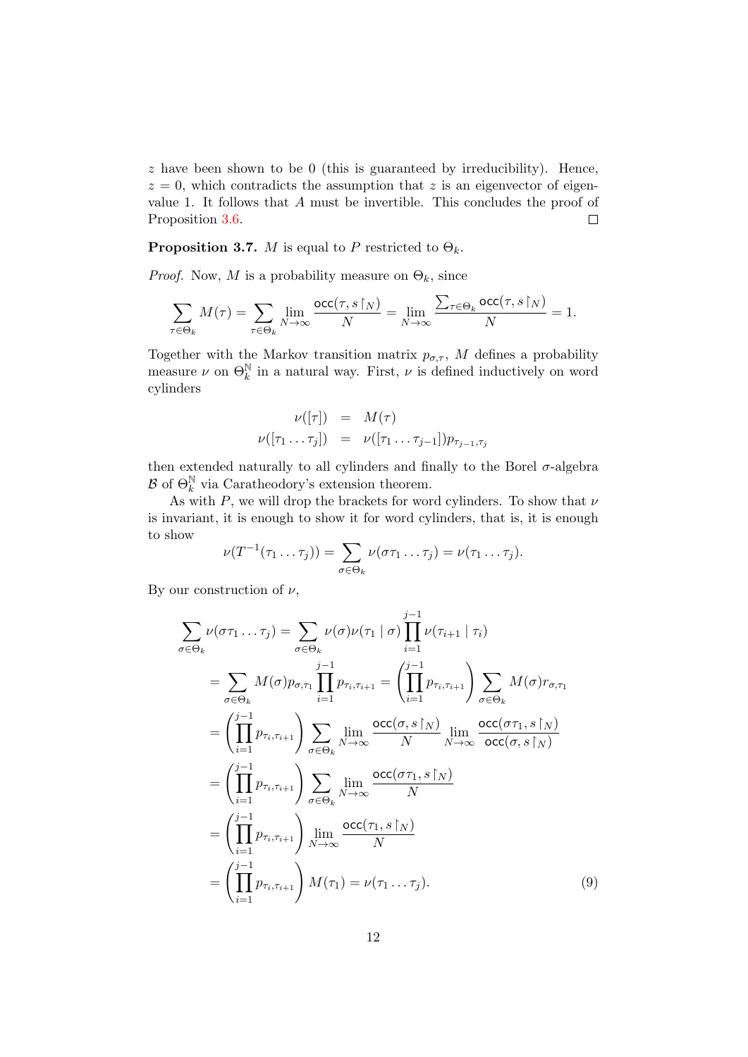$z$ have been shown to be 0 (this is guaranteed by irreducibility). Hence, $z = 0$, which contradicts the assumption that $z$ is an eigenvector of eigenvalue 1. It follows that $A$ must be invertible. This concludes the proof of Proposition 3.6. ◻

**Proposition 3.7.** *$M$ is equal to $P$ restricted to $\Theta_k$.*

*Proof.* Now, $M$ is a probability measure on $\Theta_k$, since

$$\sum_{\tau \in \Theta_k} M(\tau) = \sum_{\tau \in \Theta_k} \lim_{N \to \infty} \frac{\mathsf{occ}(\tau, s\restriction_N)}{N} = \lim_{N \to \infty} \frac{\sum_{\tau \in \Theta_k} \mathsf{occ}(\tau, s\restriction_N)}{N} = 1.$$

Together with the Markov transition matrix $p_{\sigma,\tau}$, $M$ defines a probability measure $\nu$ on $\Theta_k^{\mathbb{N}}$ in a natural way. First, $\nu$ is defined inductively on word cylinders

$$\begin{aligned} \nu([\tau]) &= M(\tau) \\ \nu([\tau_1 \dots \tau_j]) &= \nu([\tau_1 \dots \tau_{j-1}]) p_{\tau_{j-1},\tau_j} \end{aligned}$$

then extended naturally to all cylinders and finally to the Borel $\sigma$-algebra $\mathcal{B}$ of $\Theta_k^{\mathbb{N}}$ via Caratheodory's extension theorem.

As with $P$, we will drop the brackets for word cylinders. To show that $\nu$ is invariant, it is enough to show it for word cylinders, that is, it is enough to show

$$\nu(T^{-1}(\tau_1 \dots \tau_j)) = \sum_{\sigma \in \Theta_k} \nu(\sigma \tau_1 \dots \tau_j) = \nu(\tau_1 \dots \tau_j).$$

By our construction of $\nu$,

$$\begin{aligned} \sum_{\sigma \in \Theta_k} \nu(\sigma \tau_1 \dots \tau_j) &= \sum_{\sigma \in \Theta_k} \nu(\sigma) \nu(\tau_1 \mid \sigma) \prod_{i=1}^{j-1} \nu(\tau_{i+1} \mid \tau_i) \\ &= \sum_{\sigma \in \Theta_k} M(\sigma) p_{\sigma,\tau_1} \prod_{i=1}^{j-1} p_{\tau_i,\tau_{i+1}} = \left( \prod_{i=1}^{j-1} p_{\tau_i,\tau_{i+1}} \right) \sum_{\sigma \in \Theta_k} M(\sigma) r_{\sigma,\tau_1} \\ &= \left( \prod_{i=1}^{j-1} p_{\tau_i,\tau_{i+1}} \right) \sum_{\sigma \in \Theta_k} \lim_{N \to \infty} \frac{\mathsf{occ}(\sigma, s\restriction_N)}{N} \lim_{N \to \infty} \frac{\mathsf{occ}(\sigma\tau_1, s\restriction_N)}{\mathsf{occ}(\sigma, s\restriction_N)} \\ &= \left( \prod_{i=1}^{j-1} p_{\tau_i,\tau_{i+1}} \right) \sum_{\sigma \in \Theta_k} \lim_{N \to \infty} \frac{\mathsf{occ}(\sigma\tau_1, s\restriction_N)}{N} \\ &= \left( \prod_{i=1}^{j-1} p_{\tau_i,\tau_{i+1}} \right) \lim_{N \to \infty} \frac{\mathsf{occ}(\tau_1, s\restriction_N)}{N} \\ &= \left( \prod_{i=1}^{j-1} p_{\tau_i,\tau_{i+1}} \right) M(\tau_1) = \nu(\tau_1 \dots \tau_j). \end{aligned} \tag{9}$$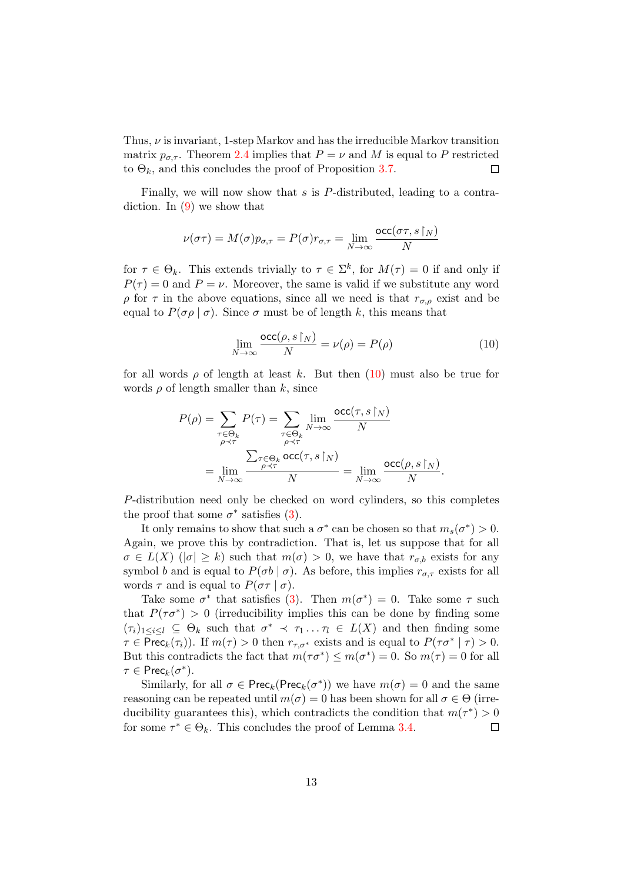Thus, $\nu$ is invariant, 1-step Markov and has the irreducible Markov transition matrix $p_{\sigma,\tau}$. Theorem 2.4 implies that $P = \nu$ and $M$ is equal to $P$ restricted to $\Theta_k$, and this concludes the proof of Proposition 3.7. $\square$

Finally, we will now show that $s$ is $P$-distributed, leading to a contradiction. In (9) we show that

$$\nu(\sigma\tau) = M(\sigma)p_{\sigma,\tau} = P(\sigma)r_{\sigma,\tau} = \lim_{N\to\infty} \frac{\mathsf{occ}(\sigma\tau, s\restriction_N)}{N}$$

for $\tau \in \Theta_k$. This extends trivially to $\tau \in \Sigma^k$, for $M(\tau) = 0$ if and only if $P(\tau) = 0$ and $P = \nu$. Moreover, the same is valid if we substitute any word $\rho$ for $\tau$ in the above equations, since all we need is that $r_{\sigma,\rho}$ exist and be equal to $P(\sigma\rho \mid \sigma)$. Since $\sigma$ must be of length $k$, this means that

$$\lim_{N\to\infty} \frac{\mathsf{occ}(\rho, s\restriction_N)}{N} = \nu(\rho) = P(\rho) \tag{10}$$

for all words $\rho$ of length at least $k$. But then (10) must also be true for words $\rho$ of length smaller than $k$, since

$$\begin{aligned} P(\rho) &= \sum_{\substack{\tau\in\Theta_k \\ \rho\prec\tau}} P(\tau) = \sum_{\substack{\tau\in\Theta_k \\ \rho\prec\tau}} \lim_{N\to\infty} \frac{\mathsf{occ}(\tau, s\restriction_N)}{N} \\ &= \lim_{N\to\infty} \frac{\sum_{\substack{\tau\in\Theta_k \\ \rho\prec\tau}} \mathsf{occ}(\tau, s\restriction_N)}{N} = \lim_{N\to\infty} \frac{\mathsf{occ}(\rho, s\restriction_N)}{N}. \end{aligned}$$

$P$-distribution need only be checked on word cylinders, so this completes the proof that some $\sigma^*$ satisfies (3).

It only remains to show that such a $\sigma^*$ can be chosen so that $m_s(\sigma^*) > 0$. Again, we prove this by contradiction. That is, let us suppose that for all $\sigma \in L(X)$ ($|\sigma| \geq k$) such that $m(\sigma) > 0$, we have that $r_{\sigma,b}$ exists for any symbol $b$ and is equal to $P(\sigma b \mid \sigma)$. As before, this implies $r_{\sigma,\tau}$ exists for all words $\tau$ and is equal to $P(\sigma\tau \mid \sigma)$.

Take some $\sigma^*$ that satisfies (3). Then $m(\sigma^*) = 0$. Take some $\tau$ such that $P(\tau\sigma^*) > 0$ (irreducibility implies this can be done by finding some $(\tau_i)_{1\leq i\leq l} \subseteq \Theta_k$ such that $\sigma^* \prec \tau_1 \dots \tau_l \in L(X)$ and then finding some $\tau \in \mathsf{Prec}_k(\tau_i)$). If $m(\tau) > 0$ then $r_{\tau,\sigma^*}$ exists and is equal to $P(\tau\sigma^* \mid \tau) > 0$. But this contradicts the fact that $m(\tau\sigma^*) \leq m(\sigma^*) = 0$. So $m(\tau) = 0$ for all $\tau \in \mathsf{Prec}_k(\sigma^*)$.

Similarly, for all $\sigma \in \mathsf{Prec}_k(\mathsf{Prec}_k(\sigma^*))$ we have $m(\sigma) = 0$ and the same reasoning can be repeated until $m(\sigma) = 0$ has been shown for all $\sigma \in \Theta$ (irreducibility guarantees this), which contradicts the condition that $m(\tau^*) > 0$ for some $\tau^* \in \Theta_k$. This concludes the proof of Lemma 3.4. $\square$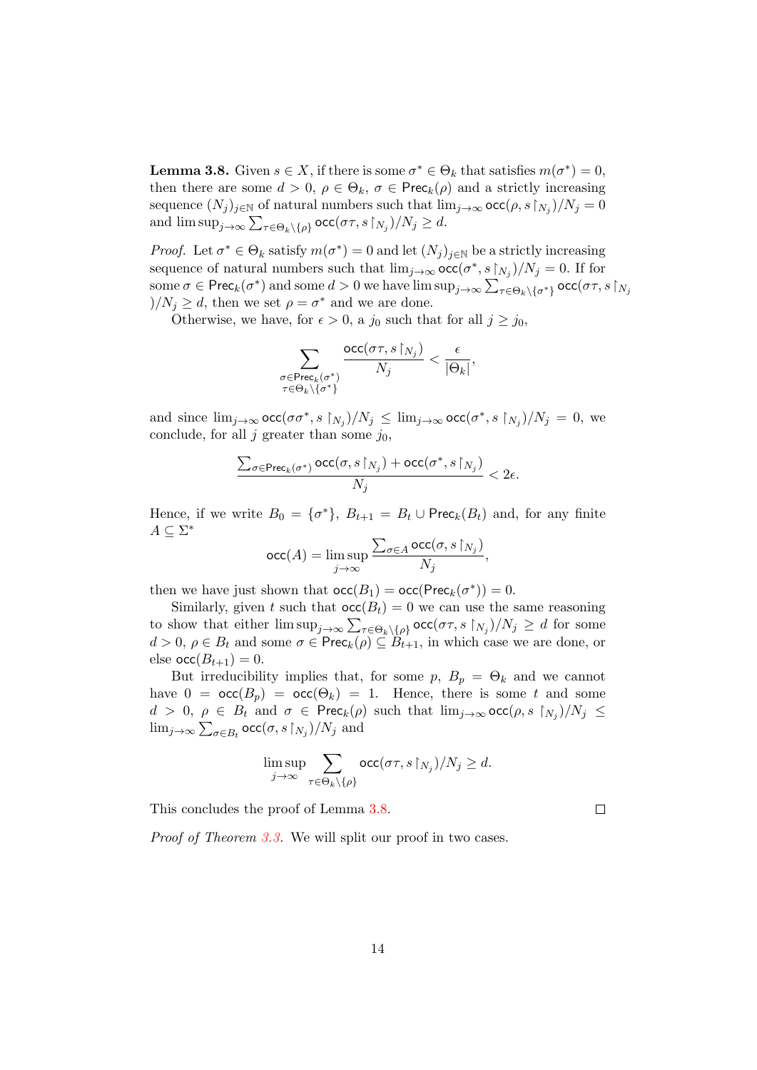**Lemma 3.8.** Given $s \in X$, if there is some $\sigma^* \in \Theta_k$ that satisfies $m(\sigma^*) = 0$, then there are some $d > 0$, $\rho \in \Theta_k$, $\sigma \in \mathsf{Prec}_k(\rho)$ and a strictly increasing sequence $(N_j)_{j\in\mathbb{N}}$ of natural numbers such that $\lim_{j\to\infty} \mathsf{occ}(\rho, s\restriction_{N_j})/N_j = 0$ and $\limsup_{j\to\infty} \sum_{\tau\in\Theta_k\setminus\{\rho\}} \mathsf{occ}(\sigma\tau, s\restriction_{N_j})/N_j \geq d$.

*Proof.* Let $\sigma^* \in \Theta_k$ satisfy $m(\sigma^*) = 0$ and let $(N_j)_{j\in\mathbb{N}}$ be a strictly increasing sequence of natural numbers such that $\lim_{j\to\infty} \mathsf{occ}(\sigma^*, s\restriction_{N_j})/N_j = 0$. If for some $\sigma \in \mathsf{Prec}_k(\sigma^*)$ and some $d > 0$ we have $\limsup_{j\to\infty} \sum_{\tau\in\Theta_k\setminus\{\sigma^*\}} \mathsf{occ}(\sigma\tau, s\restriction_{N_j})/N_j \geq d$, then we set $\rho = \sigma^*$ and we are done.

Otherwise, we have, for $\epsilon > 0$, a $j_0$ such that for all $j \geq j_0$,

$$\sum_{\substack{\sigma\in\mathsf{Prec}_k(\sigma^*)\\ \tau\in\Theta_k\setminus\{\sigma^*\}}} \frac{\mathsf{occ}(\sigma\tau, s\restriction_{N_j})}{N_j} < \frac{\epsilon}{|\Theta_k|},$$

and since $\lim_{j\to\infty} \mathsf{occ}(\sigma\sigma^*, s\restriction_{N_j})/N_j \leq \lim_{j\to\infty} \mathsf{occ}(\sigma^*, s\restriction_{N_j})/N_j = 0$, we conclude, for all $j$ greater than some $j_0$,

$$\frac{\sum_{\sigma\in\mathsf{Prec}_k(\sigma^*)} \mathsf{occ}(\sigma, s\restriction_{N_j}) + \mathsf{occ}(\sigma^*, s\restriction_{N_j})}{N_j} < 2\epsilon.$$

Hence, if we write $B_0 = \{\sigma^*\}$, $B_{t+1} = B_t \cup \mathsf{Prec}_k(B_t)$ and, for any finite $A \subseteq \Sigma^*$

$$\mathsf{occ}(A) = \limsup_{j\to\infty} \frac{\sum_{\sigma\in A} \mathsf{occ}(\sigma, s\restriction_{N_j})}{N_j},$$

then we have just shown that $\mathsf{occ}(B_1) = \mathsf{occ}(\mathsf{Prec}_k(\sigma^*)) = 0$.

Similarly, given $t$ such that $\mathsf{occ}(B_t) = 0$ we can use the same reasoning to show that either $\limsup_{j\to\infty} \sum_{\tau\in\Theta_k\setminus\{\rho\}} \mathsf{occ}(\sigma\tau, s\restriction_{N_j})/N_j \geq d$ for some $d > 0$, $\rho \in B_t$ and some $\sigma \in \mathsf{Prec}_k(\rho) \subseteq B_{t+1}$, in which case we are done, or else $\mathsf{occ}(B_{t+1}) = 0$.

But irreducibility implies that, for some $p$, $B_p = \Theta_k$ and we cannot have $0 = \mathsf{occ}(B_p) = \mathsf{occ}(\Theta_k) = 1$. Hence, there is some $t$ and some $d > 0$, $\rho \in B_t$ and $\sigma \in \mathsf{Prec}_k(\rho)$ such that $\lim_{j\to\infty} \mathsf{occ}(\rho, s\restriction_{N_j})/N_j \leq \lim_{j\to\infty} \sum_{\sigma\in B_t} \mathsf{occ}(\sigma, s\restriction_{N_j})/N_j$ and

$$\limsup_{j\to\infty} \sum_{\tau\in\Theta_k\setminus\{\rho\}} \mathsf{occ}(\sigma\tau, s\restriction_{N_j})/N_j \geq d.$$

This concludes the proof of Lemma 3.8. $\square$

*Proof of Theorem 3.3.* We will split our proof in two cases.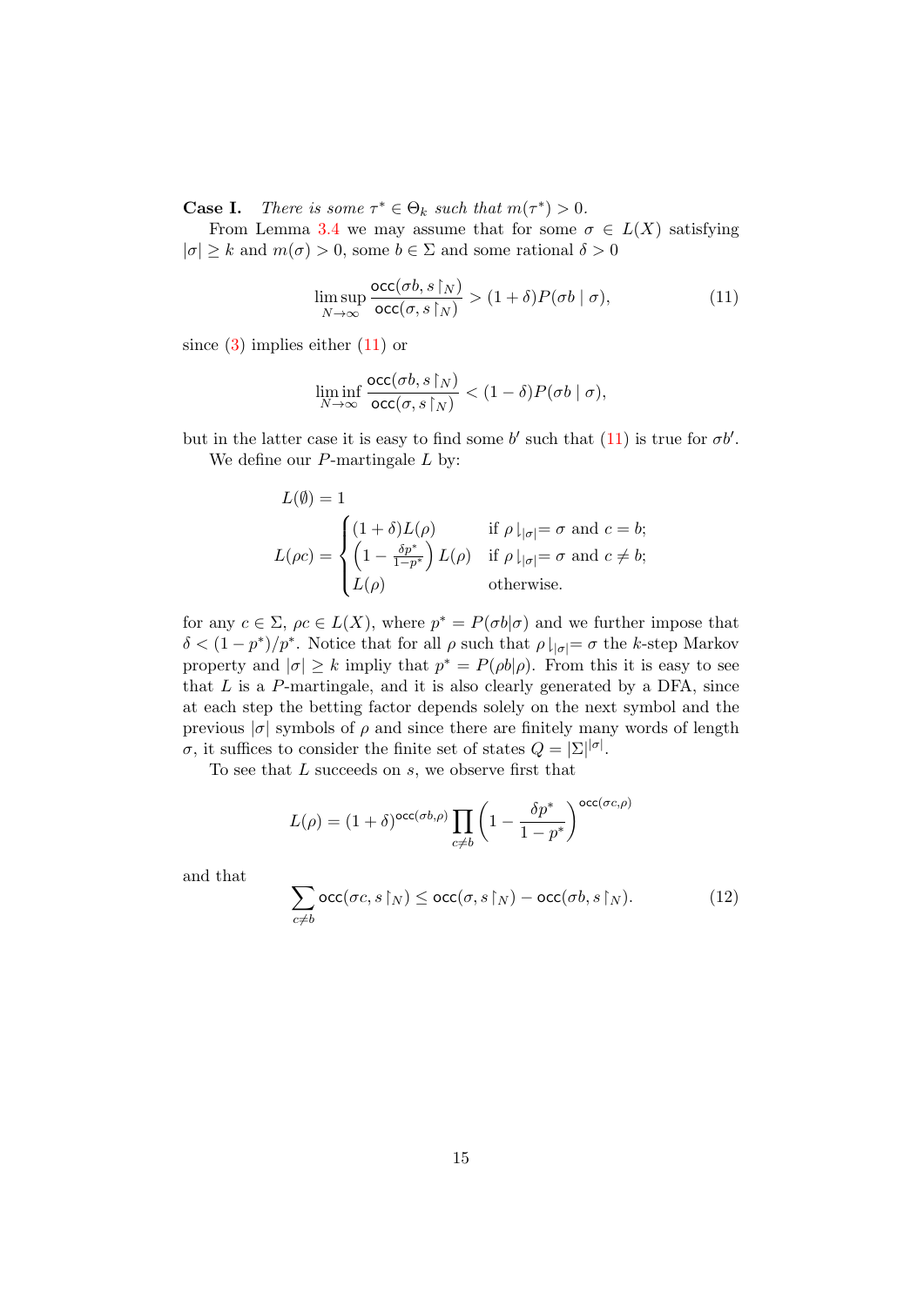**Case I.** *There is some $\tau^* \in \Theta_k$ such that $m(\tau^*) > 0$.*

From Lemma 3.4 we may assume that for some $\sigma \in L(X)$ satisfying $|\sigma| \geq k$ and $m(\sigma) > 0$, some $b \in \Sigma$ and some rational $\delta > 0$

$$\limsup_{N \to \infty} \frac{\mathsf{occ}(\sigma b, s\restriction_N)}{\mathsf{occ}(\sigma, s\restriction_N)} > (1+\delta) P(\sigma b \mid \sigma), \tag{11}$$

since (3) implies either (11) or

$$\liminf_{N \to \infty} \frac{\mathsf{occ}(\sigma b, s\restriction_N)}{\mathsf{occ}(\sigma, s\restriction_N)} < (1-\delta) P(\sigma b \mid \sigma),$$

but in the latter case it is easy to find some $b'$ such that (11) is true for $\sigma b'$.

We define our $P$-martingale $L$ by:

$$L(\emptyset) = 1$$

$$L(\rho c) = \begin{cases} (1+\delta) L(\rho) & \text{if } \rho\downharpoonright_{|\sigma|} = \sigma \text{ and } c = b; \\ \left(1 - \frac{\delta p^*}{1-p^*}\right) L(\rho) & \text{if } \rho\downharpoonright_{|\sigma|} = \sigma \text{ and } c \neq b; \\ L(\rho) & \text{otherwise.} \end{cases}$$

for any $c \in \Sigma$, $\rho c \in L(X)$, where $p^* = P(\sigma b | \sigma)$ and we further impose that $\delta < (1-p^*)/p^*$. Notice that for all $\rho$ such that $\rho\downharpoonright_{|\sigma|} = \sigma$ the $k$-step Markov property and $|\sigma| \geq k$ impliy that $p^* = P(\rho b | \rho)$. From this it is easy to see that $L$ is a $P$-martingale, and it is also clearly generated by a DFA, since at each step the betting factor depends solely on the next symbol and the previous $|\sigma|$ symbols of $\rho$ and since there are finitely many words of length $\sigma$, it suffices to consider the finite set of states $Q = |\Sigma|^{|\sigma|}$.

To see that $L$ succeeds on $s$, we observe first that

$$L(\rho) = (1+\delta)^{\mathsf{occ}(\sigma b, \rho)} \prod_{c \neq b} \left(1 - \frac{\delta p^*}{1-p^*}\right)^{\mathsf{occ}(\sigma c, \rho)}$$

and that

$$\sum_{c \neq b} \mathsf{occ}(\sigma c, s\restriction_N) \leq \mathsf{occ}(\sigma, s\restriction_N) - \mathsf{occ}(\sigma b, s\restriction_N). \tag{12}$$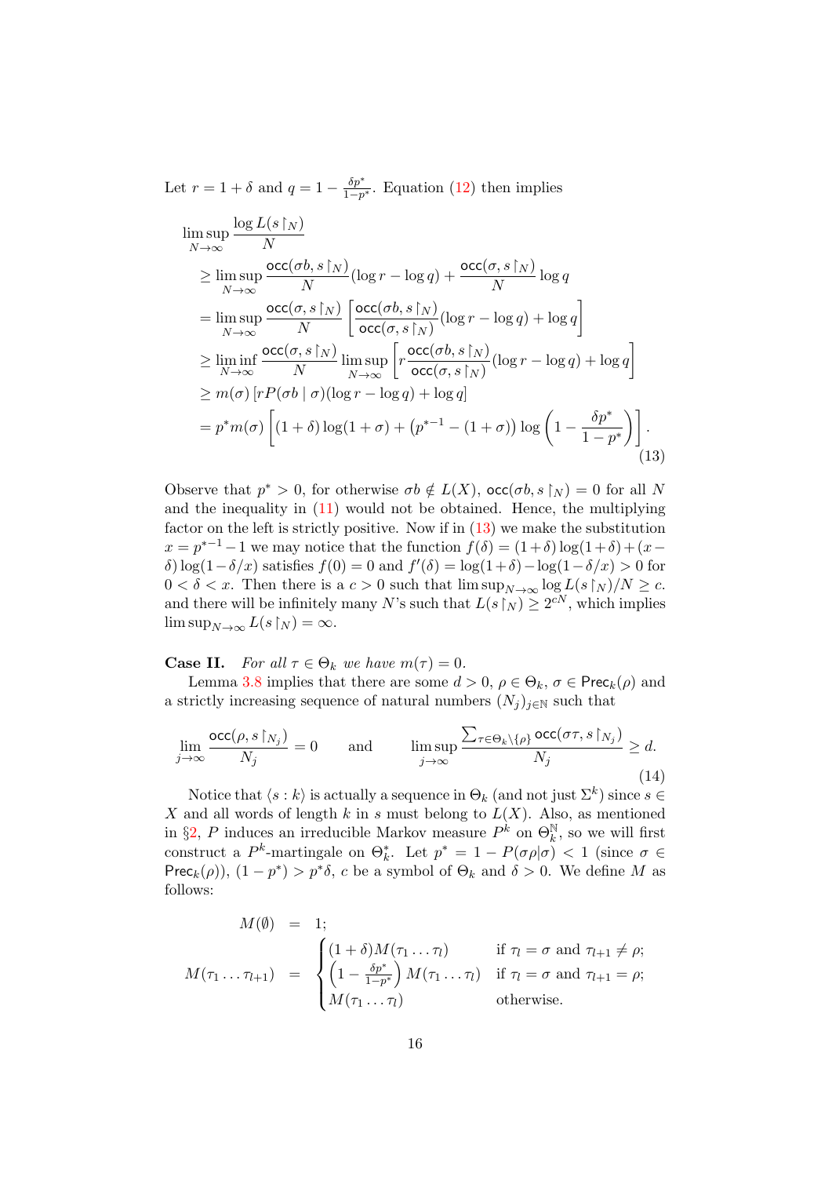Let $r = 1 + \delta$ and $q = 1 - \frac{\delta p^*}{1-p^*}$. Equation (12) then implies

$$
\begin{aligned}
&\limsup_{N\to\infty} \frac{\log L(s\restriction_N)}{N} \\
&\geq \limsup_{N\to\infty} \frac{\mathsf{occ}(\sigma b, s\restriction_N)}{N}(\log r - \log q) + \frac{\mathsf{occ}(\sigma, s\restriction_N)}{N}\log q \\
&= \limsup_{N\to\infty} \frac{\mathsf{occ}(\sigma, s\restriction_N)}{N}\left[\frac{\mathsf{occ}(\sigma b, s\restriction_N)}{\mathsf{occ}(\sigma, s\restriction_N)}(\log r - \log q) + \log q\right] \\
&\geq \liminf_{N\to\infty} \frac{\mathsf{occ}(\sigma, s\restriction_N)}{N} \limsup_{N\to\infty}\left[r\frac{\mathsf{occ}(\sigma b, s\restriction_N)}{\mathsf{occ}(\sigma, s\restriction_N)}(\log r - \log q) + \log q\right] \\
&\geq m(\sigma)\left[rP(\sigma b \mid \sigma)(\log r - \log q) + \log q\right] \\
&= p^* m(\sigma)\left[(1+\delta)\log(1+\sigma) + \left(p^{*-1} - (1+\sigma)\right)\log\left(1 - \frac{\delta p^*}{1-p^*}\right)\right].
\end{aligned}
\tag{13}
$$

Observe that $p^* > 0$, for otherwise $\sigma b \notin L(X)$, $\mathsf{occ}(\sigma b, s\restriction_N) = 0$ for all $N$ and the inequality in (11) would not be obtained. Hence, the multiplying factor on the left is strictly positive. Now if in (13) we make the substitution $x = p^{*-1} - 1$ we may notice that the function $f(\delta) = (1+\delta)\log(1+\delta) + (x-\delta)\log(1-\delta/x)$ satisfies $f(0) = 0$ and $f'(\delta) = \log(1+\delta) - \log(1-\delta/x) > 0$ for $0 < \delta < x$. Then there is a $c > 0$ such that $\limsup_{N\to\infty} \log L(s\restriction_N)/N \geq c$. and there will be infinitely many $N$'s such that $L(s\restriction_N) \geq 2^{cN}$, which implies $\limsup_{N\to\infty} L(s\restriction_N) = \infty$.

**Case II.** *For all $\tau \in \Theta_k$ we have $m(\tau) = 0$.*

Lemma 3.8 implies that there are some $d > 0$, $\rho \in \Theta_k$, $\sigma \in \mathsf{Prec}_k(\rho)$ and a strictly increasing sequence of natural numbers $(N_j)_{j\in\mathbb{N}}$ such that

$$
\lim_{j\to\infty} \frac{\mathsf{occ}(\rho, s\restriction_{N_j})}{N_j} = 0 \qquad \text{and} \qquad \limsup_{j\to\infty} \frac{\sum_{\tau\in\Theta_k\setminus\{\rho\}} \mathsf{occ}(\sigma\tau, s\restriction_{N_j})}{N_j} \geq d.
\tag{14}
$$

Notice that $\langle s : k\rangle$ is actually a sequence in $\Theta_k$ (and not just $\Sigma^k$) since $s \in X$ and all words of length $k$ in $s$ must belong to $L(X)$. Also, as mentioned in §2, $P$ induces an irreducible Markov measure $P^k$ on $\Theta_k^{\mathbb{N}}$, so we will first construct a $P^k$-martingale on $\Theta_k^*$. Let $p^* = 1 - P(\sigma\rho|\sigma) < 1$ (since $\sigma \in \mathsf{Prec}_k(\rho)$), $(1-p^*) > p^*\delta$, $c$ be a symbol of $\Theta_k$ and $\delta > 0$. We define $M$ as follows:

$$
\begin{aligned}
M(\emptyset) &= 1; \\
M(\tau_1 \dots \tau_{l+1}) &= \begin{cases} (1+\delta)M(\tau_1 \dots \tau_l) & \text{if } \tau_l = \sigma \text{ and } \tau_{l+1} \neq \rho; \\ \left(1 - \frac{\delta p^*}{1-p^*}\right) M(\tau_1 \dots \tau_l) & \text{if } \tau_l = \sigma \text{ and } \tau_{l+1} = \rho; \\ M(\tau_1 \dots \tau_l) & \text{otherwise.} \end{cases}
\end{aligned}
$$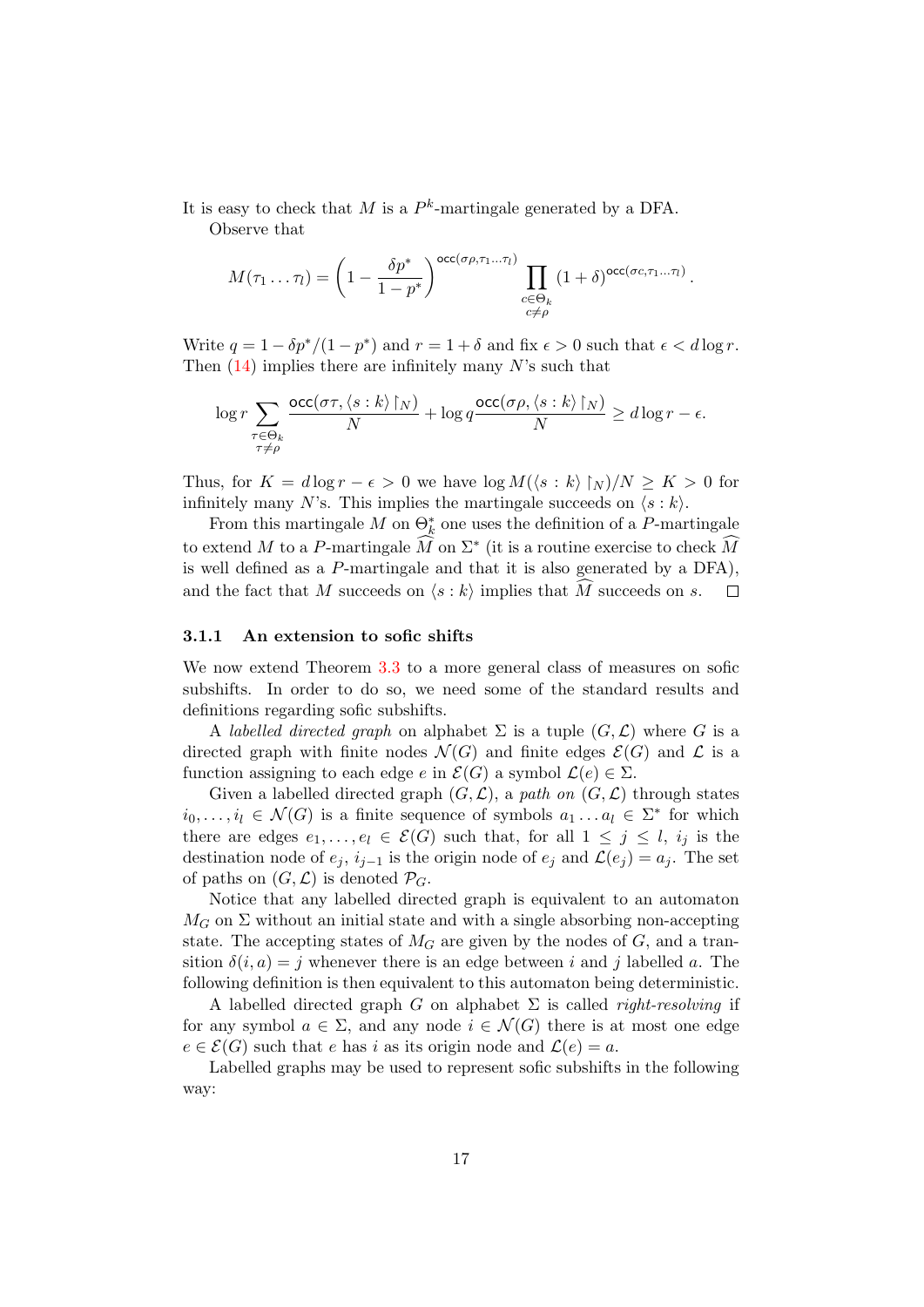It is easy to check that $M$ is a $P^k$-martingale generated by a DFA.

Observe that

$$M(\tau_1 \dots \tau_l) = \left(1 - \frac{\delta p^*}{1-p^*}\right)^{\mathsf{occ}(\sigma\rho, \tau_1 \dots \tau_l)} \prod_{\substack{c \in \Theta_k \\ c \neq \rho}} (1+\delta)^{\mathsf{occ}(\sigma c, \tau_1 \dots \tau_l)}.$$

Write $q = 1 - \delta p^*/(1-p^*)$ and $r = 1 + \delta$ and fix $\epsilon > 0$ such that $\epsilon < d \log r$. Then (14) implies there are infinitely many $N$'s such that

$$\log r \sum_{\substack{\tau \in \Theta_k \\ \tau \neq \rho}} \frac{\mathsf{occ}(\sigma\tau, \langle s : k \rangle \restriction_N)}{N} + \log q \frac{\mathsf{occ}(\sigma\rho, \langle s : k \rangle \restriction_N)}{N} \geq d \log r - \epsilon.$$

Thus, for $K = d \log r - \epsilon > 0$ we have $\log M(\langle s : k \rangle \restriction_N)/N \geq K > 0$ for infinitely many $N$'s. This implies the martingale succeeds on $\langle s : k \rangle$.

From this martingale $M$ on $\Theta_k^*$ one uses the definition of a $P$-martingale to extend $M$ to a $P$-martingale $\widehat{M}$ on $\Sigma^*$ (it is a routine exercise to check $\widehat{M}$ is well defined as a $P$-martingale and that it is also generated by a DFA), and the fact that $M$ succeeds on $\langle s : k \rangle$ implies that $\widehat{M}$ succeeds on $s$. $\square$

### 3.1.1 An extension to sofic shifts

We now extend Theorem 3.3 to a more general class of measures on sofic subshifts. In order to do so, we need some of the standard results and definitions regarding sofic subshifts.

A *labelled directed graph* on alphabet $\Sigma$ is a tuple $(G, \mathcal{L})$ where $G$ is a directed graph with finite nodes $\mathcal{N}(G)$ and finite edges $\mathcal{E}(G)$ and $\mathcal{L}$ is a function assigning to each edge $e$ in $\mathcal{E}(G)$ a symbol $\mathcal{L}(e) \in \Sigma$.

Given a labelled directed graph $(G, \mathcal{L})$, a *path on* $(G, \mathcal{L})$ through states $i_0, \dots, i_l \in \mathcal{N}(G)$ is a finite sequence of symbols $a_1 \dots a_l \in \Sigma^*$ for which there are edges $e_1, \dots, e_l \in \mathcal{E}(G)$ such that, for all $1 \leq j \leq l$, $i_j$ is the destination node of $e_j$, $i_{j-1}$ is the origin node of $e_j$ and $\mathcal{L}(e_j) = a_j$. The set of paths on $(G, \mathcal{L})$ is denoted $\mathcal{P}_G$.

Notice that any labelled directed graph is equivalent to an automaton $M_G$ on $\Sigma$ without an initial state and with a single absorbing non-accepting state. The accepting states of $M_G$ are given by the nodes of $G$, and a transition $\delta(i, a) = j$ whenever there is an edge between $i$ and $j$ labelled $a$. The following definition is then equivalent to this automaton being deterministic.

A labelled directed graph $G$ on alphabet $\Sigma$ is called *right-resolving* if for any symbol $a \in \Sigma$, and any node $i \in \mathcal{N}(G)$ there is at most one edge $e \in \mathcal{E}(G)$ such that $e$ has $i$ as its origin node and $\mathcal{L}(e) = a$.

Labelled graphs may be used to represent sofic subshifts in the following way: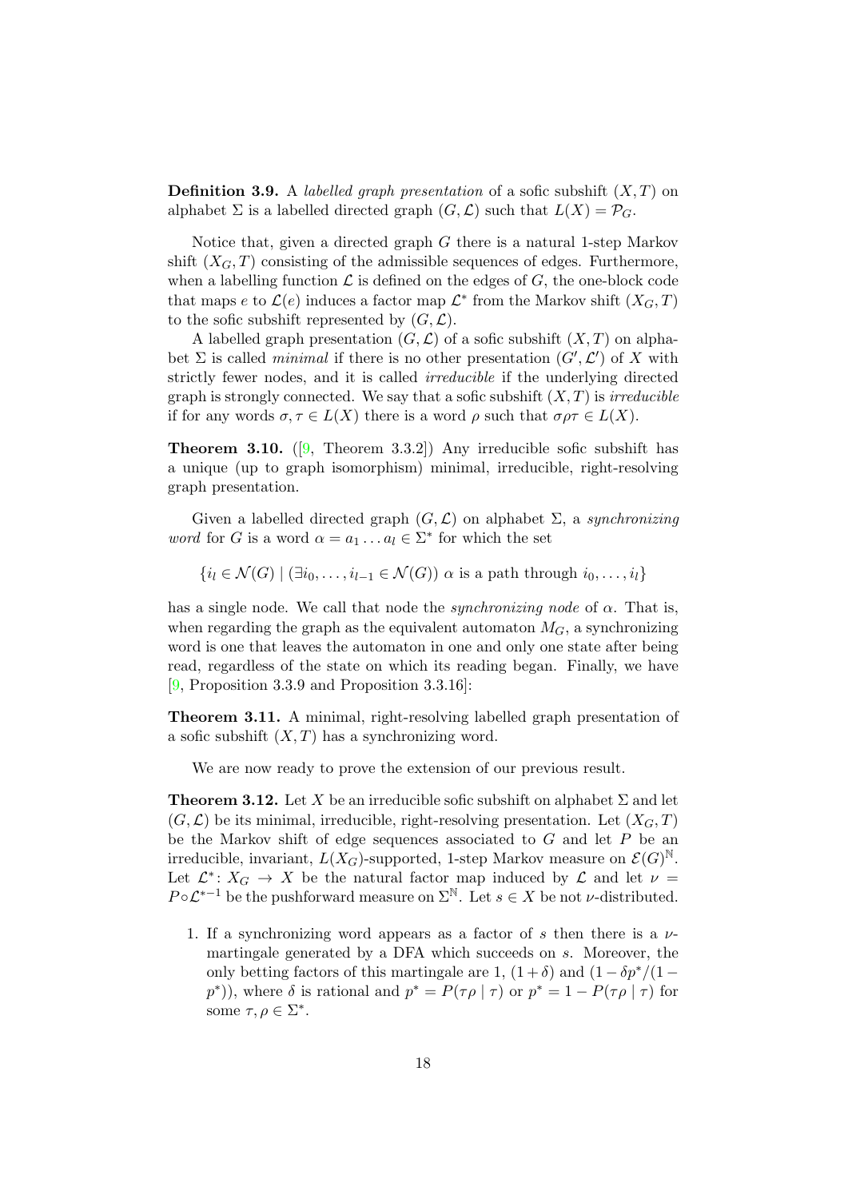**Definition 3.9.** A *labelled graph presentation* of a sofic subshift $(X, T)$ on alphabet $\Sigma$ is a labelled directed graph $(G, \mathcal{L})$ such that $L(X) = \mathcal{P}_G$.

Notice that, given a directed graph $G$ there is a natural 1-step Markov shift $(X_G, T)$ consisting of the admissible sequences of edges. Furthermore, when a labelling function $\mathcal{L}$ is defined on the edges of $G$, the one-block code that maps $e$ to $\mathcal{L}(e)$ induces a factor map $\mathcal{L}^*$ from the Markov shift $(X_G, T)$ to the sofic subshift represented by $(G, \mathcal{L})$.

A labelled graph presentation $(G, \mathcal{L})$ of a sofic subshift $(X, T)$ on alphabet $\Sigma$ is called *minimal* if there is no other presentation $(G', \mathcal{L}')$ of $X$ with strictly fewer nodes, and it is called *irreducible* if the underlying directed graph is strongly connected. We say that a sofic subshift $(X, T)$ is *irreducible* if for any words $\sigma, \tau \in L(X)$ there is a word $\rho$ such that $\sigma\rho\tau \in L(X)$.

**Theorem 3.10.** ([9, Theorem 3.3.2]) Any irreducible sofic subshift has a unique (up to graph isomorphism) minimal, irreducible, right-resolving graph presentation.

Given a labelled directed graph $(G, \mathcal{L})$ on alphabet $\Sigma$, a *synchronizing word* for $G$ is a word $\alpha = a_1 \dots a_l \in \Sigma^*$ for which the set

$$\{i_l \in \mathcal{N}(G) \mid (\exists i_0, \dots, i_{l-1} \in \mathcal{N}(G))\ \alpha \text{ is a path through } i_0, \dots, i_l\}$$

has a single node. We call that node the *synchronizing node* of $\alpha$. That is, when regarding the graph as the equivalent automaton $M_G$, a synchronizing word is one that leaves the automaton in one and only one state after being read, regardless of the state on which its reading began. Finally, we have [9, Proposition 3.3.9 and Proposition 3.3.16]:

**Theorem 3.11.** A minimal, right-resolving labelled graph presentation of a sofic subshift $(X, T)$ has a synchronizing word.

We are now ready to prove the extension of our previous result.

**Theorem 3.12.** Let $X$ be an irreducible sofic subshift on alphabet $\Sigma$ and let $(G, \mathcal{L})$ be its minimal, irreducible, right-resolving presentation. Let $(X_G, T)$ be the Markov shift of edge sequences associated to $G$ and let $P$ be an irreducible, invariant, $L(X_G)$-supported, 1-step Markov measure on $\mathcal{E}(G)^{\mathbb{N}}$. Let $\mathcal{L}^* \colon X_G \to X$ be the natural factor map induced by $\mathcal{L}$ and let $\nu = P \circ \mathcal{L}^{*-1}$ be the pushforward measure on $\Sigma^{\mathbb{N}}$. Let $s \in X$ be not $\nu$-distributed.

1. If a synchronizing word appears as a factor of $s$ then there is a $\nu$-martingale generated by a DFA which succeeds on $s$. Moreover, the only betting factors of this martingale are 1, $(1+\delta)$ and $(1 - \delta p^*/(1 - p^*))$, where $\delta$ is rational and $p^* = P(\tau\rho \mid \tau)$ or $p^* = 1 - P(\tau\rho \mid \tau)$ for some $\tau, \rho \in \Sigma^*$.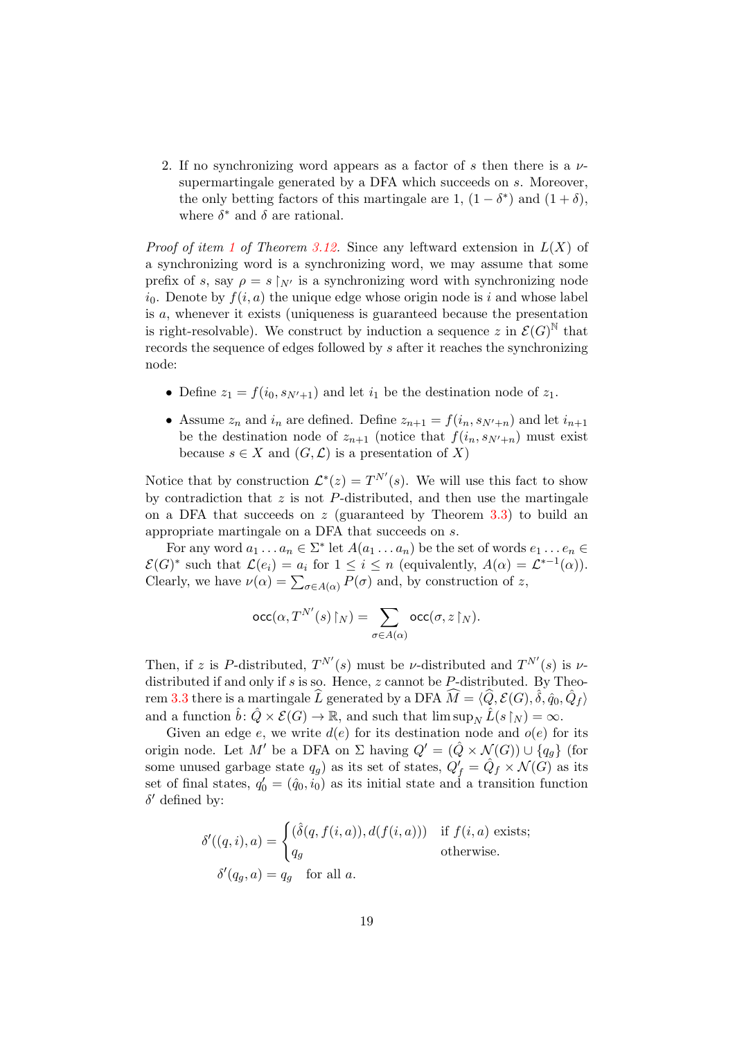2. If no synchronizing word appears as a factor of $s$ then there is a $\nu$-supermartingale generated by a DFA which succeeds on $s$. Moreover, the only betting factors of this martingale are 1, $(1-\delta^*)$ and $(1+\delta)$, where $\delta^*$ and $\delta$ are rational.

*Proof of item 1 of Theorem 3.12.* Since any leftward extension in $L(X)$ of a synchronizing word is a synchronizing word, we may assume that some prefix of $s$, say $\rho = s\restriction_{N'}$ is a synchronizing word with synchronizing node $i_0$. Denote by $f(i,a)$ the unique edge whose origin node is $i$ and whose label is $a$, whenever it exists (uniqueness is guaranteed because the presentation is right-resolvable). We construct by induction a sequence $z$ in $\mathcal{E}(G)^{\mathbb{N}}$ that records the sequence of edges followed by $s$ after it reaches the synchronizing node:

- Define $z_1 = f(i_0, s_{N'+1})$ and let $i_1$ be the destination node of $z_1$.
- Assume $z_n$ and $i_n$ are defined. Define $z_{n+1} = f(i_n, s_{N'+n})$ and let $i_{n+1}$ be the destination node of $z_{n+1}$ (notice that $f(i_n, s_{N'+n})$ must exist because $s \in X$ and $(G, \mathcal{L})$ is a presentation of $X$)

Notice that by construction $\mathcal{L}^*(z) = T^{N'}(s)$. We will use this fact to show by contradiction that $z$ is not $P$-distributed, and then use the martingale on a DFA that succeeds on $z$ (guaranteed by Theorem 3.3) to build an appropriate martingale on a DFA that succeeds on $s$.

For any word $a_1 \dots a_n \in \Sigma^*$ let $A(a_1 \dots a_n)$ be the set of words $e_1 \dots e_n \in \mathcal{E}(G)^*$ such that $\mathcal{L}(e_i) = a_i$ for $1 \le i \le n$ (equivalently, $A(\alpha) = \mathcal{L}^{*-1}(\alpha)$). Clearly, we have $\nu(\alpha) = \sum_{\sigma \in A(\alpha)} P(\sigma)$ and, by construction of $z$,

$$\mathsf{occ}(\alpha, T^{N'}(s)\restriction_N) = \sum_{\sigma \in A(\alpha)} \mathsf{occ}(\sigma, z\restriction_N).$$

Then, if $z$ is $P$-distributed, $T^{N'}(s)$ must be $\nu$-distributed and $T^{N'}(s)$ is $\nu$-distributed if and only if $s$ is so. Hence, $z$ cannot be $P$-distributed. By Theorem 3.3 there is a martingale $\widehat{L}$ generated by a DFA $\widehat{M} = \langle \widehat{Q}, \mathcal{E}(G), \hat{\delta}, \hat{q}_0, \hat{Q}_f \rangle$ and a function $\hat{b} \colon \hat{Q} \times \mathcal{E}(G) \to \mathbb{R}$, and such that $\limsup_N \hat{L}(s\restriction_N) = \infty$.

Given an edge $e$, we write $d(e)$ for its destination node and $o(e)$ for its origin node. Let $M'$ be a DFA on $\Sigma$ having $Q' = (\hat{Q} \times \mathcal{N}(G)) \cup \{q_g\}$ (for some unused garbage state $q_g$) as its set of states, $Q'_f = \hat{Q}_f \times \mathcal{N}(G)$ as its set of final states, $q'_0 = (\hat{q}_0, i_0)$ as its initial state and a transition function $\delta'$ defined by:

$$\delta'((q,i),a) = \begin{cases} (\hat{\delta}(q, f(i,a)), d(f(i,a))) & \text{if } f(i,a) \text{ exists;} \\ q_g & \text{otherwise.} \end{cases}$$
$$\delta'(q_g, a) = q_g \quad \text{for all } a.$$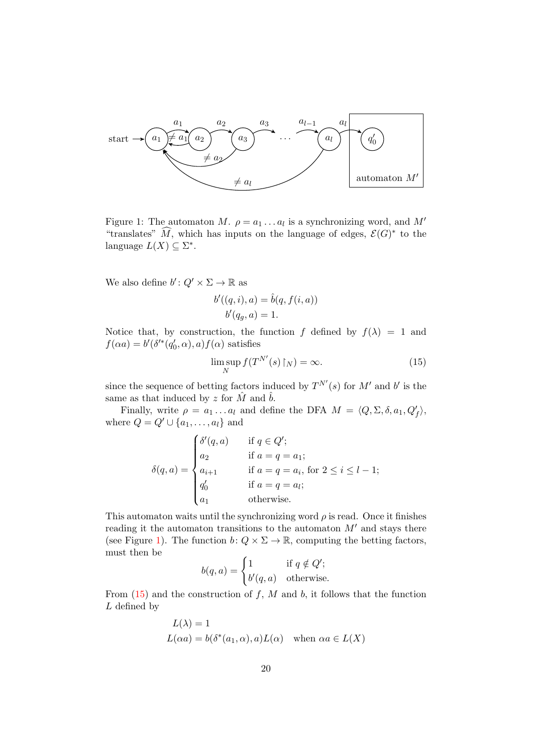Figure 1: The automaton $M$. $\rho = a_1 \dots a_l$ is a synchronizing word, and $M'$ "translates" $\widehat{M}$, which has inputs on the language of edges, $\mathcal{E}(G)^*$ to the language $L(X) \subseteq \Sigma^*$.

We also define $b' \colon Q' \times \Sigma \to \mathbb{R}$ as

$$
\begin{aligned}
b'((q,i),a) &= \hat{b}(q, f(i,a)) \\
b'(q_g, a) &= 1.
\end{aligned}
$$

Notice that, by construction, the function $f$ defined by $f(\lambda) = 1$ and $f(\alpha a) = b'(\delta'^*(q'_0, \alpha), a) f(\alpha)$ satisfies

$$
\limsup_N f(T^{N'}(s){\restriction_N}) = \infty. \tag{15}
$$

since the sequence of betting factors induced by $T^{N'}(s)$ for $M'$ and $b'$ is the same as that induced by $z$ for $\hat{M}$ and $\hat{b}$.

Finally, write $\rho = a_1 \dots a_l$ and define the DFA $M = \langle Q, \Sigma, \delta, a_1, Q'_f \rangle$, where $Q = Q' \cup \{a_1, \dots, a_l\}$ and

$$
\delta(q,a) = \begin{cases} \delta'(q,a) & \text{if } q \in Q'; \\ a_2 & \text{if } a = q = a_1; \\ a_{i+1} & \text{if } a = q = a_i, \text{ for } 2 \le i \le l-1; \\ q'_0 & \text{if } a = q = a_l; \\ a_1 & \text{otherwise.} \end{cases}
$$

This automaton waits until the synchronizing word $\rho$ is read. Once it finishes reading it the automaton transitions to the automaton $M'$ and stays there (see Figure 1). The function $b \colon Q \times \Sigma \to \mathbb{R}$, computing the betting factors, must then be

$$
b(q,a) = \begin{cases} 1 & \text{if } q \notin Q'; \\ b'(q,a) & \text{otherwise.} \end{cases}
$$

From (15) and the construction of $f$, $M$ and $b$, it follows that the function $L$ defined by

$$
\begin{aligned}
L(\lambda) &= 1 \\
L(\alpha a) &= b(\delta^*(a_1, \alpha), a) L(\alpha) \quad \text{when } \alpha a \in L(X)
\end{aligned}
$$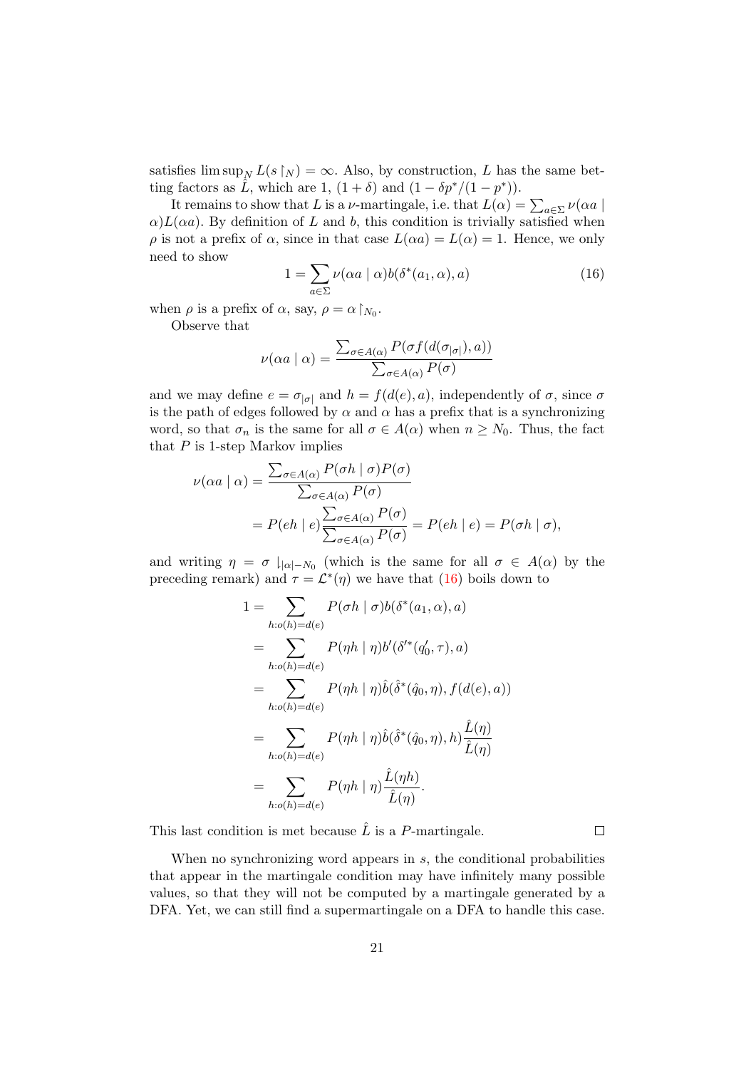satisfies $\limsup_N L(s\restriction_N) = \infty$. Also, by construction, $L$ has the same betting factors as $\hat{L}$, which are 1, $(1+\delta)$ and $(1 - \delta p^*/(1-p^*))$.

It remains to show that $L$ is a $\nu$-martingale, i.e. that $L(\alpha) = \sum_{a\in\Sigma} \nu(\alpha a \mid \alpha)L(\alpha a)$. By definition of $L$ and $b$, this condition is trivially satisfied when $\rho$ is not a prefix of $\alpha$, since in that case $L(\alpha a) = L(\alpha) = 1$. Hence, we only need to show

$$1 = \sum_{a\in\Sigma} \nu(\alpha a \mid \alpha) b(\delta^*(a_1, \alpha), a) \tag{16}$$

when $\rho$ is a prefix of $\alpha$, say, $\rho = \alpha\restriction_{N_0}$.

Observe that

$$\nu(\alpha a \mid \alpha) = \frac{\sum_{\sigma\in A(\alpha)} P(\sigma f(d(\sigma_{|\sigma|}), a))}{\sum_{\sigma\in A(\alpha)} P(\sigma)}$$

and we may define $e = \sigma_{|\sigma|}$ and $h = f(d(e), a)$, independently of $\sigma$, since $\sigma$ is the path of edges followed by $\alpha$ and $\alpha$ has a prefix that is a synchronizing word, so that $\sigma_n$ is the same for all $\sigma \in A(\alpha)$ when $n \geq N_0$. Thus, the fact that $P$ is 1-step Markov implies

$$\begin{aligned}
\nu(\alpha a \mid \alpha) &= \frac{\sum_{\sigma\in A(\alpha)} P(\sigma h \mid \sigma) P(\sigma)}{\sum_{\sigma\in A(\alpha)} P(\sigma)} \\
&= P(eh \mid e) \frac{\sum_{\sigma\in A(\alpha)} P(\sigma)}{\sum_{\sigma\in A(\alpha)} P(\sigma)} = P(eh \mid e) = P(\sigma h \mid \sigma),
\end{aligned}$$

and writing $\eta = \sigma \downharpoonright_{|\alpha|-N_0}$ (which is the same for all $\sigma \in A(\alpha)$ by the preceding remark) and $\tau = \mathcal{L}^*(\eta)$ we have that (16) boils down to

$$\begin{aligned}
1 &= \sum_{h:o(h)=d(e)} P(\sigma h \mid \sigma) b(\delta^*(a_1, \alpha), a) \\
&= \sum_{h:o(h)=d(e)} P(\eta h \mid \eta) b'(\delta'^*(q_0', \tau), a) \\
&= \sum_{h:o(h)=d(e)} P(\eta h \mid \eta) \hat{b}(\hat{\delta}^*(\hat{q}_0, \eta), f(d(e), a)) \\
&= \sum_{h:o(h)=d(e)} P(\eta h \mid \eta) \hat{b}(\hat{\delta}^*(\hat{q}_0, \eta), h) \frac{\hat{L}(\eta)}{\hat{L}(\eta)} \\
&= \sum_{h:o(h)=d(e)} P(\eta h \mid \eta) \frac{\hat{L}(\eta h)}{\hat{L}(\eta)}.
\end{aligned}$$

This last condition is met because $\hat{L}$ is a $P$-martingale. $\square$

When no synchronizing word appears in $s$, the conditional probabilities that appear in the martingale condition may have infinitely many possible values, so that they will not be computed by a martingale generated by a DFA. Yet, we can still find a supermartingale on a DFA to handle this case.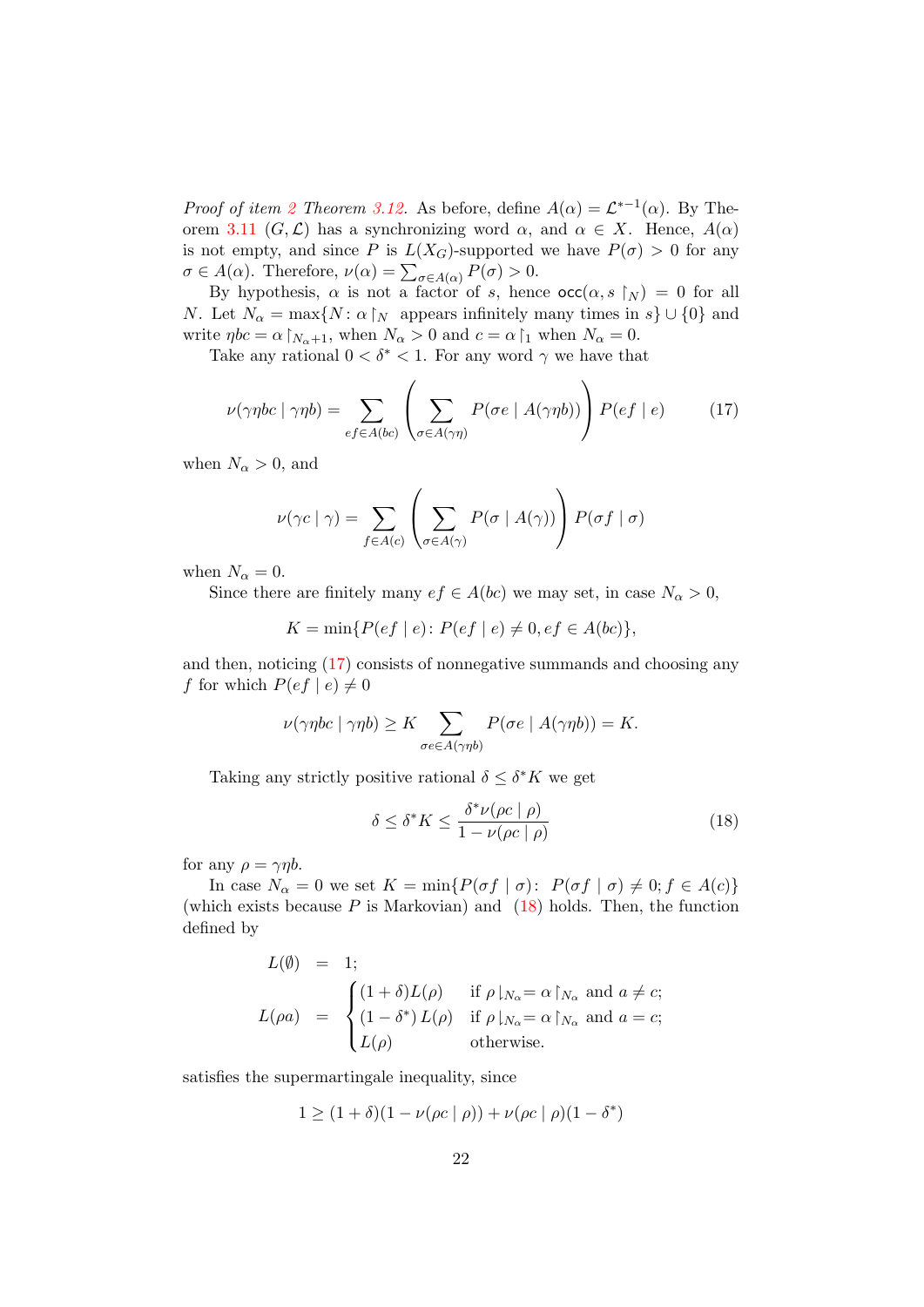*Proof of item 2 Theorem 3.12.* As before, define $A(\alpha) = \mathcal{L}^{*-1}(\alpha)$. By Theorem 3.11 $(G, \mathcal{L})$ has a synchronizing word $\alpha$, and $\alpha \in X$. Hence, $A(\alpha)$ is not empty, and since $P$ is $L(X_G)$-supported we have $P(\sigma) > 0$ for any $\sigma \in A(\alpha)$. Therefore, $\nu(\alpha) = \sum_{\sigma \in A(\alpha)} P(\sigma) > 0$.

By hypothesis, $\alpha$ is not a factor of $s$, hence $\mathsf{occ}(\alpha, s\restriction_N) = 0$ for all $N$. Let $N_\alpha = \max\{N : \alpha\restriction_N \text{ appears infinitely many times in } s\} \cup \{0\}$ and write $\eta bc = \alpha\restriction_{N_\alpha+1}$, when $N_\alpha > 0$ and $c = \alpha\restriction_1$ when $N_\alpha = 0$.

Take any rational $0 < \delta^* < 1$. For any word $\gamma$ we have that

$$\nu(\gamma\eta bc \mid \gamma\eta b) = \sum_{ef \in A(bc)} \left( \sum_{\sigma \in A(\gamma\eta)} P(\sigma e \mid A(\gamma\eta b)) \right) P(ef \mid e) \tag{17}$$

when $N_\alpha > 0$, and

$$\nu(\gamma c \mid \gamma) = \sum_{f \in A(c)} \left( \sum_{\sigma \in A(\gamma)} P(\sigma \mid A(\gamma)) \right) P(\sigma f \mid \sigma)$$

when $N_\alpha = 0$.

Since there are finitely many $ef \in A(bc)$ we may set, in case $N_\alpha > 0$,

$$K = \min\{P(ef \mid e) : P(ef \mid e) \neq 0, ef \in A(bc)\},$$

and then, noticing (17) consists of nonnegative summands and choosing any $f$ for which $P(ef \mid e) \neq 0$

$$\nu(\gamma\eta bc \mid \gamma\eta b) \geq K \sum_{\sigma e \in A(\gamma\eta b)} P(\sigma e \mid A(\gamma\eta b)) = K.$$

Taking any strictly positive rational $\delta \leq \delta^* K$ we get

$$\delta \leq \delta^* K \leq \frac{\delta^* \nu(\rho c \mid \rho)}{1 - \nu(\rho c \mid \rho)} \tag{18}$$

for any $\rho = \gamma\eta b$.

In case $N_\alpha = 0$ we set $K = \min\{P(\sigma f \mid \sigma) : P(\sigma f \mid \sigma) \neq 0; f \in A(c)\}$ (which exists because $P$ is Markovian) and (18) holds. Then, the function defined by

$$\begin{aligned}
L(\emptyset) &= 1; \\
L(\rho a) &= \begin{cases} (1+\delta)L(\rho) & \text{if } \rho\downharpoonright_{N_\alpha} = \alpha\restriction_{N_\alpha} \text{ and } a \neq c; \\ (1-\delta^*)\,L(\rho) & \text{if } \rho\downharpoonright_{N_\alpha} = \alpha\restriction_{N_\alpha} \text{ and } a = c; \\ L(\rho) & \text{otherwise.} \end{cases}
\end{aligned}$$

satisfies the supermartingale inequality, since

$$1 \geq (1+\delta)(1 - \nu(\rho c \mid \rho)) + \nu(\rho c \mid \rho)(1 - \delta^*)$$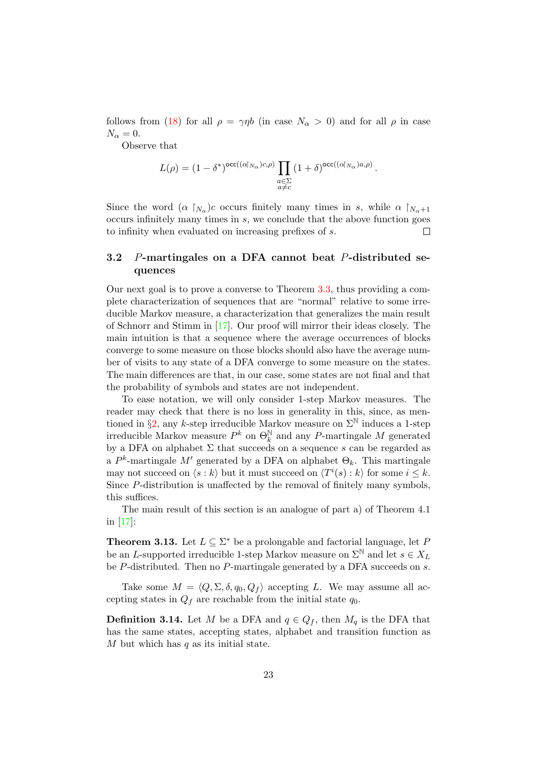follows from (18) for all $\rho = \gamma\eta b$ (in case $N_\alpha > 0$) and for all $\rho$ in case $N_\alpha = 0$.

Observe that

$$L(\rho) = (1-\delta^*)^{\mathsf{occ}((\alpha\restriction_{N_\alpha})c,\rho)} \prod_{\substack{a\in\Sigma \\ a\neq c}} (1+\delta)^{\mathsf{occ}((\alpha\restriction_{N_\alpha})a,\rho)}.$$

Since the word $(\alpha\restriction_{N_\alpha})c$ occurs finitely many times in $s$, while $\alpha\restriction_{N_\alpha+1}$ occurs infinitely many times in $s$, we conclude that the above function goes to infinity when evaluated on increasing prefixes of $s$. □

### 3.2 $P$-martingales on a DFA cannot beat $P$-distributed sequences

Our next goal is to prove a converse to Theorem 3.3, thus providing a complete characterization of sequences that are "normal" relative to some irreducible Markov measure, a characterization that generalizes the main result of Schnorr and Stimm in [17]. Our proof will mirror their ideas closely. The main intuition is that a sequence where the average occurrences of blocks converge to some measure on those blocks should also have the average number of visits to any state of a DFA converge to some measure on the states. The main differences are that, in our case, some states are not final and that the probability of symbols and states are not independent.

To ease notation, we will only consider 1-step Markov measures. The reader may check that there is no loss in generality in this, since, as mentioned in §2, any $k$-step irreducible Markov measure on $\Sigma^{\mathbb{N}}$ induces a 1-step irreducible Markov measure $P^k$ on $\Theta_k^{\mathbb{N}}$ and any $P$-martingale $M$ generated by a DFA on alphabet $\Sigma$ that succeeds on a sequence $s$ can be regarded as a $P^k$-martingale $M'$ generated by a DFA on alphabet $\Theta_k$. This martingale may not succeed on $\langle s : k\rangle$ but it must succeed on $\langle T^i(s) : k\rangle$ for some $i \leq k$. Since $P$-distribution is unaffected by the removal of finitely many symbols, this suffices.

The main result of this section is an analogue of part a) of Theorem 4.1 in [17]:

**Theorem 3.13.** *Let $L \subseteq \Sigma^*$ be a prolongable and factorial language, let $P$ be an $L$-supported irreducible 1-step Markov measure on $\Sigma^{\mathbb{N}}$ and let $s \in X_L$ be $P$-distributed. Then no $P$-martingale generated by a DFA succeeds on $s$.*

Take some $M = \langle Q, \Sigma, \delta, q_0, Q_f\rangle$ accepting $L$. We may assume all accepting states in $Q_f$ are reachable from the initial state $q_0$.

**Definition 3.14.** Let $M$ be a DFA and $q \in Q_f$, then $M_q$ is the DFA that has the same states, accepting states, alphabet and transition function as $M$ but which has $q$ as its initial state.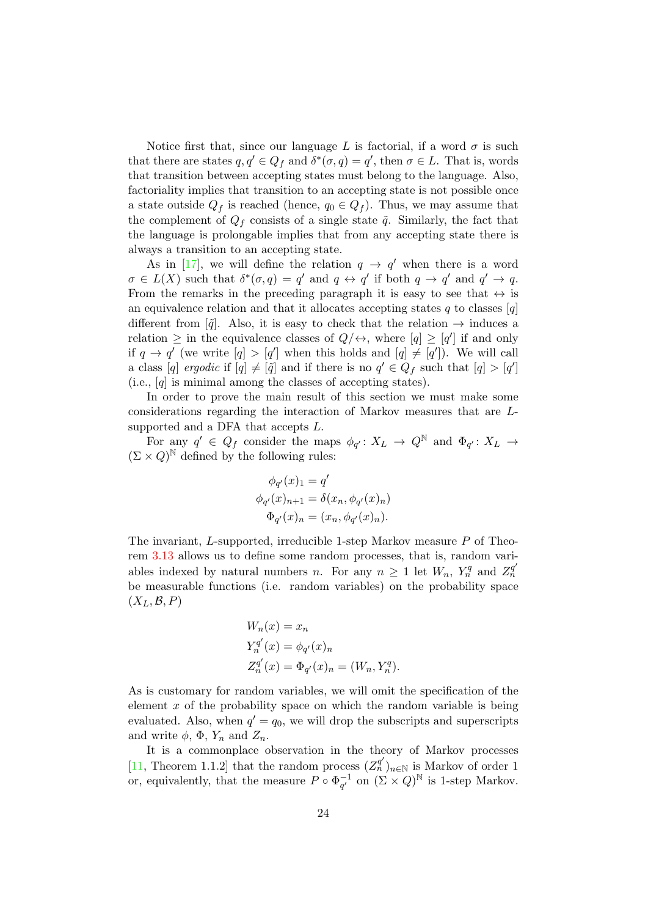Notice first that, since our language $L$ is factorial, if a word $\sigma$ is such that there are states $q, q' \in Q_f$ and $\delta^*(\sigma, q) = q'$, then $\sigma \in L$. That is, words that transition between accepting states must belong to the language. Also, factoriality implies that transition to an accepting state is not possible once a state outside $Q_f$ is reached (hence, $q_0 \in Q_f$). Thus, we may assume that the complement of $Q_f$ consists of a single state $\tilde{q}$. Similarly, the fact that the language is prolongable implies that from any accepting state there is always a transition to an accepting state.

As in [17], we will define the relation $q \to q'$ when there is a word $\sigma \in L(X)$ such that $\delta^*(\sigma, q) = q'$ and $q \leftrightarrow q'$ if both $q \to q'$ and $q' \to q$. From the remarks in the preceding paragraph it is easy to see that $\leftrightarrow$ is an equivalence relation and that it allocates accepting states $q$ to classes $[q]$ different from $[\tilde{q}]$. Also, it is easy to check that the relation $\to$ induces a relation $\geq$ in the equivalence classes of $Q/\leftrightarrow$, where $[q] \geq [q']$ if and only if $q \to q'$ (we write $[q] > [q']$ when this holds and $[q] \neq [q']$). We will call a class $[q]$ *ergodic* if $[q] \neq [\tilde{q}]$ and if there is no $q' \in Q_f$ such that $[q] > [q']$ (i.e., $[q]$ is minimal among the classes of accepting states).

In order to prove the main result of this section we must make some considerations regarding the interaction of Markov measures that are $L$-supported and a DFA that accepts $L$.

For any $q' \in Q_f$ consider the maps $\phi_{q'} \colon X_L \to Q^{\mathbb{N}}$ and $\Phi_{q'} \colon X_L \to (\Sigma \times Q)^{\mathbb{N}}$ defined by the following rules:

$$
\begin{aligned}
\phi_{q'}(x)_1 &= q' \\
\phi_{q'}(x)_{n+1} &= \delta(x_n, \phi_{q'}(x)_n) \\
\Phi_{q'}(x)_n &= (x_n, \phi_{q'}(x)_n).
\end{aligned}
$$

The invariant, $L$-supported, irreducible 1-step Markov measure $P$ of Theorem 3.13 allows us to define some random processes, that is, random variables indexed by natural numbers $n$. For any $n \geq 1$ let $W_n$, $Y_n^q$ and $Z_n^{q'}$ be measurable functions (i.e. random variables) on the probability space $(X_L, \mathcal{B}, P)$

$$
\begin{aligned}
W_n(x) &= x_n \\
Y_n^{q'}(x) &= \phi_{q'}(x)_n \\
Z_n^{q'}(x) &= \Phi_{q'}(x)_n = (W_n, Y_n^q).
\end{aligned}
$$

As is customary for random variables, we will omit the specification of the element $x$ of the probability space on which the random variable is being evaluated. Also, when $q' = q_0$, we will drop the subscripts and superscripts and write $\phi$, $\Phi$, $Y_n$ and $Z_n$.

It is a commonplace observation in the theory of Markov processes [11, Theorem 1.1.2] that the random process $(Z_n^{q'})_{n \in \mathbb{N}}$ is Markov of order 1 or, equivalently, that the measure $P \circ \Phi_{q'}^{-1}$ on $(\Sigma \times Q)^{\mathbb{N}}$ is 1-step Markov.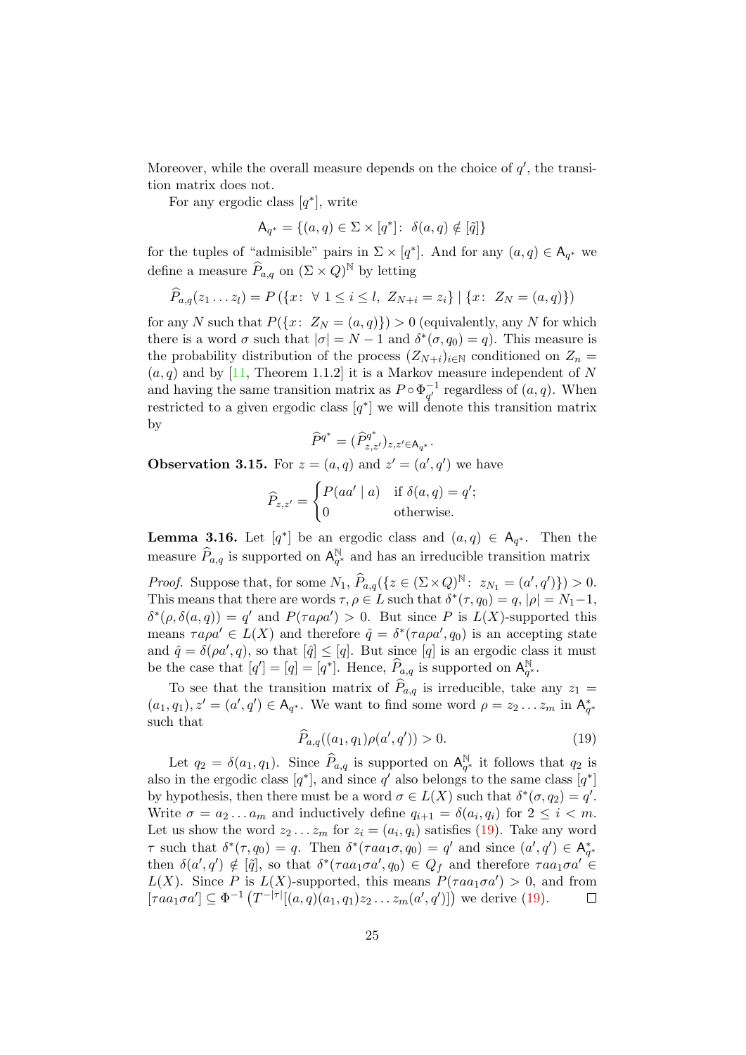Moreover, while the overall measure depends on the choice of $q'$, the transition matrix does not.

For any ergodic class $[q^*]$, write

$$\mathsf{A}_{q^*} = \{(a, q) \in \Sigma \times [q^*] \colon\ \delta(a, q) \notin [\tilde{q}]\}$$

for the tuples of "admisible" pairs in $\Sigma \times [q^*]$. And for any $(a, q) \in \mathsf{A}_{q^*}$ we define a measure $\widehat{P}_{a,q}$ on $(\Sigma \times Q)^{\mathbb{N}}$ by letting

$$\widehat{P}_{a,q}(z_1 \dots z_l) = P\left(\{x \colon\ \forall\ 1 \leq i \leq l,\ Z_{N+i} = z_i\} \mid \{x \colon\ Z_N = (a, q)\}\right)$$

for any $N$ such that $P(\{x \colon\ Z_N = (a, q)\}) > 0$ (equivalently, any $N$ for which there is a word $\sigma$ such that $|\sigma| = N-1$ and $\delta^*(\sigma, q_0) = q$). This measure is the probability distribution of the process $(Z_{N+i})_{i \in \mathbb{N}}$ conditioned on $Z_n = (a, q)$ and by [11, Theorem 1.1.2] it is a Markov measure independent of $N$ and having the same transition matrix as $P \circ \Phi_{q'}^{-1}$ regardless of $(a, q)$. When restricted to a given ergodic class $[q^*]$ we will denote this transition matrix by

$$\widehat{P}^{q^*} = (\widehat{P}^{q^*}_{z,z'})_{z,z' \in \mathsf{A}_{q^*}}.$$

**Observation 3.15.** For $z = (a, q)$ and $z' = (a', q')$ we have

$$\widehat{P}_{z,z'} = \begin{cases} P(aa' \mid a) & \text{if } \delta(a, q) = q'; \\ 0 & \text{otherwise.} \end{cases}$$

**Lemma 3.16.** Let $[q^*]$ be an ergodic class and $(a, q) \in \mathsf{A}_{q^*}$. Then the measure $\widehat{P}_{a,q}$ is supported on $\mathsf{A}_{q^*}^{\mathbb{N}}$ and has an irreducible transition matrix

*Proof.* Suppose that, for some $N_1$, $\widehat{P}_{a,q}(\{z \in (\Sigma \times Q)^{\mathbb{N}} \colon\ z_{N_1} = (a', q')\}) > 0$. This means that there are words $\tau, \rho \in L$ such that $\delta^*(\tau, q_0) = q$, $|\rho| = N_1 - 1$, $\delta^*(\rho, \delta(a, q)) = q'$ and $P(\tau a \rho a') > 0$. But since $P$ is $L(X)$-supported this means $\tau a \rho a' \in L(X)$ and therefore $\hat{q} = \delta^*(\tau a \rho a', q_0)$ is an accepting state and $\hat{q} = \delta(\rho a', q)$, so that $[\hat{q}] \leq [q]$. But since $[q]$ is an ergodic class it must be the case that $[q'] = [q] = [q^*]$. Hence, $\widehat{P}_{a,q}$ is supported on $\mathsf{A}_{q^*}^{\mathbb{N}}$.

To see that the transition matrix of $\widehat{P}_{a,q}$ is irreducible, take any $z_1 = (a_1, q_1), z' = (a', q') \in \mathsf{A}_{q^*}$. We want to find some word $\rho = z_2 \dots z_m$ in $\mathsf{A}_{q^*}^*$ such that

$$\widehat{P}_{a,q}((a_1, q_1)\rho(a', q')) > 0. \tag{19}$$

Let $q_2 = \delta(a_1, q_1)$. Since $\widehat{P}_{a,q}$ is supported on $\mathsf{A}_{q^*}^{\mathbb{N}}$ it follows that $q_2$ is also in the ergodic class $[q^*]$, and since $q'$ also belongs to the same class $[q^*]$ by hypothesis, then there must be a word $\sigma \in L(X)$ such that $\delta^*(\sigma, q_2) = q'$. Write $\sigma = a_2 \dots a_m$ and inductively define $q_{i+1} = \delta(a_i, q_i)$ for $2 \leq i < m$. Let us show the word $z_2 \dots z_m$ for $z_i = (a_i, q_i)$ satisfies (19). Take any word $\tau$ such that $\delta^*(\tau, q_0) = q$. Then $\delta^*(\tau a a_1 \sigma, q_0) = q'$ and since $(a', q') \in \mathsf{A}_{q^*}^*$ then $\delta(a', q') \notin [\tilde{q}]$, so that $\delta^*(\tau a a_1 \sigma a', q_0) \in Q_f$ and therefore $\tau a a_1 \sigma a' \in L(X)$. Since $P$ is $L(X)$-supported, this means $P(\tau a a_1 \sigma a') > 0$, and from $[\tau a a_1 \sigma a'] \subseteq \Phi^{-1}\left(T^{-|\tau|}[(a, q)(a_1, q_1) z_2 \dots z_m (a', q')]\right)$ we derive (19). $\square$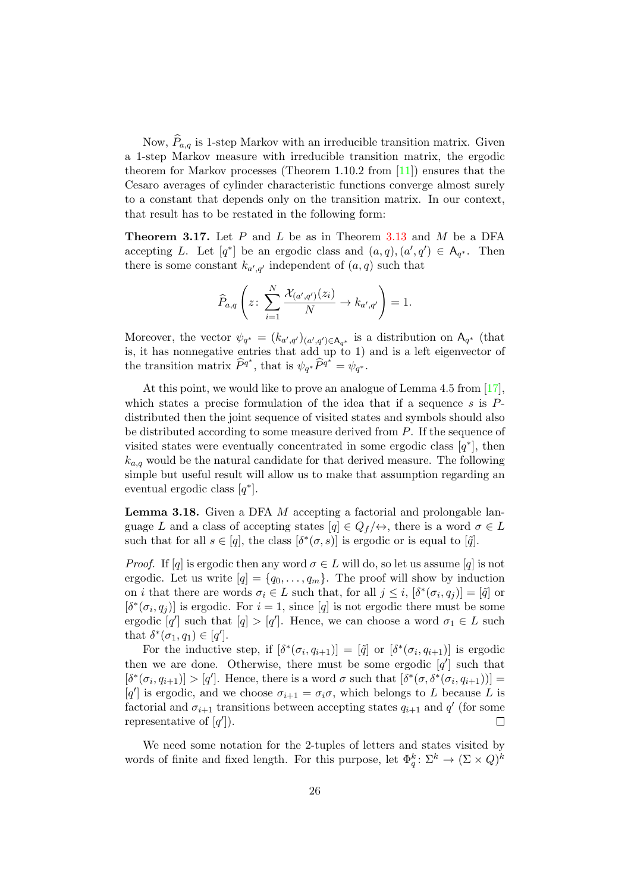Now, $\widehat{P}_{a,q}$ is 1-step Markov with an irreducible transition matrix. Given a 1-step Markov measure with irreducible transition matrix, the ergodic theorem for Markov processes (Theorem 1.10.2 from [11]) ensures that the Cesaro averages of cylinder characteristic functions converge almost surely to a constant that depends only on the transition matrix. In our context, that result has to be restated in the following form:

**Theorem 3.17.** Let $P$ and $L$ be as in Theorem 3.13 and $M$ be a DFA accepting $L$. Let $[q^*]$ be an ergodic class and $(a,q),(a',q') \in \mathsf{A}_{q^*}$. Then there is some constant $k_{a',q'}$ independent of $(a,q)$ such that

$$\widehat{P}_{a,q}\left(z\colon \sum_{i=1}^{N} \frac{\mathcal{X}_{(a',q')}(z_i)}{N} \to k_{a',q'}\right) = 1.$$

Moreover, the vector $\psi_{q^*} = (k_{a',q'})_{(a',q')\in\mathsf{A}_{q^*}}$ is a distribution on $\mathsf{A}_{q^*}$ (that is, it has nonnegative entries that add up to 1) and is a left eigenvector of the transition matrix $\widehat{P}^{q^*}$, that is $\psi_{q^*}\widehat{P}^{q^*} = \psi_{q^*}$.

At this point, we would like to prove an analogue of Lemma 4.5 from [17], which states a precise formulation of the idea that if a sequence $s$ is $P$-distributed then the joint sequence of visited states and symbols should also be distributed according to some measure derived from $P$. If the sequence of visited states were eventually concentrated in some ergodic class $[q^*]$, then $k_{a,q}$ would be the natural candidate for that derived measure. The following simple but useful result will allow us to make that assumption regarding an eventual ergodic class $[q^*]$.

**Lemma 3.18.** Given a DFA $M$ accepting a factorial and prolongable language $L$ and a class of accepting states $[q] \in Q_f/\!\leftrightarrow$, there is a word $\sigma \in L$ such that for all $s \in [q]$, the class $[\delta^*(\sigma, s)]$ is ergodic or is equal to $[\tilde{q}]$.

*Proof.* If $[q]$ is ergodic then any word $\sigma \in L$ will do, so let us assume $[q]$ is not ergodic. Let us write $[q] = \{q_0, \dots, q_m\}$. The proof will show by induction on $i$ that there are words $\sigma_i \in L$ such that, for all $j \leq i$, $[\delta^*(\sigma_i, q_j)] = [\tilde{q}]$ or $[\delta^*(\sigma_i, q_j)]$ is ergodic. For $i = 1$, since $[q]$ is not ergodic there must be some ergodic $[q']$ such that $[q] > [q']$. Hence, we can choose a word $\sigma_1 \in L$ such that $\delta^*(\sigma_1, q_1) \in [q']$.

For the inductive step, if $[\delta^*(\sigma_i, q_{i+1})] = [\tilde{q}]$ or $[\delta^*(\sigma_i, q_{i+1})]$ is ergodic then we are done. Otherwise, there must be some ergodic $[q']$ such that $[\delta^*(\sigma_i, q_{i+1})] > [q']$. Hence, there is a word $\sigma$ such that $[\delta^*(\sigma, \delta^*(\sigma_i, q_{i+1}))] = [q']$ is ergodic, and we choose $\sigma_{i+1} = \sigma_i\sigma$, which belongs to $L$ because $L$ is factorial and $\sigma_{i+1}$ transitions between accepting states $q_{i+1}$ and $q'$ (for some representative of $[q']$). ∎

We need some notation for the 2-tuples of letters and states visited by words of finite and fixed length. For this purpose, let $\Phi^k_q\colon \Sigma^k \to (\Sigma \times Q)^k$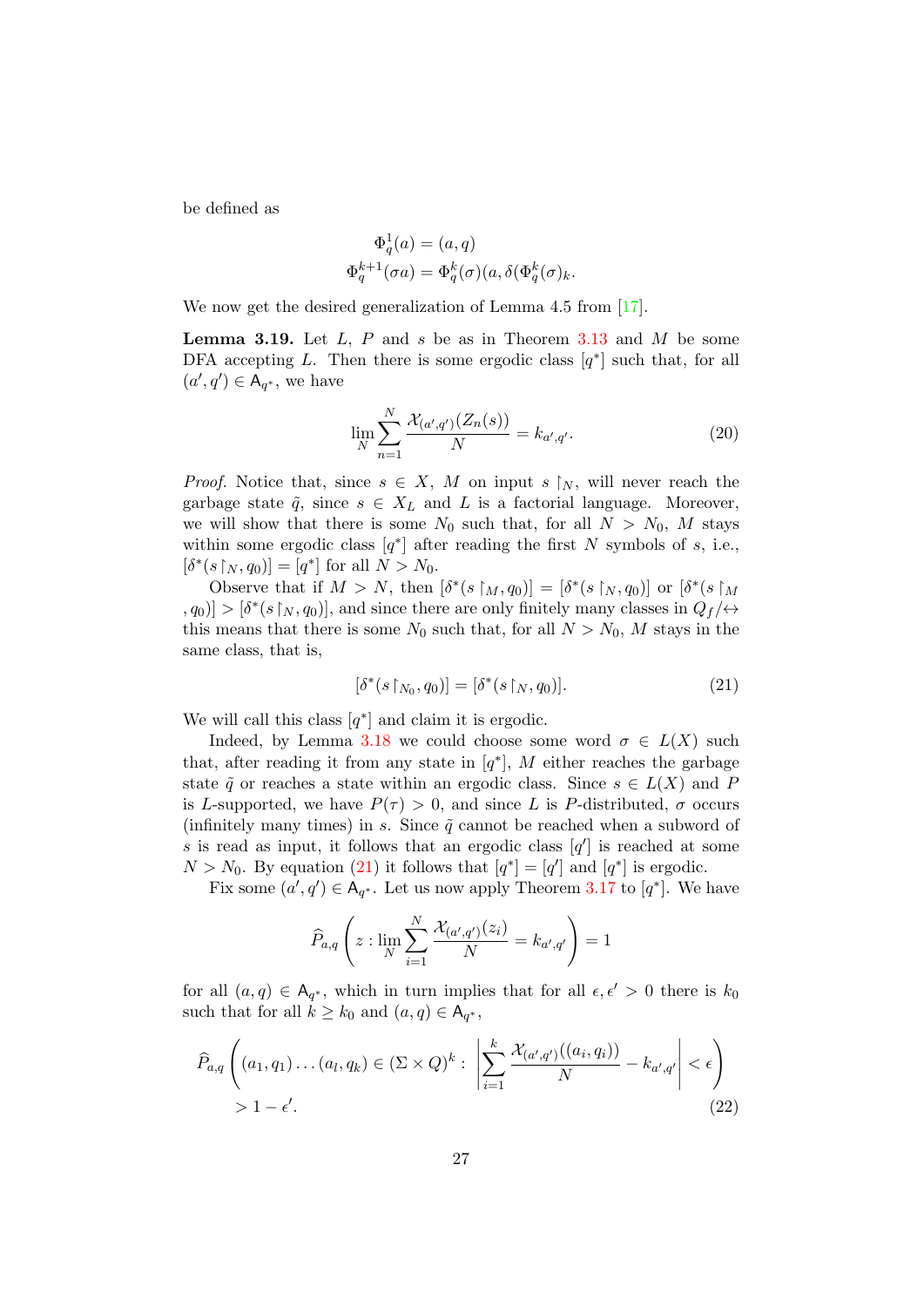be defined as

$$\Phi_q^1(a) = (a, q)$$
$$\Phi_q^{k+1}(\sigma a) = \Phi_q^k(\sigma)(a, \delta(\Phi_q^k(\sigma)_k.$$

We now get the desired generalization of Lemma 4.5 from [17].

**Lemma 3.19.** Let $L$, $P$ and $s$ be as in Theorem 3.13 and $M$ be some DFA accepting $L$. Then there is some ergodic class $[q^*]$ such that, for all $(a', q') \in \mathsf{A}_{q^*}$, we have

$$\lim_N \sum_{n=1}^{N} \frac{\mathcal{X}_{(a',q')}(Z_n(s))}{N} = k_{a',q'}. \tag{20}$$

*Proof.* Notice that, since $s \in X$, $M$ on input $s \restriction_N$, will never reach the garbage state $\tilde{q}$, since $s \in X_L$ and $L$ is a factorial language. Moreover, we will show that there is some $N_0$ such that, for all $N > N_0$, $M$ stays within some ergodic class $[q^*]$ after reading the first $N$ symbols of $s$, i.e., $[\delta^*(s \restriction_N, q_0)] = [q^*]$ for all $N > N_0$.

Observe that if $M > N$, then $[\delta^*(s \restriction_M, q_0)] = [\delta^*(s \restriction_N, q_0)]$ or $[\delta^*(s \restriction_M, q_0)] > [\delta^*(s \restriction_N, q_0)]$, and since there are only finitely many classes in $Q_f/\leftrightarrow$ this means that there is some $N_0$ such that, for all $N > N_0$, $M$ stays in the same class, that is,

$$[\delta^*(s \restriction_{N_0}, q_0)] = [\delta^*(s \restriction_N, q_0)]. \tag{21}$$

We will call this class $[q^*]$ and claim it is ergodic.

Indeed, by Lemma 3.18 we could choose some word $\sigma \in L(X)$ such that, after reading it from any state in $[q^*]$, $M$ either reaches the garbage state $\tilde{q}$ or reaches a state within an ergodic class. Since $s \in L(X)$ and $P$ is $L$-supported, we have $P(\tau) > 0$, and since $L$ is $P$-distributed, $\sigma$ occurs (infinitely many times) in $s$. Since $\tilde{q}$ cannot be reached when a subword of $s$ is read as input, it follows that an ergodic class $[q']$ is reached at some $N > N_0$. By equation (21) it follows that $[q^*] = [q']$ and $[q^*]$ is ergodic.

Fix some $(a', q') \in \mathsf{A}_{q^*}$. Let us now apply Theorem 3.17 to $[q^*]$. We have

$$\widehat{P}_{a,q}\left(z : \lim_N \sum_{i=1}^{N} \frac{\mathcal{X}_{(a',q')}(z_i)}{N} = k_{a',q'}\right) = 1$$

for all $(a, q) \in \mathsf{A}_{q^*}$, which in turn implies that for all $\epsilon, \epsilon' > 0$ there is $k_0$ such that for all $k \geq k_0$ and $(a, q) \in \mathsf{A}_{q^*}$,

$$\widehat{P}_{a,q}\left((a_1, q_1)\ldots(a_l, q_k) \in (\Sigma \times Q)^k : \left|\sum_{i=1}^{k} \frac{\mathcal{X}_{(a',q')}((a_i, q_i))}{N} - k_{a',q'}\right| < \epsilon\right) > 1 - \epsilon'. \tag{22}$$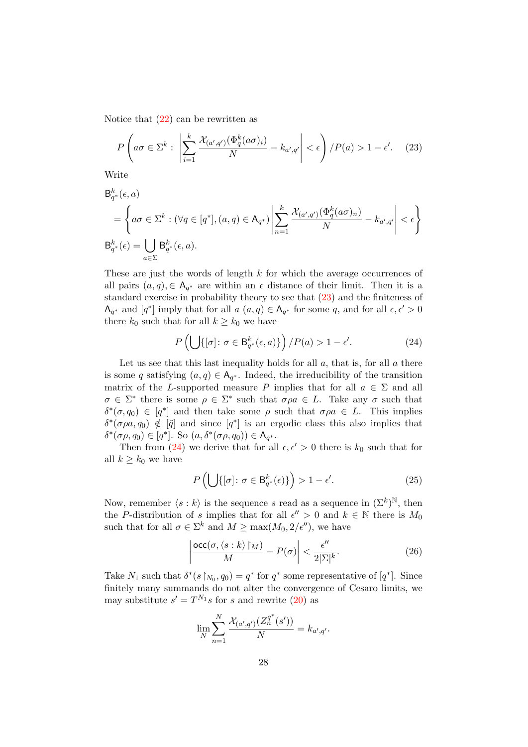Notice that (22) can be rewritten as

$$P\left(a\sigma \in \Sigma^k : \left|\sum_{i=1}^{k} \frac{\mathcal{X}_{(a',q')}(\Phi_q^k(a\sigma)_i)}{N} - k_{a',q'}\right| < \epsilon\right) / P(a) > 1 - \epsilon'. \quad (23)$$

Write

$$\begin{aligned}
&\mathsf{B}_{q^*}^k(\epsilon, a) \\
&= \left\{a\sigma \in \Sigma^k : (\forall q \in [q^*], (a,q) \in \mathsf{A}_{q^*}) \left|\sum_{n=1}^{k} \frac{\mathcal{X}_{(a',q')}(\Phi_q^k(a\sigma)_n)}{N} - k_{a',q'}\right| < \epsilon\right\} \\
&\mathsf{B}_{q^*}^k(\epsilon) = \bigcup_{a\in\Sigma} \mathsf{B}_{q^*}^k(\epsilon, a).
\end{aligned}$$

These are just the words of length $k$ for which the average occurrences of all pairs $(a,q), \in \mathsf{A}_{q^*}$ are within an $\epsilon$ distance of their limit. Then it is a standard exercise in probability theory to see that (23) and the finiteness of $\mathsf{A}_{q^*}$ and $[q^*]$ imply that for all $a$ $(a,q) \in \mathsf{A}_{q^*}$ for some $q$, and for all $\epsilon, \epsilon' > 0$ there is $k_0$ such that for all $k \geq k_0$ we have

$$P\left(\bigcup\{[\sigma] \colon \sigma \in \mathsf{B}_{q^*}^k(\epsilon, a)\}\right) / P(a) > 1 - \epsilon'. \quad (24)$$

Let us see that this last inequality holds for all $a$, that is, for all $a$ there is some $q$ satisfying $(a,q) \in \mathsf{A}_{q^*}$. Indeed, the irreducibility of the transition matrix of the $L$-supported measure $P$ implies that for all $a \in \Sigma$ and all $\sigma \in \Sigma^*$ there is some $\rho \in \Sigma^*$ such that $\sigma\rho a \in L$. Take any $\sigma$ such that $\delta^*(\sigma, q_0) \in [q^*]$ and then take some $\rho$ such that $\sigma\rho a \in L$. This implies $\delta^*(\sigma\rho a, q_0) \notin [\tilde{q}]$ and since $[q^*]$ is an ergodic class this also implies that $\delta^*(\sigma\rho, q_0) \in [q^*]$. So $(a, \delta^*(\sigma\rho, q_0)) \in \mathsf{A}_{q^*}$.

Then from (24) we derive that for all $\epsilon, \epsilon' > 0$ there is $k_0$ such that for all $k \geq k_0$ we have

$$P\left(\bigcup\{[\sigma] \colon \sigma \in \mathsf{B}_{q^*}^k(\epsilon)\}\right) > 1 - \epsilon'. \quad (25)$$

Now, remember $\langle s : k\rangle$ is the sequence $s$ read as a sequence in $(\Sigma^k)^{\mathbb{N}}$, then the $P$-distribution of $s$ implies that for all $\epsilon'' > 0$ and $k \in \mathbb{N}$ there is $M_0$ such that for all $\sigma \in \Sigma^k$ and $M \geq \max(M_0, 2/\epsilon'')$, we have

$$\left|\frac{\mathsf{occ}(\sigma, \langle s : k\rangle\restriction_M)}{M} - P(\sigma)\right| < \frac{\epsilon''}{2|\Sigma|^k}. \quad (26)$$

Take $N_1$ such that $\delta^*(s\restriction_{N_0}, q_0) = q^*$ for $q^*$ some representative of $[q^*]$. Since finitely many summands do not alter the convergence of Cesaro limits, we may substitute $s' = T^{N_1}s$ for $s$ and rewrite (20) as

$$\lim_N \sum_{n=1}^{N} \frac{\mathcal{X}_{(a',q')}(Z_n^{q^*}(s'))}{N} = k_{a',q'}.$$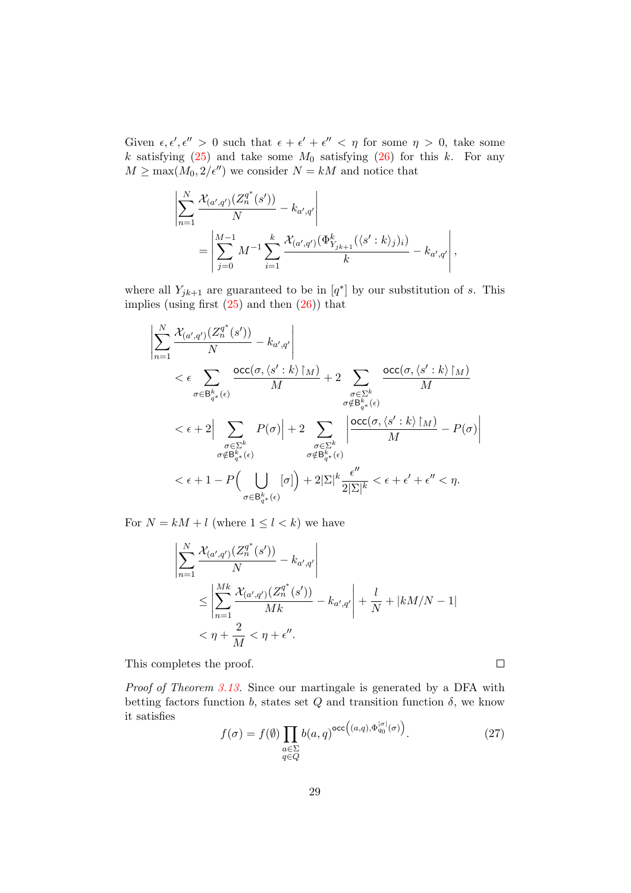Given $\epsilon, \epsilon', \epsilon'' > 0$ such that $\epsilon + \epsilon' + \epsilon'' < \eta$ for some $\eta > 0$, take some $k$ satisfying (25) and take some $M_0$ satisfying (26) for this $k$. For any $M \geq \max(M_0, 2/\epsilon'')$ we consider $N = kM$ and notice that

$$\left| \sum_{n=1}^{N} \frac{\mathcal{X}_{(a',q')}(Z_n^{q^*}(s'))}{N} - k_{a',q'} \right| = \left| \sum_{j=0}^{M-1} M^{-1} \sum_{i=1}^{k} \frac{\mathcal{X}_{(a',q')}(\Phi^k_{Y_{jk+1}}(\langle s' : k\rangle_j)_i)}{k} - k_{a',q'} \right|,$$

where all $Y_{jk+1}$ are guaranteed to be in $[q^*]$ by our substitution of $s$. This implies (using first (25) and then (26)) that

$$\begin{aligned}
&\left| \sum_{n=1}^{N} \frac{\mathcal{X}_{(a',q')}(Z_n^{q^*}(s'))}{N} - k_{a',q'} \right| \\
&< \epsilon \sum_{\sigma \in \mathsf{B}^k_{q^*}(\epsilon)} \frac{\mathsf{occ}(\sigma, \langle s' : k\rangle \restriction_M)}{M} + 2 \sum_{\substack{\sigma \in \Sigma^k \\ \sigma \notin \mathsf{B}^k_{q^*}(\epsilon)}} \frac{\mathsf{occ}(\sigma, \langle s' : k\rangle \restriction_M)}{M} \\
&< \epsilon + 2 \Big| \sum_{\substack{\sigma \in \Sigma^k \\ \sigma \notin \mathsf{B}^k_{q^*}(\epsilon)}} P(\sigma) \Big| + 2 \sum_{\substack{\sigma \in \Sigma^k \\ \sigma \notin \mathsf{B}^k_{q^*}(\epsilon)}} \left| \frac{\mathsf{occ}(\sigma, \langle s' : k\rangle \restriction_M)}{M} - P(\sigma) \right| \\
&< \epsilon + 1 - P\Big( \bigcup_{\sigma \in \mathsf{B}^k_{q^*}(\epsilon)} [\sigma] \Big) + 2|\Sigma|^k \frac{\epsilon''}{2|\Sigma|^k} < \epsilon + \epsilon' + \epsilon'' < \eta.
\end{aligned}$$

For $N = kM + l$ (where $1 \leq l < k$) we have

$$\begin{aligned}
&\left| \sum_{n=1}^{N} \frac{\mathcal{X}_{(a',q')}(Z_n^{q^*}(s'))}{N} - k_{a',q'} \right| \\
&\leq \left| \sum_{n=1}^{Mk} \frac{\mathcal{X}_{(a',q')}(Z_n^{q^*}(s'))}{Mk} - k_{a',q'} \right| + \frac{l}{N} + |kM/N - 1| \\
&< \eta + \frac{2}{M} < \eta + \epsilon''.
\end{aligned}$$

This completes the proof. □

*Proof of Theorem 3.13.* Since our martingale is generated by a DFA with betting factors function $b$, states set $Q$ and transition function $\delta$, we know it satisfies

$$f(\sigma) = f(\emptyset) \prod_{\substack{a \in \Sigma \\ q \in Q}} b(a,q)^{\mathsf{occ}\left((a,q), \Phi^{|\sigma|}_{q_0}(\sigma)\right)}. \tag{27}$$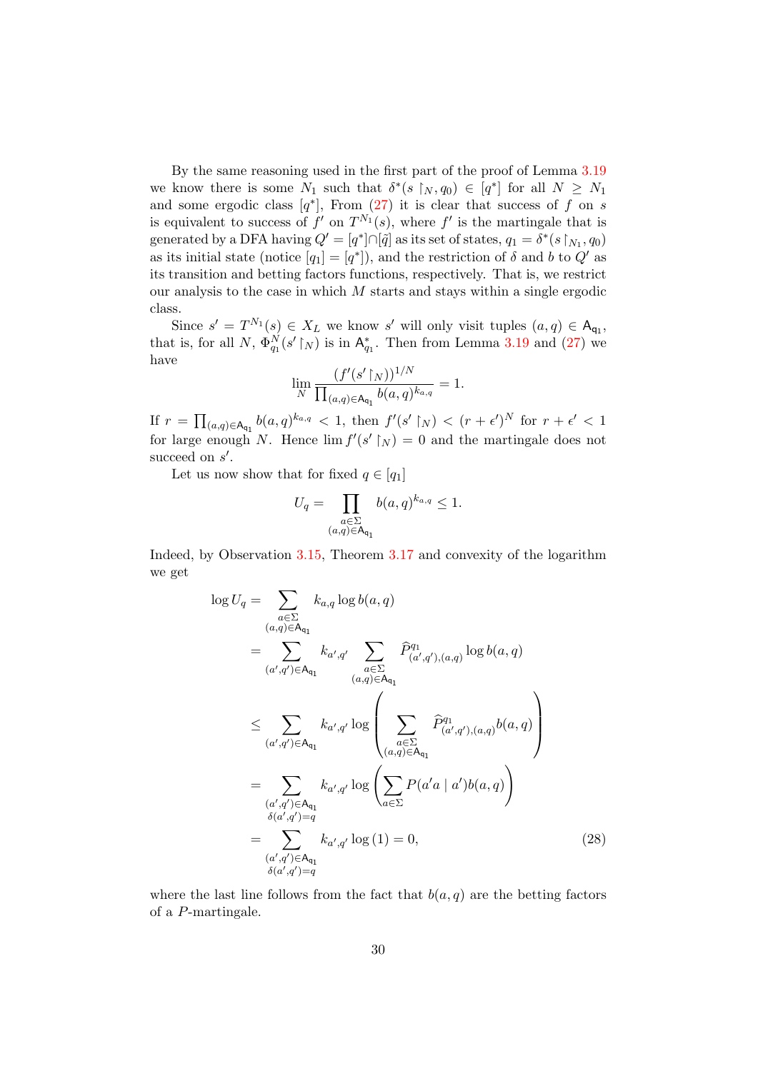By the same reasoning used in the first part of the proof of Lemma 3.19 we know there is some $N_1$ such that $\delta^*(s \restriction_N, q_0) \in [q^*]$ for all $N \geq N_1$ and some ergodic class $[q^*]$, From (27) it is clear that success of $f$ on $s$ is equivalent to success of $f'$ on $T^{N_1}(s)$, where $f'$ is the martingale that is generated by a DFA having $Q' = [q^*] \cap [\tilde{q}]$ as its set of states, $q_1 = \delta^*(s \restriction_{N_1}, q_0)$ as its initial state (notice $[q_1] = [q^*]$), and the restriction of $\delta$ and $b$ to $Q'$ as its transition and betting factors functions, respectively. That is, we restrict our analysis to the case in which $M$ starts and stays within a single ergodic class.

Since $s' = T^{N_1}(s) \in X_L$ we know $s'$ will only visit tuples $(a, q) \in \mathsf{A}_{\mathsf{q}_1}$, that is, for all $N$, $\Phi^N_{q_1}(s' \restriction_N)$ is in $\mathsf{A}^*_{\mathsf{q}_1}$. Then from Lemma 3.19 and (27) we have

$$\lim_N \frac{(f'(s' \restriction_N))^{1/N}}{\prod_{(a,q) \in \mathsf{A}_{\mathsf{q}_1}} b(a,q)^{k_{a,q}}} = 1.$$

If $r = \prod_{(a,q) \in \mathsf{A}_{\mathsf{q}_1}} b(a,q)^{k_{a,q}} < 1$, then $f'(s' \restriction_N) < (r + \epsilon')^N$ for $r + \epsilon' < 1$ for large enough $N$. Hence $\lim f'(s' \restriction_N) = 0$ and the martingale does not succeed on $s'$.

Let us now show that for fixed $q \in [q_1]$

$$U_q = \prod_{\substack{a \in \Sigma \\ (a,q) \in \mathsf{A}_{\mathsf{q}_1}}} b(a,q)^{k_{a,q}} \leq 1.$$

Indeed, by Observation 3.15, Theorem 3.17 and convexity of the logarithm we get

$$\begin{aligned}
\log U_q &= \sum_{\substack{a \in \Sigma \\ (a,q) \in \mathsf{A}_{\mathsf{q}_1}}} k_{a,q} \log b(a,q) \\
&= \sum_{(a',q') \in \mathsf{A}_{\mathsf{q}_1}} k_{a',q'} \sum_{\substack{a \in \Sigma \\ (a,q) \in \mathsf{A}_{\mathsf{q}_1}}} \widehat{P}^{q_1}_{(a',q'),(a,q)} \log b(a,q) \\
&\leq \sum_{(a',q') \in \mathsf{A}_{\mathsf{q}_1}} k_{a',q'} \log \left( \sum_{\substack{a \in \Sigma \\ (a,q) \in \mathsf{A}_{\mathsf{q}_1}}} \widehat{P}^{q_1}_{(a',q'),(a,q)} b(a,q) \right) \\
&= \sum_{\substack{(a',q') \in \mathsf{A}_{\mathsf{q}_1} \\ \delta(a',q') = q}} k_{a',q'} \log \left( \sum_{a \in \Sigma} P(a'a \mid a') b(a,q) \right) \\
&= \sum_{\substack{(a',q') \in \mathsf{A}_{\mathsf{q}_1} \\ \delta(a',q') = q}} k_{a',q'} \log(1) = 0,
\end{aligned} \tag{28}$$

where the last line follows from the fact that $b(a,q)$ are the betting factors of a $P$-martingale.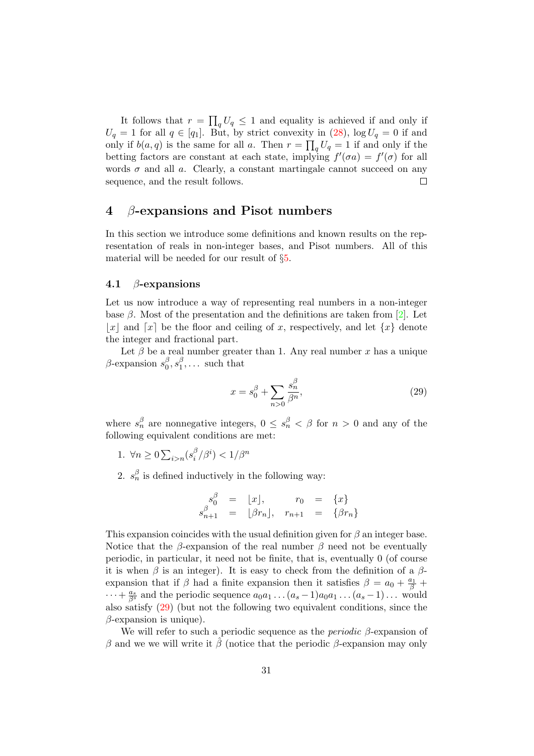It follows that $r = \prod_q U_q \leq 1$ and equality is achieved if and only if $U_q = 1$ for all $q \in [q_1]$. But, by strict convexity in (28), $\log U_q = 0$ if and only if $b(a, q)$ is the same for all $a$. Then $r = \prod_q U_q = 1$ if and only if the betting factors are constant at each state, implying $f'(\sigma a) = f'(\sigma)$ for all words $\sigma$ and all $a$. Clearly, a constant martingale cannot succeed on any sequence, and the result follows. □

# 4 $\beta$-expansions and Pisot numbers

In this section we introduce some definitions and known results on the representation of reals in non-integer bases, and Pisot numbers. All of this material will be needed for our result of §5.

## 4.1 $\beta$-expansions

Let us now introduce a way of representing real numbers in a non-integer base $\beta$. Most of the presentation and the definitions are taken from [2]. Let $\lfloor x \rfloor$ and $\lceil x \rceil$ be the floor and ceiling of $x$, respectively, and let $\{x\}$ denote the integer and fractional part.

Let $\beta$ be a real number greater than 1. Any real number $x$ has a unique $\beta$-expansion $s_0^\beta, s_1^\beta, \ldots$ such that

$$x = s_0^\beta + \sum_{n>0} \frac{s_n^\beta}{\beta^n}, \tag{29}$$

where $s_n^\beta$ are nonnegative integers, $0 \leq s_n^\beta < \beta$ for $n > 0$ and any of the following equivalent conditions are met:

1. $\forall n \geq 0 \sum_{i>n}(s_i^\beta / \beta^i) < 1/\beta^n$

2. $s_n^\beta$ is defined inductively in the following way:

$$\begin{array}{rclrcl} s_0^\beta & = & \lfloor x \rfloor, & r_0 & = & \{x\} \\ s_{n+1}^\beta & = & \lfloor \beta r_n \rfloor, & r_{n+1} & = & \{\beta r_n\} \end{array}$$

This expansion coincides with the usual definition given for $\beta$ an integer base. Notice that the $\beta$-expansion of the real number $\beta$ need not be eventually periodic, in particular, it need not be finite, that is, eventually 0 (of course it is when $\beta$ is an integer). It is easy to check from the definition of a $\beta$-expansion that if $\beta$ had a finite expansion then it satisfies $\beta = a_0 + \frac{a_1}{\beta} + \cdots + \frac{a_s}{\beta^s}$ and the periodic sequence $a_0 a_1 \ldots (a_s - 1) a_0 a_1 \ldots (a_s - 1) \ldots$ would also satisfy (29) (but not the following two equivalent conditions, since the $\beta$-expansion is unique).

We will refer to such a periodic sequence as the *periodic* $\beta$-expansion of $\beta$ and we we will write it $\hat{\beta}$ (notice that the periodic $\beta$-expansion may only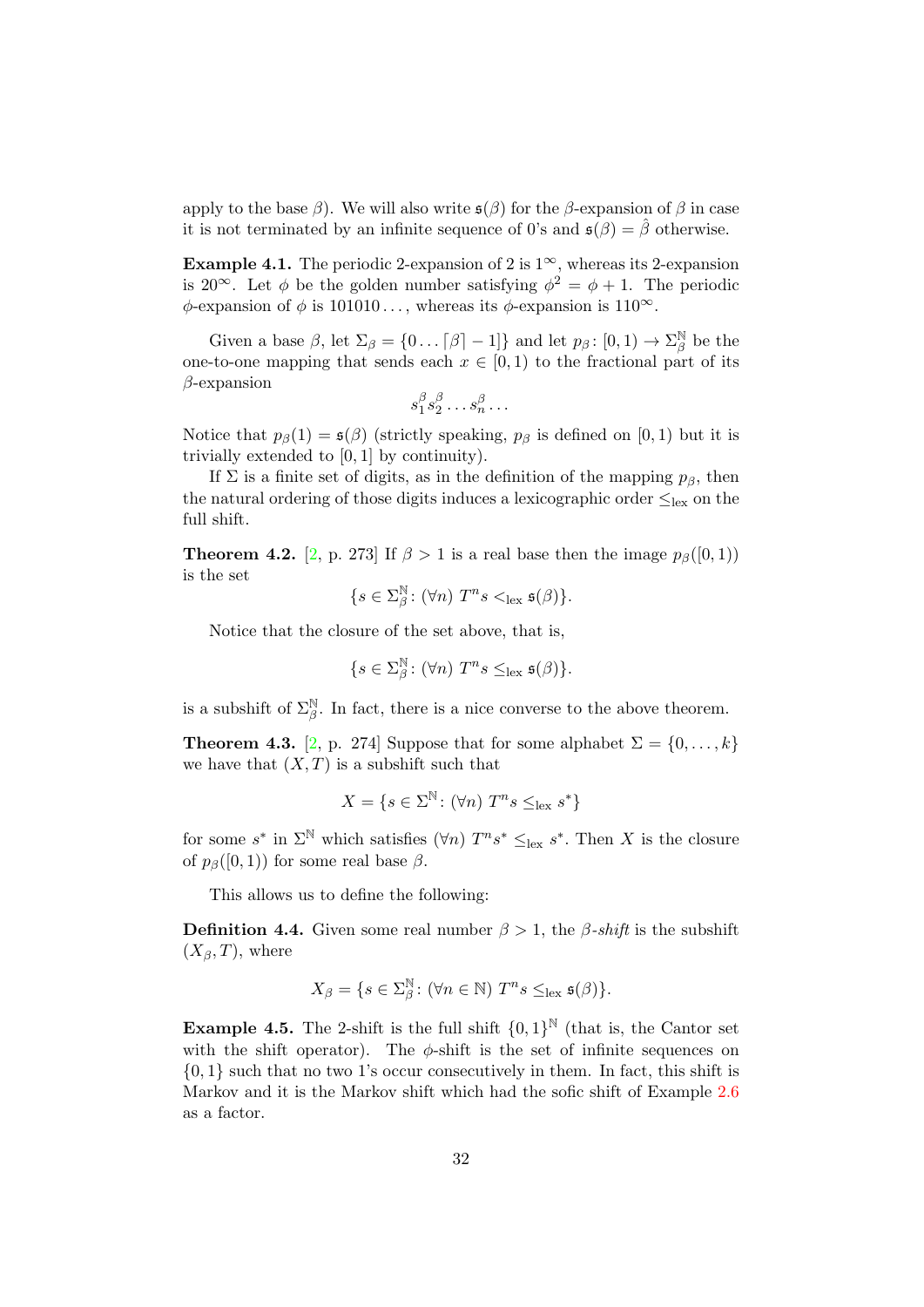apply to the base $\beta$). We will also write $\mathfrak{s}(\beta)$ for the $\beta$-expansion of $\beta$ in case it is not terminated by an infinite sequence of 0's and $\mathfrak{s}(\beta) = \hat{\beta}$ otherwise.

**Example 4.1.** The periodic 2-expansion of 2 is $1^\infty$, whereas its 2-expansion is $20^\infty$. Let $\phi$ be the golden number satisfying $\phi^2 = \phi + 1$. The periodic $\phi$-expansion of $\phi$ is $101010\ldots$, whereas its $\phi$-expansion is $110^\infty$.

Given a base $\beta$, let $\Sigma_\beta = \{0 \ldots \lceil \beta \rceil - 1\}$ and let $p_\beta \colon [0, 1) \to \Sigma_\beta^{\mathbb{N}}$ be the one-to-one mapping that sends each $x \in [0, 1)$ to the fractional part of its $\beta$-expansion

$$s_1^\beta s_2^\beta \ldots s_n^\beta \ldots$$

Notice that $p_\beta(1) = \mathfrak{s}(\beta)$ (strictly speaking, $p_\beta$ is defined on $[0, 1)$ but it is trivially extended to $[0, 1]$ by continuity).

If $\Sigma$ is a finite set of digits, as in the definition of the mapping $p_\beta$, then the natural ordering of those digits induces a lexicographic order $\leq_{\text{lex}}$ on the full shift.

**Theorem 4.2.** [2, p. 273] If $\beta > 1$ is a real base then the image $p_\beta([0, 1))$ is the set

$$\{s \in \Sigma_\beta^{\mathbb{N}} \colon (\forall n) \ T^n s <_{\text{lex}} \mathfrak{s}(\beta)\}.$$

Notice that the closure of the set above, that is,

$$\{s \in \Sigma_\beta^{\mathbb{N}} \colon (\forall n) \ T^n s \leq_{\text{lex}} \mathfrak{s}(\beta)\}.$$

is a subshift of $\Sigma_\beta^{\mathbb{N}}$. In fact, there is a nice converse to the above theorem.

**Theorem 4.3.** [2, p. 274] Suppose that for some alphabet $\Sigma = \{0, \ldots, k\}$ we have that $(X, T)$ is a subshift such that

$$X = \{s \in \Sigma^{\mathbb{N}} \colon (\forall n) \ T^n s \leq_{\text{lex}} s^*\}$$

for some $s^*$ in $\Sigma^{\mathbb{N}}$ which satisfies $(\forall n) \ T^n s^* \leq_{\text{lex}} s^*$. Then $X$ is the closure of $p_\beta([0, 1))$ for some real base $\beta$.

This allows us to define the following:

**Definition 4.4.** Given some real number $\beta > 1$, the *$\beta$-shift* is the subshift $(X_\beta, T)$, where

$$X_\beta = \{s \in \Sigma_\beta^{\mathbb{N}} \colon (\forall n \in \mathbb{N}) \ T^n s \leq_{\text{lex}} \mathfrak{s}(\beta)\}.$$

**Example 4.5.** The 2-shift is the full shift $\{0, 1\}^{\mathbb{N}}$ (that is, the Cantor set with the shift operator). The $\phi$-shift is the set of infinite sequences on $\{0, 1\}$ such that no two 1's occur consecutively in them. In fact, this shift is Markov and it is the Markov shift which had the sofic shift of Example 2.6 as a factor.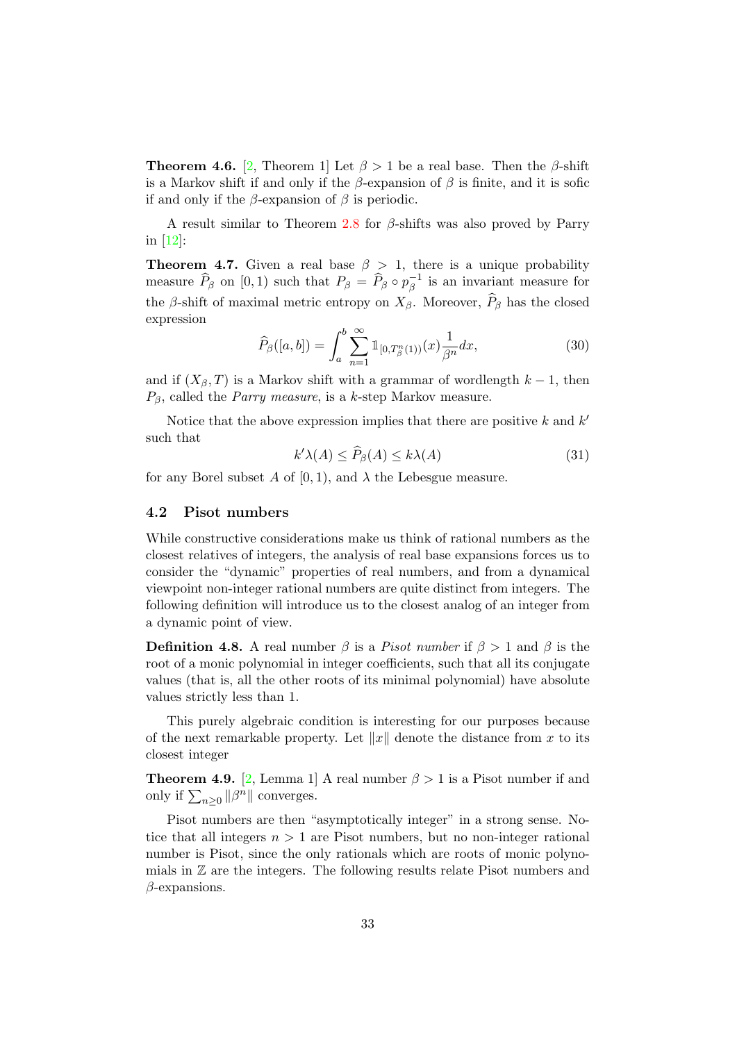**Theorem 4.6.** [2, Theorem 1] Let $\beta > 1$ be a real base. Then the $\beta$-shift is a Markov shift if and only if the $\beta$-expansion of $\beta$ is finite, and it is sofic if and only if the $\beta$-expansion of $\beta$ is periodic.

A result similar to Theorem 2.8 for $\beta$-shifts was also proved by Parry in [12]:

**Theorem 4.7.** Given a real base $\beta > 1$, there is a unique probability measure $\widehat{P}_\beta$ on $[0, 1)$ such that $P_\beta = \widehat{P}_\beta \circ p_\beta^{-1}$ is an invariant measure for the $\beta$-shift of maximal metric entropy on $X_\beta$. Moreover, $\widehat{P}_\beta$ has the closed expression

$$\widehat{P}_\beta([a, b]) = \int_a^b \sum_{n=1}^{\infty} \mathbb{1}_{[0, T_\beta^n(1))}(x) \frac{1}{\beta^n} dx, \tag{30}$$

and if $(X_\beta, T)$ is a Markov shift with a grammar of wordlength $k - 1$, then $P_\beta$, called the *Parry measure*, is a $k$-step Markov measure.

Notice that the above expression implies that there are positive $k$ and $k'$ such that

$$k'\lambda(A) \leq \widehat{P}_\beta(A) \leq k\lambda(A) \tag{31}$$

for any Borel subset $A$ of $[0, 1)$, and $\lambda$ the Lebesgue measure.

## 4.2 Pisot numbers

While constructive considerations make us think of rational numbers as the closest relatives of integers, the analysis of real base expansions forces us to consider the "dynamic" properties of real numbers, and from a dynamical viewpoint non-integer rational numbers are quite distinct from integers. The following definition will introduce us to the closest analog of an integer from a dynamic point of view.

**Definition 4.8.** A real number $\beta$ is a *Pisot number* if $\beta > 1$ and $\beta$ is the root of a monic polynomial in integer coefficients, such that all its conjugate values (that is, all the other roots of its minimal polynomial) have absolute values strictly less than 1.

This purely algebraic condition is interesting for our purposes because of the next remarkable property. Let $\|x\|$ denote the distance from $x$ to its closest integer

**Theorem 4.9.** [2, Lemma 1] A real number $\beta > 1$ is a Pisot number if and only if $\sum_{n \geq 0} \|\beta^n\|$ converges.

Pisot numbers are then "asymptotically integer" in a strong sense. Notice that all integers $n > 1$ are Pisot numbers, but no non-integer rational number is Pisot, since the only rationals which are roots of monic polynomials in $\mathbb{Z}$ are the integers. The following results relate Pisot numbers and $\beta$-expansions.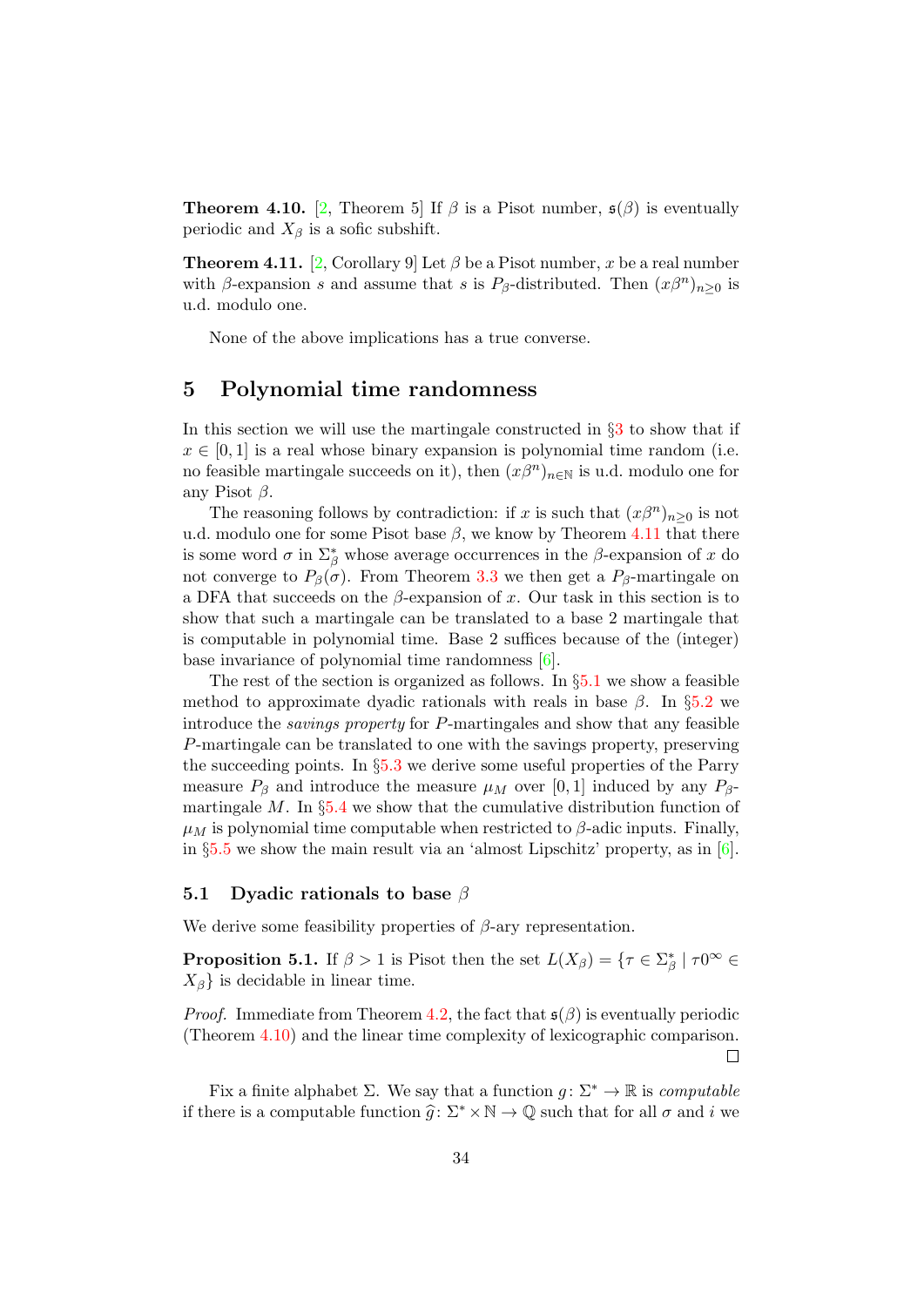**Theorem 4.10.** [2, Theorem 5] If $\beta$ is a Pisot number, $\mathfrak{s}(\beta)$ is eventually periodic and $X_\beta$ is a sofic subshift.

**Theorem 4.11.** [2, Corollary 9] Let $\beta$ be a Pisot number, $x$ be a real number with $\beta$-expansion $s$ and assume that $s$ is $P_\beta$-distributed. Then $(x\beta^n)_{n\geq 0}$ is u.d. modulo one.

None of the above implications has a true converse.

# 5 Polynomial time randomness

In this section we will use the martingale constructed in §3 to show that if $x \in [0, 1]$ is a real whose binary expansion is polynomial time random (i.e. no feasible martingale succeeds on it), then $(x\beta^n)_{n\in\mathbb{N}}$ is u.d. modulo one for any Pisot $\beta$.

The reasoning follows by contradiction: if $x$ is such that $(x\beta^n)_{n\geq 0}$ is not u.d. modulo one for some Pisot base $\beta$, we know by Theorem 4.11 that there is some word $\sigma$ in $\Sigma_\beta^*$ whose average occurrences in the $\beta$-expansion of $x$ do not converge to $P_\beta(\sigma)$. From Theorem 3.3 we then get a $P_\beta$-martingale on a DFA that succeeds on the $\beta$-expansion of $x$. Our task in this section is to show that such a martingale can be translated to a base 2 martingale that is computable in polynomial time. Base 2 suffices because of the (integer) base invariance of polynomial time randomness [6].

The rest of the section is organized as follows. In §5.1 we show a feasible method to approximate dyadic rationals with reals in base $\beta$. In §5.2 we introduce the *savings property* for $P$-martingales and show that any feasible $P$-martingale can be translated to one with the savings property, preserving the succeeding points. In §5.3 we derive some useful properties of the Parry measure $P_\beta$ and introduce the measure $\mu_M$ over $[0, 1]$ induced by any $P_\beta$-martingale $M$. In §5.4 we show that the cumulative distribution function of $\mu_M$ is polynomial time computable when restricted to $\beta$-adic inputs. Finally, in §5.5 we show the main result via an 'almost Lipschitz' property, as in [6].

## 5.1 Dyadic rationals to base $\beta$

We derive some feasibility properties of $\beta$-ary representation.

**Proposition 5.1.** If $\beta > 1$ is Pisot then the set $L(X_\beta) = \{\tau \in \Sigma_\beta^* \mid \tau 0^\infty \in X_\beta\}$ is decidable in linear time.

*Proof.* Immediate from Theorem 4.2, the fact that $\mathfrak{s}(\beta)$ is eventually periodic (Theorem 4.10) and the linear time complexity of lexicographic comparison. □

Fix a finite alphabet $\Sigma$. We say that a function $g\colon \Sigma^* \to \mathbb{R}$ is *computable* if there is a computable function $\widehat{g}\colon \Sigma^* \times \mathbb{N} \to \mathbb{Q}$ such that for all $\sigma$ and $i$ we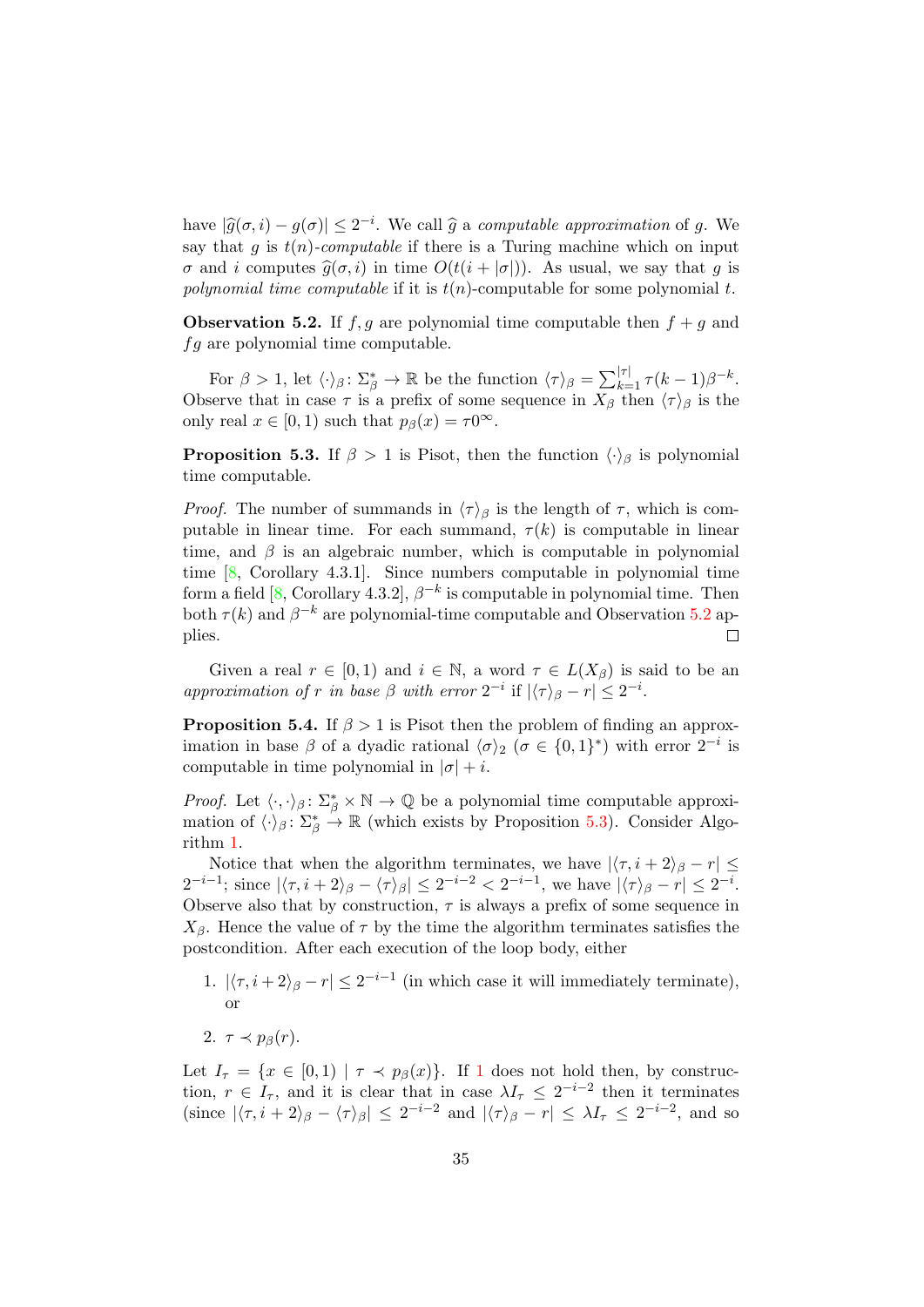have $|\widehat{g}(\sigma, i) - g(\sigma)| \leq 2^{-i}$. We call $\widehat{g}$ a *computable approximation* of $g$. We say that $g$ is *$t(n)$-computable* if there is a Turing machine which on input $\sigma$ and $i$ computes $\widehat{g}(\sigma, i)$ in time $O(t(i + |\sigma|))$. As usual, we say that $g$ is *polynomial time computable* if it is $t(n)$-computable for some polynomial $t$.

**Observation 5.2.** If $f, g$ are polynomial time computable then $f + g$ and $fg$ are polynomial time computable.

For $\beta > 1$, let $\langle \cdot \rangle_\beta \colon \Sigma_\beta^* \to \mathbb{R}$ be the function $\langle \tau \rangle_\beta = \sum_{k=1}^{|\tau|} \tau(k-1)\beta^{-k}$. Observe that in case $\tau$ is a prefix of some sequence in $X_\beta$ then $\langle \tau \rangle_\beta$ is the only real $x \in [0, 1)$ such that $p_\beta(x) = \tau 0^\infty$.

**Proposition 5.3.** If $\beta > 1$ is Pisot, then the function $\langle \cdot \rangle_\beta$ is polynomial time computable.

*Proof.* The number of summands in $\langle \tau \rangle_\beta$ is the length of $\tau$, which is computable in linear time. For each summand, $\tau(k)$ is computable in linear time, and $\beta$ is an algebraic number, which is computable in polynomial time [8, Corollary 4.3.1]. Since numbers computable in polynomial time form a field [8, Corollary 4.3.2], $\beta^{-k}$ is computable in polynomial time. Then both $\tau(k)$ and $\beta^{-k}$ are polynomial-time computable and Observation 5.2 applies. $\square$

Given a real $r \in [0, 1)$ and $i \in \mathbb{N}$, a word $\tau \in L(X_\beta)$ is said to be an *approximation of $r$ in base $\beta$ with error $2^{-i}$* if $|\langle \tau \rangle_\beta - r| \leq 2^{-i}$.

**Proposition 5.4.** If $\beta > 1$ is Pisot then the problem of finding an approximation in base $\beta$ of a dyadic rational $\langle \sigma \rangle_2$ ($\sigma \in \{0, 1\}^*$) with error $2^{-i}$ is computable in time polynomial in $|\sigma| + i$.

*Proof.* Let $\langle \cdot, \cdot \rangle_\beta \colon \Sigma_\beta^* \times \mathbb{N} \to \mathbb{Q}$ be a polynomial time computable approximation of $\langle \cdot \rangle_\beta \colon \Sigma_\beta^* \to \mathbb{R}$ (which exists by Proposition 5.3). Consider Algorithm 1.

Notice that when the algorithm terminates, we have $|\langle \tau, i+2 \rangle_\beta - r| \leq 2^{-i-1}$; since $|\langle \tau, i+2 \rangle_\beta - \langle \tau \rangle_\beta| \leq 2^{-i-2} < 2^{-i-1}$, we have $|\langle \tau \rangle_\beta - r| \leq 2^{-i}$. Observe also that by construction, $\tau$ is always a prefix of some sequence in $X_\beta$. Hence the value of $\tau$ by the time the algorithm terminates satisfies the postcondition. After each execution of the loop body, either

1. $|\langle \tau, i+2 \rangle_\beta - r| \leq 2^{-i-1}$ (in which case it will immediately terminate), or

2. $\tau \prec p_\beta(r)$.

Let $I_\tau = \{x \in [0, 1) \mid \tau \prec p_\beta(x)\}$. If 1 does not hold then, by construction, $r \in I_\tau$, and it is clear that in case $\lambda I_\tau \leq 2^{-i-2}$ then it terminates (since $|\langle \tau, i+2 \rangle_\beta - \langle \tau \rangle_\beta| \leq 2^{-i-2}$ and $|\langle \tau \rangle_\beta - r| \leq \lambda I_\tau \leq 2^{-i-2}$, and so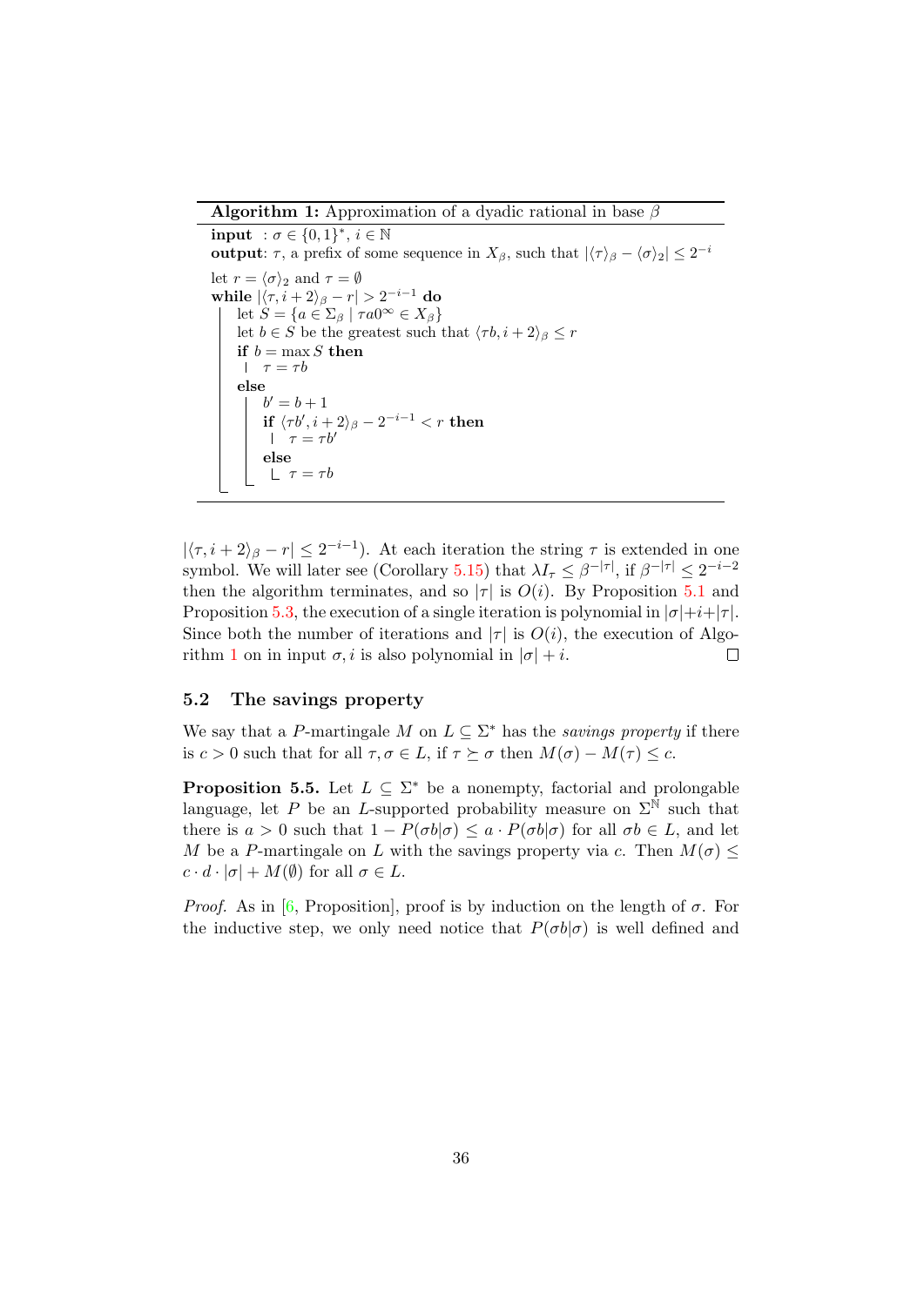**Algorithm 1:** Approximation of a dyadic rational in base $\beta$

```
input  : σ ∈ {0,1}*, i ∈ ℕ
output: τ, a prefix of some sequence in X_β, such that |⟨τ⟩_β − ⟨σ⟩_2| ≤ 2^{−i}

let r = ⟨σ⟩_2 and τ = ∅
while |⟨τ, i+2⟩_β − r| > 2^{−i−1} do
    let S = {a ∈ Σ_β | τa0^∞ ∈ X_β}
    let b ∈ S be the greatest such that ⟨τb, i+2⟩_β ≤ r
    if b = max S then
        τ = τb
    else
        b' = b + 1
        if ⟨τb', i+2⟩_β − 2^{−i−1} < r then
            τ = τb'
        else
            τ = τb
```

$|\langle \tau, i+2\rangle_\beta - r| \leq 2^{-i-1}$). At each iteration the string $\tau$ is extended in one symbol. We will later see (Corollary 5.15) that $\lambda I_\tau \leq \beta^{-|\tau|}$, if $\beta^{-|\tau|} \leq 2^{-i-2}$ then the algorithm terminates, and so $|\tau|$ is $O(i)$. By Proposition 5.1 and Proposition 5.3, the execution of a single iteration is polynomial in $|\sigma|+i+|\tau|$. Since both the number of iterations and $|\tau|$ is $O(i)$, the execution of Algorithm 1 on in input $\sigma, i$ is also polynomial in $|\sigma| + i$. ◻

## 5.2 The savings property

We say that a $P$-martingale $M$ on $L \subseteq \Sigma^*$ has the *savings property* if there is $c > 0$ such that for all $\tau, \sigma \in L$, if $\tau \succeq \sigma$ then $M(\sigma) - M(\tau) \leq c$.

**Proposition 5.5.** Let $L \subseteq \Sigma^*$ be a nonempty, factorial and prolongable language, let $P$ be an $L$-supported probability measure on $\Sigma^{\mathbb{N}}$ such that there is $a > 0$ such that $1 - P(\sigma b|\sigma) \leq a \cdot P(\sigma b|\sigma)$ for all $\sigma b \in L$, and let $M$ be a $P$-martingale on $L$ with the savings property via $c$. Then $M(\sigma) \leq c \cdot d \cdot |\sigma| + M(\emptyset)$ for all $\sigma \in L$.

*Proof.* As in [6, Proposition], proof is by induction on the length of $\sigma$. For the inductive step, we only need notice that $P(\sigma b|\sigma)$ is well defined and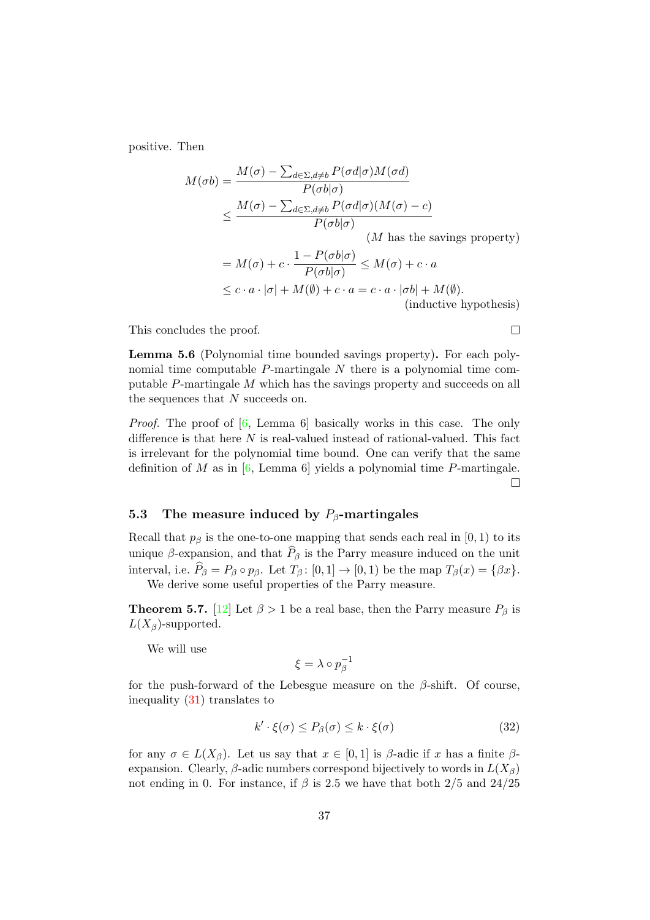positive. Then

$$
\begin{aligned}
M(\sigma b) &= \frac{M(\sigma) - \sum_{d \in \Sigma, d \neq b} P(\sigma d|\sigma) M(\sigma d)}{P(\sigma b|\sigma)} \\
&\leq \frac{M(\sigma) - \sum_{d \in \Sigma, d \neq b} P(\sigma d|\sigma)(M(\sigma) - c)}{P(\sigma b|\sigma)} \\
&\qquad\qquad\qquad\qquad (M \text{ has the savings property}) \\
&= M(\sigma) + c \cdot \frac{1 - P(\sigma b|\sigma)}{P(\sigma b|\sigma)} \leq M(\sigma) + c \cdot a \\
&\leq c \cdot a \cdot |\sigma| + M(\emptyset) + c \cdot a = c \cdot a \cdot |\sigma b| + M(\emptyset). \\
&\qquad\qquad\qquad\qquad (\text{inductive hypothesis})
\end{aligned}
$$

This concludes the proof. □

**Lemma 5.6** (Polynomial time bounded savings property)**.** For each polynomial time computable $P$-martingale $N$ there is a polynomial time computable $P$-martingale $M$ which has the savings property and succeeds on all the sequences that $N$ succeeds on.

*Proof.* The proof of [6, Lemma 6] basically works in this case. The only difference is that here $N$ is real-valued instead of rational-valued. This fact is irrelevant for the polynomial time bound. One can verify that the same definition of $M$ as in [6, Lemma 6] yields a polynomial time $P$-martingale. □

### 5.3 The measure induced by $P_\beta$-martingales

Recall that $p_\beta$ is the one-to-one mapping that sends each real in $[0, 1)$ to its unique $\beta$-expansion, and that $\widehat{P}_\beta$ is the Parry measure induced on the unit interval, i.e. $\widehat{P}_\beta = P_\beta \circ p_\beta$. Let $T_\beta \colon [0, 1] \to [0, 1)$ be the map $T_\beta(x) = \{\beta x\}$.

We derive some useful properties of the Parry measure.

**Theorem 5.7.** [12] Let $\beta > 1$ be a real base, then the Parry measure $P_\beta$ is $L(X_\beta)$-supported.

We will use

$$\xi = \lambda \circ p_\beta^{-1}$$

for the push-forward of the Lebesgue measure on the $\beta$-shift. Of course, inequality (31) translates to

$$k' \cdot \xi(\sigma) \leq P_\beta(\sigma) \leq k \cdot \xi(\sigma) \tag{32}$$

for any $\sigma \in L(X_\beta)$. Let us say that $x \in [0, 1]$ is $\beta$-adic if $x$ has a finite $\beta$-expansion. Clearly, $\beta$-adic numbers correspond bijectively to words in $L(X_\beta)$ not ending in 0. For instance, if $\beta$ is 2.5 we have that both 2/5 and 24/25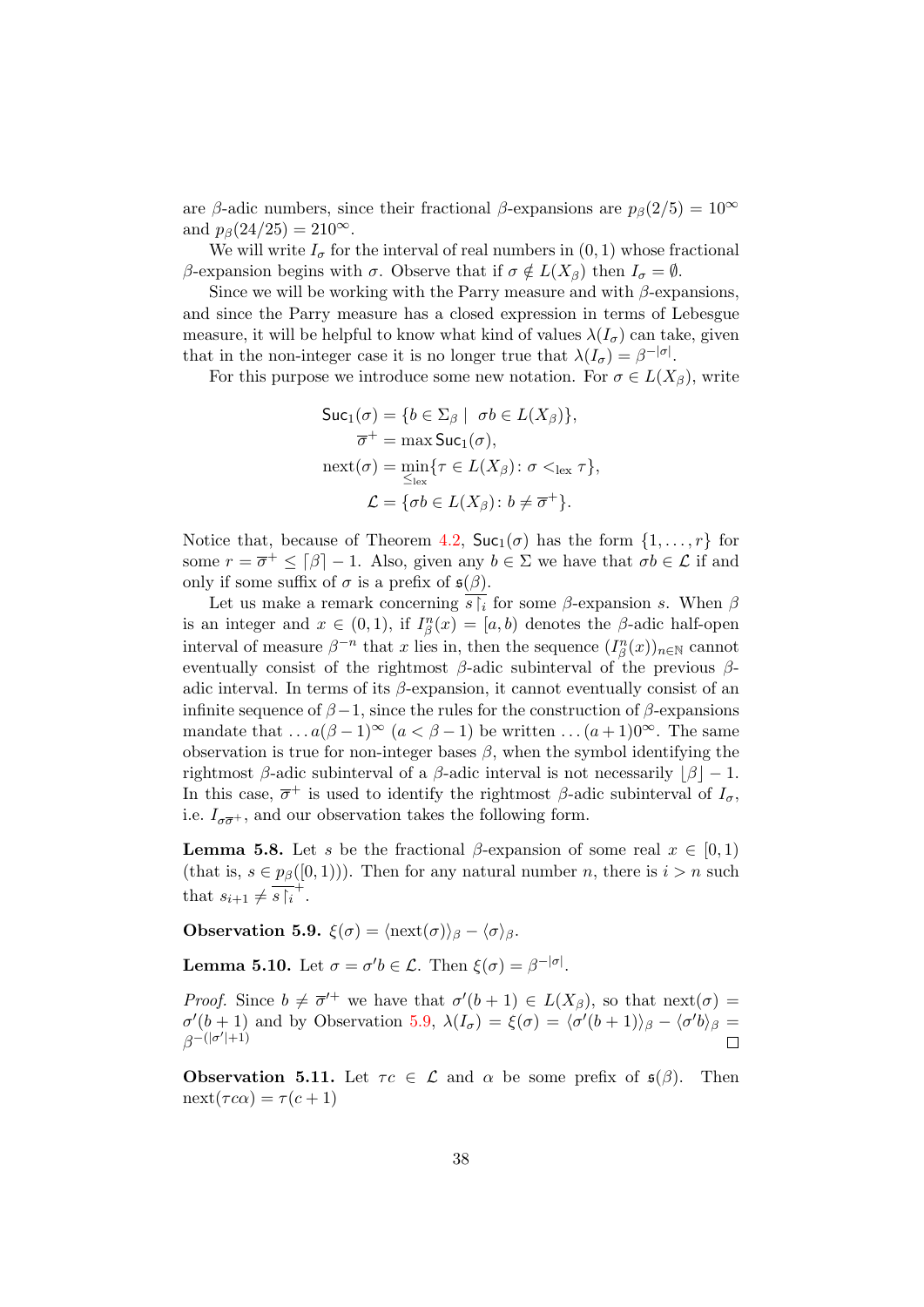are $\beta$-adic numbers, since their fractional $\beta$-expansions are $p_\beta(2/5) = 10^\infty$ and $p_\beta(24/25) = 210^\infty$.

We will write $I_\sigma$ for the interval of real numbers in $(0,1)$ whose fractional $\beta$-expansion begins with $\sigma$. Observe that if $\sigma \notin L(X_\beta)$ then $I_\sigma = \emptyset$.

Since we will be working with the Parry measure and with $\beta$-expansions, and since the Parry measure has a closed expression in terms of Lebesgue measure, it will be helpful to know what kind of values $\lambda(I_\sigma)$ can take, given that in the non-integer case it is no longer true that $\lambda(I_\sigma) = \beta^{-|\sigma|}$.

For this purpose we introduce some new notation. For $\sigma \in L(X_\beta)$, write

$$
\begin{aligned}
\mathsf{Suc}_1(\sigma) &= \{b \in \Sigma_\beta \mid \ \sigma b \in L(X_\beta)\},\\
\overline{\sigma}^+ &= \max \mathsf{Suc}_1(\sigma),\\
\operatorname{next}(\sigma) &= \min_{\leq_{\text{lex}}}\{\tau \in L(X_\beta) \colon \sigma <_{\text{lex}} \tau\},\\
\mathcal{L} &= \{\sigma b \in L(X_\beta) \colon b \neq \overline{\sigma}^+\}.
\end{aligned}
$$

Notice that, because of Theorem 4.2, $\mathsf{Suc}_1(\sigma)$ has the form $\{1, \dots, r\}$ for some $r = \overline{\sigma}^+ \leq \lceil \beta \rceil - 1$. Also, given any $b \in \Sigma$ we have that $\sigma b \in \mathcal{L}$ if and only if some suffix of $\sigma$ is a prefix of $\mathfrak{s}(\beta)$.

Let us make a remark concerning $\overline{s\restriction_i}$ for some $\beta$-expansion $s$. When $\beta$ is an integer and $x \in (0,1)$, if $I^n_\beta(x) = [a,b)$ denotes the $\beta$-adic half-open interval of measure $\beta^{-n}$ that $x$ lies in, then the sequence $(I^n_\beta(x))_{n\in\mathbb{N}}$ cannot eventually consist of the rightmost $\beta$-adic subinterval of the previous $\beta$-adic interval. In terms of its $\beta$-expansion, it cannot eventually consist of an infinite sequence of $\beta-1$, since the rules for the construction of $\beta$-expansions mandate that $\dots a(\beta-1)^\infty$ $(a < \beta - 1)$ be written $\dots (a+1)0^\infty$. The same observation is true for non-integer bases $\beta$, when the symbol identifying the rightmost $\beta$-adic subinterval of a $\beta$-adic interval is not necessarily $\lfloor \beta \rfloor - 1$. In this case, $\overline{\sigma}^+$ is used to identify the rightmost $\beta$-adic subinterval of $I_\sigma$, i.e. $I_{\sigma\overline{\sigma}^+}$, and our observation takes the following form.

**Lemma 5.8.** Let $s$ be the fractional $\beta$-expansion of some real $x \in [0,1)$ (that is, $s \in p_\beta([0,1))$). Then for any natural number $n$, there is $i > n$ such that $s_{i+1} \neq \overline{s\restriction_i}^+$.

**Observation 5.9.** $\xi(\sigma) = \langle \operatorname{next}(\sigma)\rangle_\beta - \langle \sigma \rangle_\beta$.

**Lemma 5.10.** Let $\sigma = \sigma' b \in \mathcal{L}$. Then $\xi(\sigma) = \beta^{-|\sigma|}$.

*Proof.* Since $b \neq \overline{\sigma}'^+$ we have that $\sigma'(b+1) \in L(X_\beta)$, so that $\operatorname{next}(\sigma) = \sigma'(b+1)$ and by Observation 5.9, $\lambda(I_\sigma) = \xi(\sigma) = \langle \sigma'(b+1)\rangle_\beta - \langle \sigma' b\rangle_\beta = \beta^{-(|\sigma'|+1)}$ ∎

**Observation 5.11.** Let $\tau c \in \mathcal{L}$ and $\alpha$ be some prefix of $\mathfrak{s}(\beta)$. Then $\operatorname{next}(\tau c \alpha) = \tau(c+1)$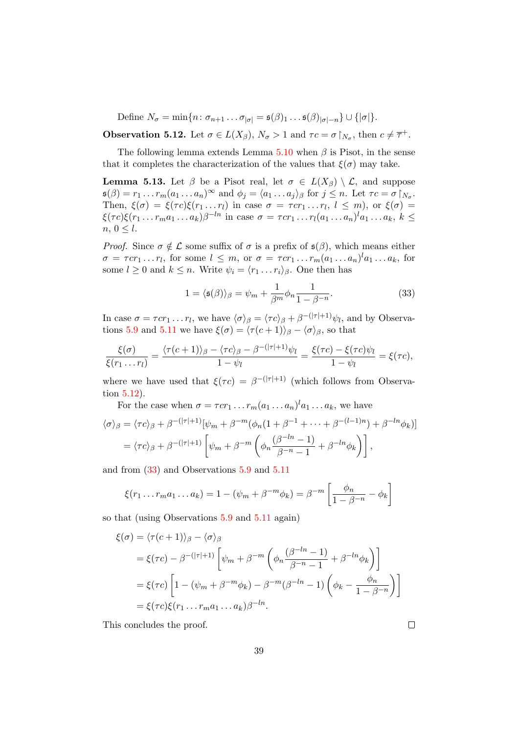Define $N_\sigma = \min\{n : \sigma_{n+1} \dots \sigma_{|\sigma|} = \mathfrak{s}(\beta)_1 \dots \mathfrak{s}(\beta)_{|\sigma|-n}\} \cup \{|\sigma|\}$.

**Observation 5.12.** Let $\sigma \in L(X_\beta)$, $N_\sigma > 1$ and $\tau c = \sigma\restriction_{N_\sigma}$, then $c \neq \overline{\tau}^+$.

The following lemma extends Lemma 5.10 when $\beta$ is Pisot, in the sense that it completes the characterization of the values that $\xi(\sigma)$ may take.

**Lemma 5.13.** Let $\beta$ be a Pisot real, let $\sigma \in L(X_\beta) \setminus \mathcal{L}$, and suppose $\mathfrak{s}(\beta) = r_1 \dots r_m (a_1 \dots a_n)^\infty$ and $\phi_j = \langle a_1 \dots a_j \rangle_\beta$ for $j \leq n$. Let $\tau c = \sigma\restriction_{N_\sigma}$. Then, $\xi(\sigma) = \xi(\tau c)\xi(r_1 \dots r_l)$ in case $\sigma = \tau c r_1 \dots r_l$, $l \leq m$), or $\xi(\sigma) = \xi(\tau c)\xi(r_1 \dots r_m a_1 \dots a_k)\beta^{-ln}$ in case $\sigma = \tau c r_1 \dots r_l (a_1 \dots a_n)^l a_1 \dots a_k$, $k \leq n$, $0 \leq l$.

*Proof.* Since $\sigma \notin \mathcal{L}$ some suffix of $\sigma$ is a prefix of $\mathfrak{s}(\beta)$, which means either $\sigma = \tau c r_1 \dots r_l$, for some $l \leq m$, or $\sigma = \tau c r_1 \dots r_m (a_1 \dots a_n)^l a_1 \dots a_k$, for some $l \geq 0$ and $k \leq n$. Write $\psi_i = \langle r_1 \dots r_i \rangle_\beta$. One then has

$$1 = \langle \mathfrak{s}(\beta) \rangle_\beta = \psi_m + \frac{1}{\beta^m} \phi_n \frac{1}{1 - \beta^{-n}}. \tag{33}$$

In case $\sigma = \tau c r_1 \dots r_l$, we have $\langle \sigma \rangle_\beta = \langle \tau c \rangle_\beta + \beta^{-(|\tau|+1)} \psi_l$, and by Observations 5.9 and 5.11 we have $\xi(\sigma) = \langle \tau(c+1) \rangle_\beta - \langle \sigma \rangle_\beta$, so that

$$\frac{\xi(\sigma)}{\xi(r_1 \dots r_l)} = \frac{\langle \tau(c+1) \rangle_\beta - \langle \tau c \rangle_\beta - \beta^{-(|\tau|+1)} \psi_l}{1 - \psi_l} = \frac{\xi(\tau c) - \xi(\tau c)\psi_l}{1 - \psi_l} = \xi(\tau c),$$

where we have used that $\xi(\tau c) = \beta^{-(|\tau|+1)}$ (which follows from Observation 5.12).

For the case when $\sigma = \tau c r_1 \dots r_m (a_1 \dots a_n)^l a_1 \dots a_k$, we have

$$\begin{aligned}
\langle \sigma \rangle_\beta &= \langle \tau c \rangle_\beta + \beta^{-(|\tau|+1)} [\psi_m + \beta^{-m}(\phi_n(1 + \beta^{-1} + \dots + \beta^{-(l-1)n}) + \beta^{-ln}\phi_k)] \\
&= \langle \tau c \rangle_\beta + \beta^{-(|\tau|+1)} \left[ \psi_m + \beta^{-m} \left( \phi_n \frac{(\beta^{-ln} - 1)}{\beta^{-n} - 1} + \beta^{-ln}\phi_k \right) \right],
\end{aligned}$$

and from (33) and Observations 5.9 and 5.11

$$\xi(r_1 \dots r_m a_1 \dots a_k) = 1 - (\psi_m + \beta^{-m}\phi_k) = \beta^{-m} \left[ \frac{\phi_n}{1 - \beta^{-n}} - \phi_k \right]$$

so that (using Observations 5.9 and 5.11 again)

$$\begin{aligned}
\xi(\sigma) &= \langle \tau(c+1) \rangle_\beta - \langle \sigma \rangle_\beta \\
&= \xi(\tau c) - \beta^{-(|\tau|+1)} \left[ \psi_m + \beta^{-m} \left( \phi_n \frac{(\beta^{-ln} - 1)}{\beta^{-n} - 1} + \beta^{-ln}\phi_k \right) \right] \\
&= \xi(\tau c) \left[ 1 - (\psi_m + \beta^{-m}\phi_k) - \beta^{-m}(\beta^{-ln} - 1) \left( \phi_k - \frac{\phi_n}{1 - \beta^{-n}} \right) \right] \\
&= \xi(\tau c)\xi(r_1 \dots r_m a_1 \dots a_k)\beta^{-ln}.
\end{aligned}$$

This concludes the proof. $\square$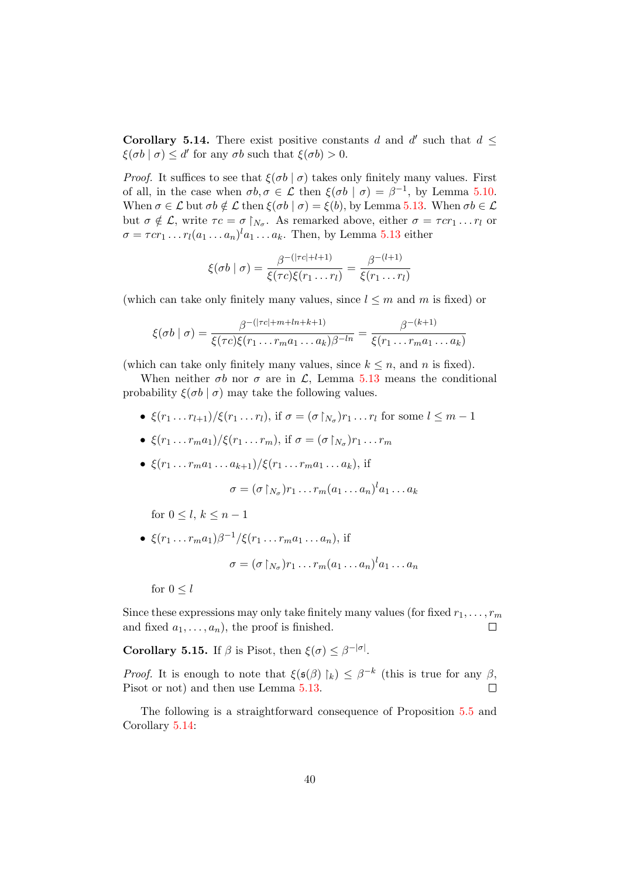**Corollary 5.14.** There exist positive constants $d$ and $d'$ such that $d \leq \xi(\sigma b \mid \sigma) \leq d'$ for any $\sigma b$ such that $\xi(\sigma b) > 0$.

*Proof.* It suffices to see that $\xi(\sigma b \mid \sigma)$ takes only finitely many values. First of all, in the case when $\sigma b, \sigma \in \mathcal{L}$ then $\xi(\sigma b \mid \sigma) = \beta^{-1}$, by Lemma 5.10. When $\sigma \in \mathcal{L}$ but $\sigma b \notin \mathcal{L}$ then $\xi(\sigma b \mid \sigma) = \xi(b)$, by Lemma 5.13. When $\sigma b \in \mathcal{L}$ but $\sigma \notin \mathcal{L}$, write $\tau c = \sigma \restriction_{N_\sigma}$. As remarked above, either $\sigma = \tau c r_1 \ldots r_l$ or $\sigma = \tau c r_1 \ldots r_l (a_1 \ldots a_n)^l a_1 \ldots a_k$. Then, by Lemma 5.13 either

$$\xi(\sigma b \mid \sigma) = \frac{\beta^{-(|\tau c|+l+1)}}{\xi(\tau c)\xi(r_1 \ldots r_l)} = \frac{\beta^{-(l+1)}}{\xi(r_1 \ldots r_l)}$$

(which can take only finitely many values, since $l \leq m$ and $m$ is fixed) or

$$\xi(\sigma b \mid \sigma) = \frac{\beta^{-(|\tau c|+m+ln+k+1)}}{\xi(\tau c)\xi(r_1 \ldots r_m a_1 \ldots a_k)\beta^{-ln}} = \frac{\beta^{-(k+1)}}{\xi(r_1 \ldots r_m a_1 \ldots a_k)}$$

(which can take only finitely many values, since $k \leq n$, and $n$ is fixed).

When neither $\sigma b$ nor $\sigma$ are in $\mathcal{L}$, Lemma 5.13 means the conditional probability $\xi(\sigma b \mid \sigma)$ may take the following values.

- $\xi(r_1 \ldots r_{l+1})/\xi(r_1 \ldots r_l)$, if $\sigma = (\sigma \restriction_{N_\sigma}) r_1 \ldots r_l$ for some $l \leq m-1$
- $\xi(r_1 \ldots r_m a_1)/\xi(r_1 \ldots r_m)$, if $\sigma = (\sigma \restriction_{N_\sigma}) r_1 \ldots r_m$
- $\xi(r_1 \ldots r_m a_1 \ldots a_{k+1})/\xi(r_1 \ldots r_m a_1 \ldots a_k)$, if

  $$\sigma = (\sigma \restriction_{N_\sigma}) r_1 \ldots r_m (a_1 \ldots a_n)^l a_1 \ldots a_k$$

  for $0 \leq l$, $k \leq n-1$
- $\xi(r_1 \ldots r_m a_1)\beta^{-1}/\xi(r_1 \ldots r_m a_1 \ldots a_n)$, if

  $$\sigma = (\sigma \restriction_{N_\sigma}) r_1 \ldots r_m (a_1 \ldots a_n)^l a_1 \ldots a_n$$

  for $0 \leq l$

Since these expressions may only take finitely many values (for fixed $r_1, \ldots, r_m$ and fixed $a_1, \ldots, a_n$), the proof is finished. $\square$

**Corollary 5.15.** If $\beta$ is Pisot, then $\xi(\sigma) \leq \beta^{-|\sigma|}$.

*Proof.* It is enough to note that $\xi(\mathfrak{s}(\beta) \restriction_k) \leq \beta^{-k}$ (this is true for any $\beta$, Pisot or not) and then use Lemma 5.13. $\square$

The following is a straightforward consequence of Proposition 5.5 and Corollary 5.14: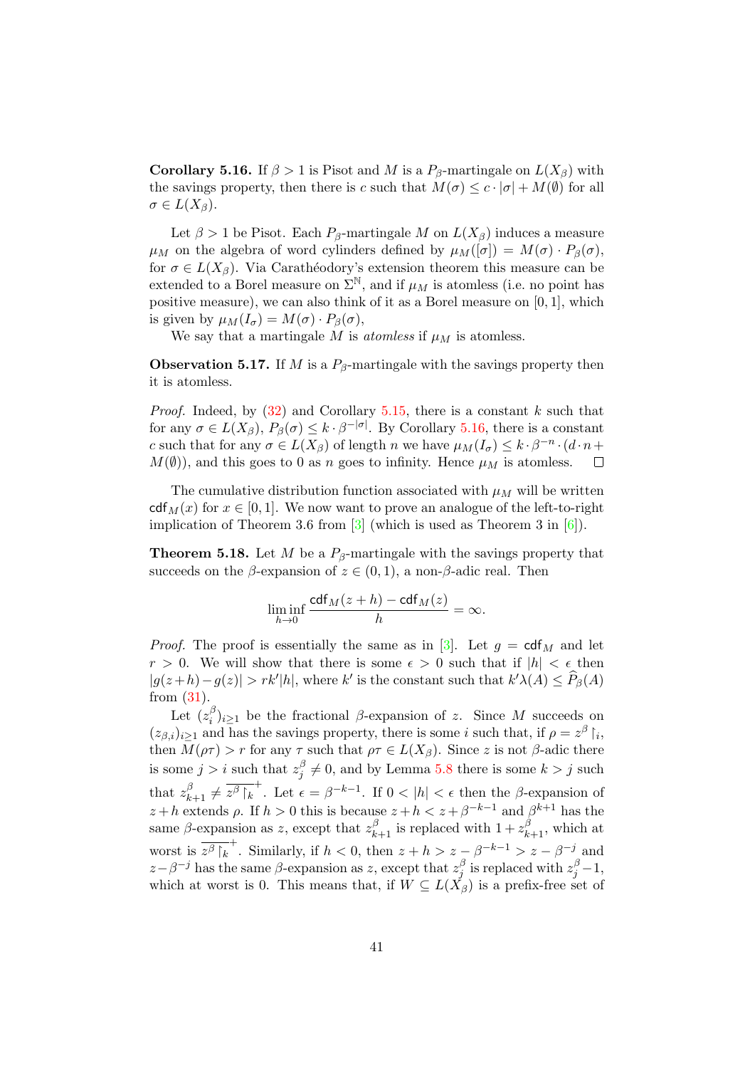**Corollary 5.16.** If $\beta > 1$ is Pisot and $M$ is a $P_\beta$-martingale on $L(X_\beta)$ with the savings property, then there is $c$ such that $M(\sigma) \le c \cdot |\sigma| + M(\emptyset)$ for all $\sigma \in L(X_\beta)$.

Let $\beta > 1$ be Pisot. Each $P_\beta$-martingale $M$ on $L(X_\beta)$ induces a measure $\mu_M$ on the algebra of word cylinders defined by $\mu_M([\sigma]) = M(\sigma) \cdot P_\beta(\sigma)$, for $\sigma \in L(X_\beta)$. Via Carathéodory's extension theorem this measure can be extended to a Borel measure on $\Sigma^{\mathbb{N}}$, and if $\mu_M$ is atomless (i.e. no point has positive measure), we can also think of it as a Borel measure on $[0, 1]$, which is given by $\mu_M(I_\sigma) = M(\sigma) \cdot P_\beta(\sigma)$,

We say that a martingale $M$ is *atomless* if $\mu_M$ is atomless.

**Observation 5.17.** If $M$ is a $P_\beta$-martingale with the savings property then it is atomless.

*Proof.* Indeed, by (32) and Corollary 5.15, there is a constant $k$ such that for any $\sigma \in L(X_\beta)$, $P_\beta(\sigma) \le k \cdot \beta^{-|\sigma|}$. By Corollary 5.16, there is a constant $c$ such that for any $\sigma \in L(X_\beta)$ of length $n$ we have $\mu_M(I_\sigma) \le k \cdot \beta^{-n} \cdot (d \cdot n + M(\emptyset))$, and this goes to 0 as $n$ goes to infinity. Hence $\mu_M$ is atomless. $\square$

The cumulative distribution function associated with $\mu_M$ will be written $\mathsf{cdf}_M(x)$ for $x \in [0, 1]$. We now want to prove an analogue of the left-to-right implication of Theorem 3.6 from [3] (which is used as Theorem 3 in [6]).

**Theorem 5.18.** Let $M$ be a $P_\beta$-martingale with the savings property that succeeds on the $\beta$-expansion of $z \in (0, 1)$, a non-$\beta$-adic real. Then

$$\liminf_{h \to 0} \frac{\mathsf{cdf}_M(z + h) - \mathsf{cdf}_M(z)}{h} = \infty.$$

*Proof.* The proof is essentially the same as in [3]. Let $g = \mathsf{cdf}_M$ and let $r > 0$. We will show that there is some $\epsilon > 0$ such that if $|h| < \epsilon$ then $|g(z+h) - g(z)| > rk'|h|$, where $k'$ is the constant such that $k'\lambda(A) \le \widehat{P}_\beta(A)$ from (31).

Let $(z^\beta_i)_{i \ge 1}$ be the fractional $\beta$-expansion of $z$. Since $M$ succeeds on $(z_{\beta,i})_{i \ge 1}$ and has the savings property, there is some $i$ such that, if $\rho = z^\beta \upharpoonright_i$, then $M(\rho\tau) > r$ for any $\tau$ such that $\rho\tau \in L(X_\beta)$. Since $z$ is not $\beta$-adic there is some $j > i$ such that $z^\beta_j \neq 0$, and by Lemma 5.8 there is some $k > j$ such that $z^\beta_{k+1} \neq \overline{z^\beta \upharpoonright_k}^+$. Let $\epsilon = \beta^{-k-1}$. If $0 < |h| < \epsilon$ then the $\beta$-expansion of $z + h$ extends $\rho$. If $h > 0$ this is because $z + h < z + \beta^{-k-1}$ and $\beta^{k+1}$ has the same $\beta$-expansion as $z$, except that $z^\beta_{k+1}$ is replaced with $1 + z^\beta_{k+1}$, which at worst is $\overline{z^\beta \upharpoonright_k}^+$. Similarly, if $h < 0$, then $z + h > z - \beta^{-k-1} > z - \beta^{-j}$ and $z - \beta^{-j}$ has the same $\beta$-expansion as $z$, except that $z^\beta_j$ is replaced with $z^\beta_j - 1$, which at worst is 0. This means that, if $W \subseteq L(X_\beta)$ is a prefix-free set of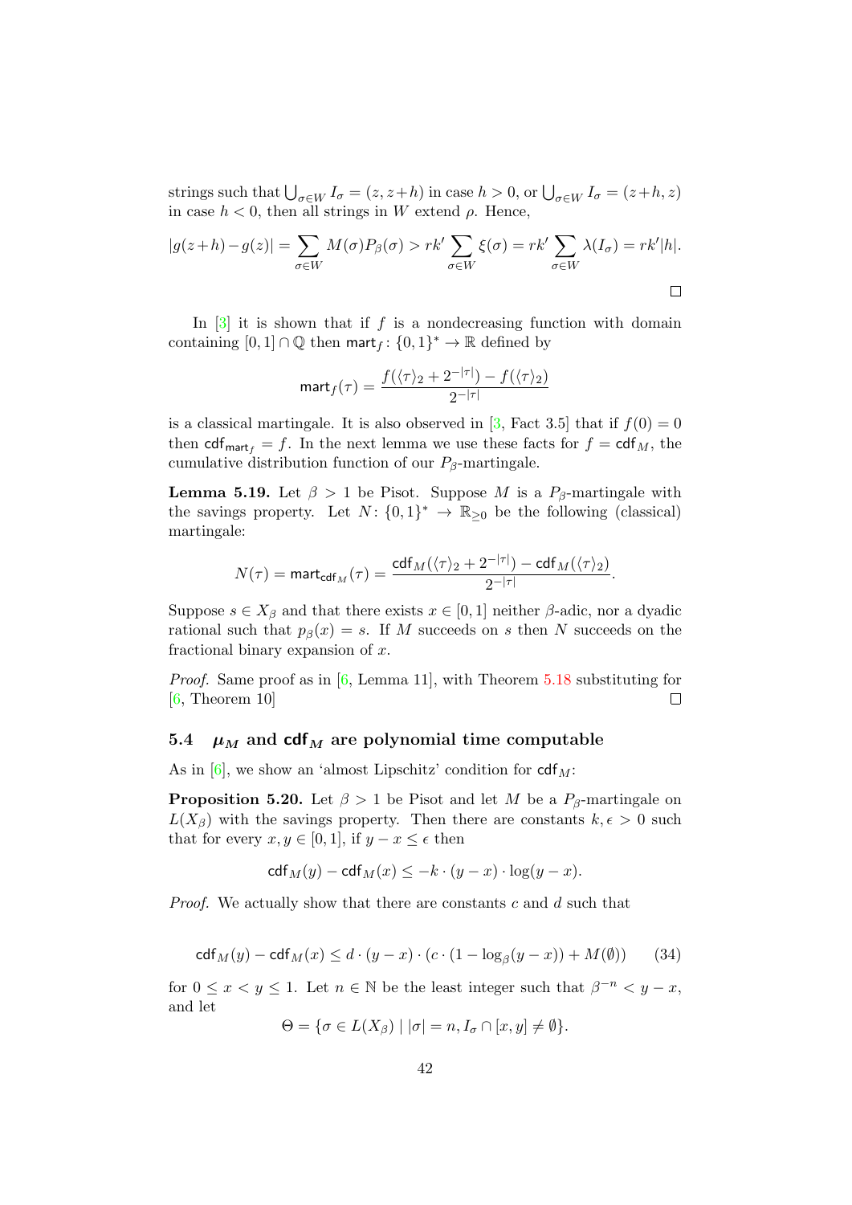strings such that $\bigcup_{\sigma\in W} I_\sigma = (z, z+h)$ in case $h > 0$, or $\bigcup_{\sigma\in W} I_\sigma = (z+h, z)$ in case $h < 0$, then all strings in $W$ extend $\rho$. Hence,

$$|g(z+h) - g(z)| = \sum_{\sigma\in W} M(\sigma)P_\beta(\sigma) > rk' \sum_{\sigma\in W} \xi(\sigma) = rk' \sum_{\sigma\in W} \lambda(I_\sigma) = rk'|h|.$$

□

In [3] it is shown that if $f$ is a nondecreasing function with domain containing $[0,1]\cap\mathbb{Q}$ then $\mathsf{mart}_f\colon \{0,1\}^* \to \mathbb{R}$ defined by

$$\mathsf{mart}_f(\tau) = \frac{f(\langle\tau\rangle_2 + 2^{-|\tau|}) - f(\langle\tau\rangle_2)}{2^{-|\tau|}}$$

is a classical martingale. It is also observed in [3, Fact 3.5] that if $f(0) = 0$ then $\mathsf{cdf}_{\mathsf{mart}_f} = f$. In the next lemma we use these facts for $f = \mathsf{cdf}_M$, the cumulative distribution function of our $P_\beta$-martingale.

**Lemma 5.19.** Let $\beta > 1$ be Pisot. Suppose $M$ is a $P_\beta$-martingale with the savings property. Let $N\colon \{0,1\}^* \to \mathbb{R}_{\geq 0}$ be the following (classical) martingale:

$$N(\tau) = \mathsf{mart}_{\mathsf{cdf}_M}(\tau) = \frac{\mathsf{cdf}_M(\langle\tau\rangle_2 + 2^{-|\tau|}) - \mathsf{cdf}_M(\langle\tau\rangle_2)}{2^{-|\tau|}}.$$

Suppose $s \in X_\beta$ and that there exists $x \in [0,1]$ neither $\beta$-adic, nor a dyadic rational such that $p_\beta(x) = s$. If $M$ succeeds on $s$ then $N$ succeeds on the fractional binary expansion of $x$.

*Proof.* Same proof as in [6, Lemma 11], with Theorem 5.18 substituting for [6, Theorem 10] □

## 5.4 $\mu_M$ and $\mathsf{cdf}_M$ are polynomial time computable

As in [6], we show an 'almost Lipschitz' condition for $\mathsf{cdf}_M$:

**Proposition 5.20.** Let $\beta > 1$ be Pisot and let $M$ be a $P_\beta$-martingale on $L(X_\beta)$ with the savings property. Then there are constants $k, \epsilon > 0$ such that for every $x, y \in [0,1]$, if $y - x \leq \epsilon$ then

$$\mathsf{cdf}_M(y) - \mathsf{cdf}_M(x) \leq -k \cdot (y-x) \cdot \log(y-x).$$

*Proof.* We actually show that there are constants $c$ and $d$ such that

$$\mathsf{cdf}_M(y) - \mathsf{cdf}_M(x) \leq d \cdot (y-x) \cdot (c \cdot (1 - \log_\beta(y-x)) + M(\emptyset)) \qquad (34)$$

for $0 \leq x < y \leq 1$. Let $n \in \mathbb{N}$ be the least integer such that $\beta^{-n} < y - x$, and let

$$\Theta = \{\sigma \in L(X_\beta) \mid |\sigma| = n, I_\sigma \cap [x,y] \neq \emptyset\}.$$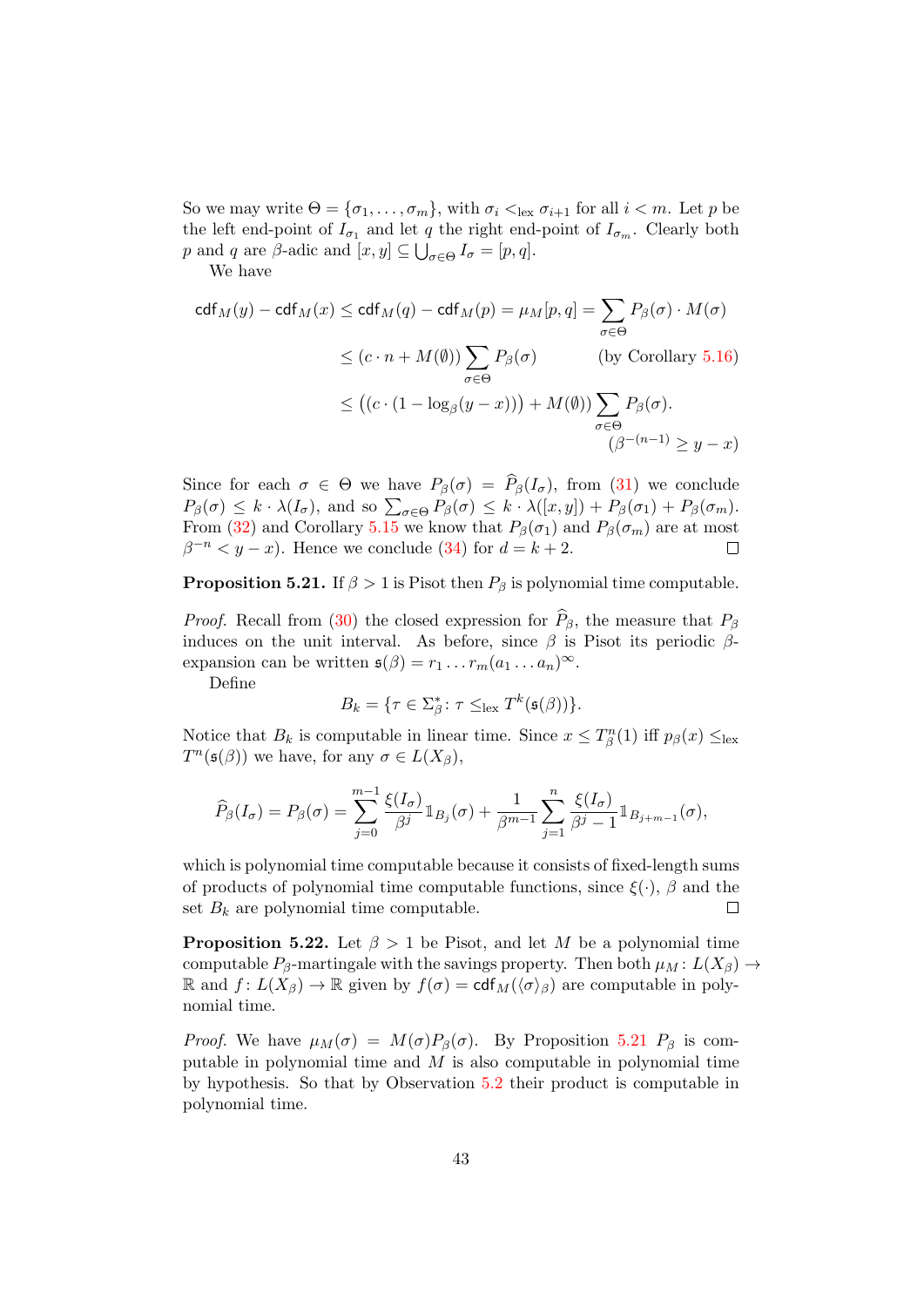So we may write $\Theta = \{\sigma_1, \dots, \sigma_m\}$, with $\sigma_i <_{\text{lex}} \sigma_{i+1}$ for all $i < m$. Let $p$ be the left end-point of $I_{\sigma_1}$ and let $q$ the right end-point of $I_{\sigma_m}$. Clearly both $p$ and $q$ are $\beta$-adic and $[x, y] \subseteq \bigcup_{\sigma \in \Theta} I_\sigma = [p, q]$.

We have

$$
\begin{aligned}
\mathsf{cdf}_M(y) - \mathsf{cdf}_M(x) \leq \mathsf{cdf}_M(q) - \mathsf{cdf}_M(p) = \mu_M[p, q] &= \sum_{\sigma \in \Theta} P_\beta(\sigma) \cdot M(\sigma) \\
&\leq (c \cdot n + M(\emptyset)) \sum_{\sigma \in \Theta} P_\beta(\sigma) \qquad \text{(by Corollary 5.16)} \\
&\leq \big((c \cdot (1 - \log_\beta(y - x))\big) + M(\emptyset)) \sum_{\sigma \in \Theta} P_\beta(\sigma). \\
&\qquad\qquad\qquad\qquad\qquad\qquad (\beta^{-(n-1)} \geq y - x)
\end{aligned}
$$

Since for each $\sigma \in \Theta$ we have $P_\beta(\sigma) = \widehat{P}_\beta(I_\sigma)$, from (31) we conclude $P_\beta(\sigma) \leq k \cdot \lambda(I_\sigma)$, and so $\sum_{\sigma \in \Theta} P_\beta(\sigma) \leq k \cdot \lambda([x, y]) + P_\beta(\sigma_1) + P_\beta(\sigma_m)$. From (32) and Corollary 5.15 we know that $P_\beta(\sigma_1)$ and $P_\beta(\sigma_m)$ are at most $\beta^{-n} < y - x$). Hence we conclude (34) for $d = k + 2$. □

**Proposition 5.21.** If $\beta > 1$ is Pisot then $P_\beta$ is polynomial time computable.

*Proof.* Recall from (30) the closed expression for $\widehat{P}_\beta$, the measure that $P_\beta$ induces on the unit interval. As before, since $\beta$ is Pisot its periodic $\beta$-expansion can be written $\mathfrak{s}(\beta) = r_1 \dots r_m (a_1 \dots a_n)^\infty$.

Define

$$
B_k = \{\tau \in \Sigma_\beta^* \colon \tau \leq_{\text{lex}} T^k(\mathfrak{s}(\beta))\}.
$$

Notice that $B_k$ is computable in linear time. Since $x \leq T_\beta^n(1)$ iff $p_\beta(x) \leq_{\text{lex}} T^n(\mathfrak{s}(\beta))$ we have, for any $\sigma \in L(X_\beta)$,

$$
\widehat{P}_\beta(I_\sigma) = P_\beta(\sigma) = \sum_{j=0}^{m-1} \frac{\xi(I_\sigma)}{\beta^j} \mathbb{1}_{B_j}(\sigma) + \frac{1}{\beta^{m-1}} \sum_{j=1}^{n} \frac{\xi(I_\sigma)}{\beta^j - 1} \mathbb{1}_{B_{j+m-1}}(\sigma),
$$

which is polynomial time computable because it consists of fixed-length sums of products of polynomial time computable functions, since $\xi(\cdot)$, $\beta$ and the set $B_k$ are polynomial time computable. □

**Proposition 5.22.** Let $\beta > 1$ be Pisot, and let $M$ be a polynomial time computable $P_\beta$-martingale with the savings property. Then both $\mu_M \colon L(X_\beta) \to \mathbb{R}$ and $f \colon L(X_\beta) \to \mathbb{R}$ given by $f(\sigma) = \mathsf{cdf}_M(\langle \sigma \rangle_\beta)$ are computable in polynomial time.

*Proof.* We have $\mu_M(\sigma) = M(\sigma) P_\beta(\sigma)$. By Proposition 5.21 $P_\beta$ is computable in polynomial time and $M$ is also computable in polynomial time by hypothesis. So that by Observation 5.2 their product is computable in polynomial time.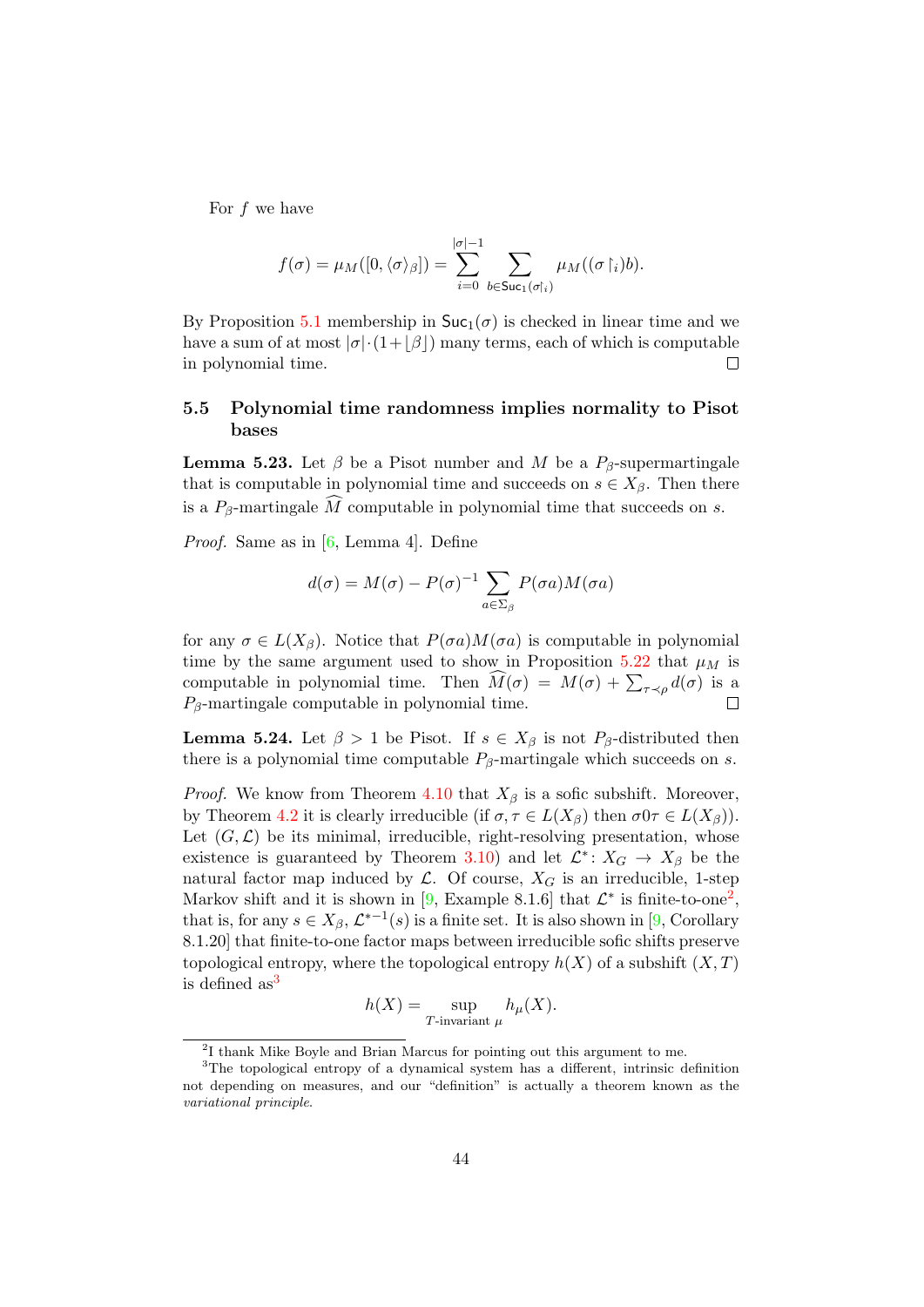For $f$ we have

$$f(\sigma) = \mu_M([0, \langle\sigma\rangle_\beta]) = \sum_{i=0}^{|\sigma|-1} \sum_{b \in \mathsf{Suc}_1(\sigma\restriction_i)} \mu_M((\sigma\restriction_i)b).$$

By Proposition 5.1 membership in $\mathsf{Suc}_1(\sigma)$ is checked in linear time and we have a sum of at most $|\sigma| \cdot (1 + \lfloor\beta\rfloor)$ many terms, each of which is computable in polynomial time. □

### 5.5 Polynomial time randomness implies normality to Pisot bases

**Lemma 5.23.** Let $\beta$ be a Pisot number and $M$ be a $P_\beta$-supermartingale that is computable in polynomial time and succeeds on $s \in X_\beta$. Then there is a $P_\beta$-martingale $\widehat{M}$ computable in polynomial time that succeeds on $s$.

*Proof.* Same as in [6, Lemma 4]. Define

$$d(\sigma) = M(\sigma) - P(\sigma)^{-1} \sum_{a \in \Sigma_\beta} P(\sigma a) M(\sigma a)$$

for any $\sigma \in L(X_\beta)$. Notice that $P(\sigma a)M(\sigma a)$ is computable in polynomial time by the same argument used to show in Proposition 5.22 that $\mu_M$ is computable in polynomial time. Then $\widehat{M}(\sigma) = M(\sigma) + \sum_{\tau \prec \rho} d(\sigma)$ is a $P_\beta$-martingale computable in polynomial time. □

**Lemma 5.24.** Let $\beta > 1$ be Pisot. If $s \in X_\beta$ is not $P_\beta$-distributed then there is a polynomial time computable $P_\beta$-martingale which succeeds on $s$.

*Proof.* We know from Theorem 4.10 that $X_\beta$ is a sofic subshift. Moreover, by Theorem 4.2 it is clearly irreducible (if $\sigma, \tau \in L(X_\beta)$ then $\sigma 0 \tau \in L(X_\beta)$). Let $(G, \mathcal{L})$ be its minimal, irreducible, right-resolving presentation, whose existence is guaranteed by Theorem 3.10) and let $\mathcal{L}^* \colon X_G \to X_\beta$ be the natural factor map induced by $\mathcal{L}$. Of course, $X_G$ is an irreducible, 1-step Markov shift and it is shown in [9, Example 8.1.6] that $\mathcal{L}^*$ is finite-to-one[2], that is, for any $s \in X_\beta$, $\mathcal{L}^{*-1}(s)$ is a finite set. It is also shown in [9, Corollary 8.1.20] that finite-to-one factor maps between irreducible sofic shifts preserve topological entropy, where the topological entropy $h(X)$ of a subshift $(X, T)$ is defined as[3]

$$h(X) = \sup_{T\text{-invariant } \mu} h_\mu(X).$$

[2] I thank Mike Boyle and Brian Marcus for pointing out this argument to me.

[3] The topological entropy of a dynamical system has a different, intrinsic definition not depending on measures, and our "definition" is actually a theorem known as the *variational principle*.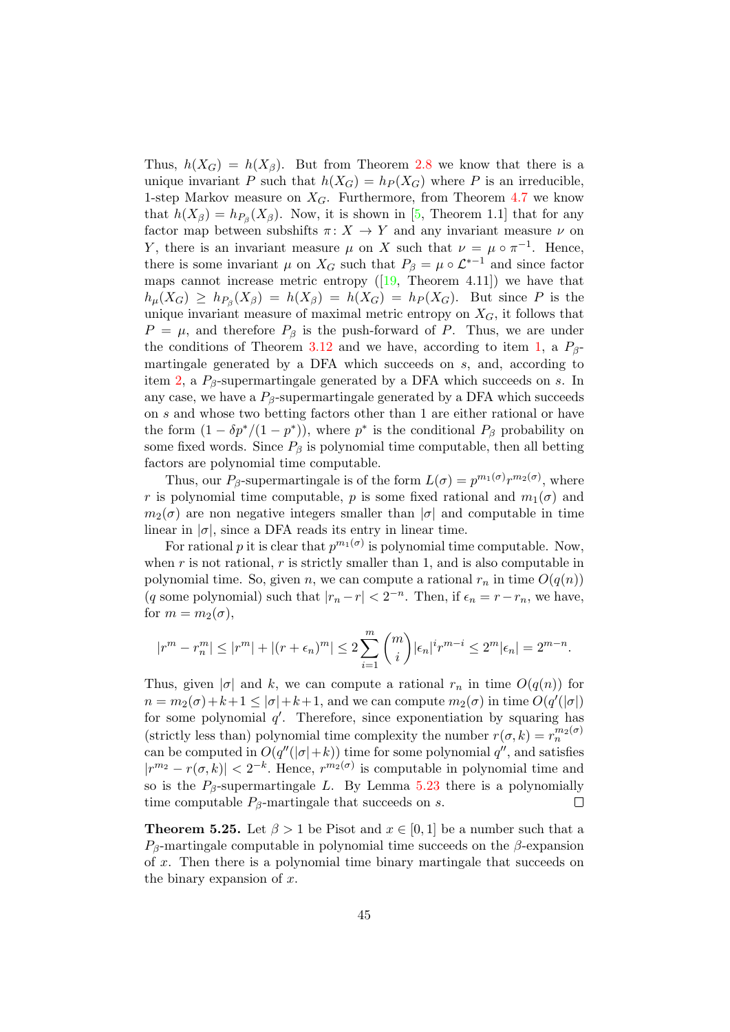Thus, $h(X_G) = h(X_\beta)$. But from Theorem 2.8 we know that there is a unique invariant $P$ such that $h(X_G) = h_P(X_G)$ where $P$ is an irreducible, 1-step Markov measure on $X_G$. Furthermore, from Theorem 4.7 we know that $h(X_\beta) = h_{P_\beta}(X_\beta)$. Now, it is shown in [5, Theorem 1.1] that for any factor map between subshifts $\pi\colon X \to Y$ and any invariant measure $\nu$ on $Y$, there is an invariant measure $\mu$ on $X$ such that $\nu = \mu \circ \pi^{-1}$. Hence, there is some invariant $\mu$ on $X_G$ such that $P_\beta = \mu \circ \mathcal{L}^{*-1}$ and since factor maps cannot increase metric entropy ([19, Theorem 4.11]) we have that $h_\mu(X_G) \geq h_{P_\beta}(X_\beta) = h(X_\beta) = h(X_G) = h_P(X_G)$. But since $P$ is the unique invariant measure of maximal metric entropy on $X_G$, it follows that $P = \mu$, and therefore $P_\beta$ is the push-forward of $P$. Thus, we are under the conditions of Theorem 3.12 and we have, according to item 1, a $P_\beta$-martingale generated by a DFA which succeeds on $s$, and, according to item 2, a $P_\beta$-supermartingale generated by a DFA which succeeds on $s$. In any case, we have a $P_\beta$-supermartingale generated by a DFA which succeeds on $s$ and whose two betting factors other than 1 are either rational or have the form $(1 - \delta p^*/(1-p^*))$, where $p^*$ is the conditional $P_\beta$ probability on some fixed words. Since $P_\beta$ is polynomial time computable, then all betting factors are polynomial time computable.

Thus, our $P_\beta$-supermartingale is of the form $L(\sigma) = p^{m_1(\sigma)} r^{m_2(\sigma)}$, where $r$ is polynomial time computable, $p$ is some fixed rational and $m_1(\sigma)$ and $m_2(\sigma)$ are non negative integers smaller than $|\sigma|$ and computable in time linear in $|\sigma|$, since a DFA reads its entry in linear time.

For rational $p$ it is clear that $p^{m_1(\sigma)}$ is polynomial time computable. Now, when $r$ is not rational, $r$ is strictly smaller than 1, and is also computable in polynomial time. So, given $n$, we can compute a rational $r_n$ in time $O(q(n))$ ($q$ some polynomial) such that $|r_n - r| < 2^{-n}$. Then, if $\epsilon_n = r - r_n$, we have, for $m = m_2(\sigma)$,

$$|r^m - r_n^m| \leq |r^m| + |(r+\epsilon_n)^m| \leq 2\sum_{i=1}^{m} \binom{m}{i} |\epsilon_n|^i r^{m-i} \leq 2^m |\epsilon_n| = 2^{m-n}.$$

Thus, given $|\sigma|$ and $k$, we can compute a rational $r_n$ in time $O(q(n))$ for $n = m_2(\sigma) + k + 1 \leq |\sigma| + k + 1$, and we can compute $m_2(\sigma)$ in time $O(q'(|\sigma|)$ for some polynomial $q'$. Therefore, since exponentiation by squaring has (strictly less than) polynomial time complexity the number $r(\sigma, k) = r_n^{m_2(\sigma)}$ can be computed in $O(q''(|\sigma| + k))$ time for some polynomial $q''$, and satisfies $|r^{m_2} - r(\sigma, k)| < 2^{-k}$. Hence, $r^{m_2(\sigma)}$ is computable in polynomial time and so is the $P_\beta$-supermartingale $L$. By Lemma 5.23 there is a polynomially time computable $P_\beta$-martingale that succeeds on $s$. $\square$

**Theorem 5.25.** Let $\beta > 1$ be Pisot and $x \in [0,1]$ be a number such that a $P_\beta$-martingale computable in polynomial time succeeds on the $\beta$-expansion of $x$. Then there is a polynomial time binary martingale that succeeds on the binary expansion of $x$.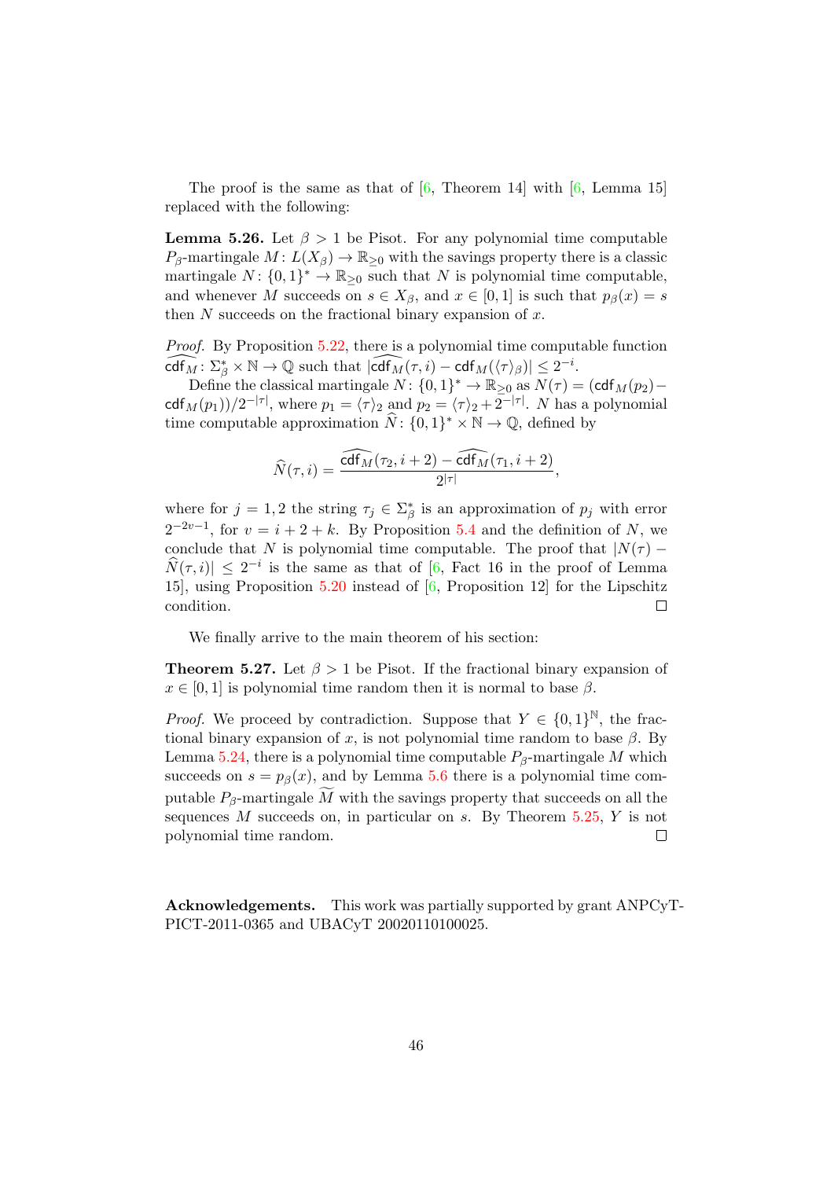The proof is the same as that of [6, Theorem 14] with [6, Lemma 15] replaced with the following:

**Lemma 5.26.** Let $\beta > 1$ be Pisot. For any polynomial time computable $P_\beta$-martingale $M\colon L(X_\beta) \to \mathbb{R}_{\geq 0}$ with the savings property there is a classic martingale $N\colon \{0,1\}^* \to \mathbb{R}_{\geq 0}$ such that $N$ is polynomial time computable, and whenever $M$ succeeds on $s \in X_\beta$, and $x \in [0,1]$ is such that $p_\beta(x) = s$ then $N$ succeeds on the fractional binary expansion of $x$.

*Proof.* By Proposition 5.22, there is a polynomial time computable function $\widehat{\mathsf{cdf}_M}\colon \Sigma_\beta^* \times \mathbb{N} \to \mathbb{Q}$ such that $|\widehat{\mathsf{cdf}_M}(\tau, i) - \mathsf{cdf}_M(\langle \tau \rangle_\beta)| \leq 2^{-i}$.

Define the classical martingale $N\colon \{0,1\}^* \to \mathbb{R}_{\geq 0}$ as $N(\tau) = (\mathsf{cdf}_M(p_2) - \mathsf{cdf}_M(p_1))/2^{-|\tau|}$, where $p_1 = \langle \tau \rangle_2$ and $p_2 = \langle \tau \rangle_2 + 2^{-|\tau|}$. $N$ has a polynomial time computable approximation $\widehat{N}\colon \{0,1\}^* \times \mathbb{N} \to \mathbb{Q}$, defined by

$$\widehat{N}(\tau, i) = \frac{\widehat{\mathsf{cdf}_M}(\tau_2, i+2) - \widehat{\mathsf{cdf}_M}(\tau_1, i+2)}{2^{|\tau|}},$$

where for $j = 1, 2$ the string $\tau_j \in \Sigma_\beta^*$ is an approximation of $p_j$ with error $2^{-2v-1}$, for $v = i + 2 + k$. By Proposition 5.4 and the definition of $N$, we conclude that $N$ is polynomial time computable. The proof that $|N(\tau) - \widehat{N}(\tau, i)| \leq 2^{-i}$ is the same as that of [6, Fact 16 in the proof of Lemma 15], using Proposition 5.20 instead of [6, Proposition 12] for the Lipschitz condition. $\square$

We finally arrive to the main theorem of his section:

**Theorem 5.27.** Let $\beta > 1$ be Pisot. If the fractional binary expansion of $x \in [0,1]$ is polynomial time random then it is normal to base $\beta$.

*Proof.* We proceed by contradiction. Suppose that $Y \in \{0,1\}^{\mathbb{N}}$, the fractional binary expansion of $x$, is not polynomial time random to base $\beta$. By Lemma 5.24, there is a polynomial time computable $P_\beta$-martingale $M$ which succeeds on $s = p_\beta(x)$, and by Lemma 5.6 there is a polynomial time computable $P_\beta$-martingale $\widetilde{M}$ with the savings property that succeeds on all the sequences $M$ succeeds on, in particular on $s$. By Theorem 5.25, $Y$ is not polynomial time random. $\square$

**Acknowledgements.** This work was partially supported by grant ANPCyT-PICT-2011-0365 and UBACyT 20020110100025.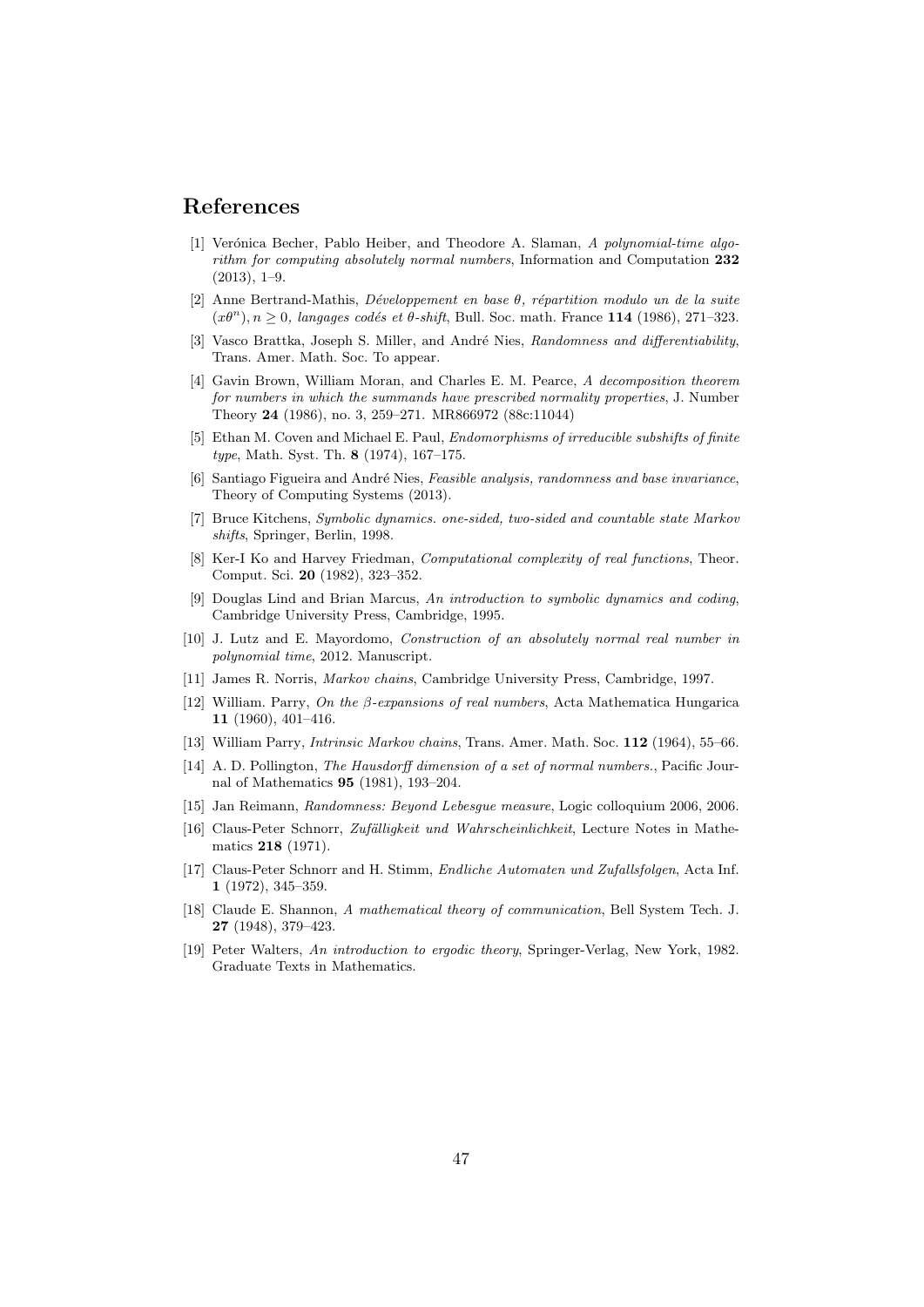## References

[1] Verónica Becher, Pablo Heiber, and Theodore A. Slaman, *A polynomial-time algorithm for computing absolutely normal numbers*, Information and Computation **232** (2013), 1–9.

[2] Anne Bertrand-Mathis, *Développement en base $\theta$, répartition modulo un de la suite $(x\theta^n), n \geq 0$, langages codés et $\theta$-shift*, Bull. Soc. math. France **114** (1986), 271–323.

[3] Vasco Brattka, Joseph S. Miller, and André Nies, *Randomness and differentiability*, Trans. Amer. Math. Soc. To appear.

[4] Gavin Brown, William Moran, and Charles E. M. Pearce, *A decomposition theorem for numbers in which the summands have prescribed normality properties*, J. Number Theory **24** (1986), no. 3, 259–271. MR866972 (88c:11044)

[5] Ethan M. Coven and Michael E. Paul, *Endomorphisms of irreducible subshifts of finite type*, Math. Syst. Th. **8** (1974), 167–175.

[6] Santiago Figueira and André Nies, *Feasible analysis, randomness and base invariance*, Theory of Computing Systems (2013).

[7] Bruce Kitchens, *Symbolic dynamics. one-sided, two-sided and countable state Markov shifts*, Springer, Berlin, 1998.

[8] Ker-I Ko and Harvey Friedman, *Computational complexity of real functions*, Theor. Comput. Sci. **20** (1982), 323–352.

[9] Douglas Lind and Brian Marcus, *An introduction to symbolic dynamics and coding*, Cambridge University Press, Cambridge, 1995.

[10] J. Lutz and E. Mayordomo, *Construction of an absolutely normal real number in polynomial time*, 2012. Manuscript.

[11] James R. Norris, *Markov chains*, Cambridge University Press, Cambridge, 1997.

[12] William. Parry, *On the $\beta$-expansions of real numbers*, Acta Mathematica Hungarica **11** (1960), 401–416.

[13] William Parry, *Intrinsic Markov chains*, Trans. Amer. Math. Soc. **112** (1964), 55–66.

[14] A. D. Pollington, *The Hausdorff dimension of a set of normal numbers.*, Pacific Journal of Mathematics **95** (1981), 193–204.

[15] Jan Reimann, *Randomness: Beyond Lebesgue measure*, Logic colloquium 2006, 2006.

[16] Claus-Peter Schnorr, *Zufälligkeit und Wahrscheinlichkeit*, Lecture Notes in Mathematics **218** (1971).

[17] Claus-Peter Schnorr and H. Stimm, *Endliche Automaten und Zufallsfolgen*, Acta Inf. **1** (1972), 345–359.

[18] Claude E. Shannon, *A mathematical theory of communication*, Bell System Tech. J. **27** (1948), 379–423.

[19] Peter Walters, *An introduction to ergodic theory*, Springer-Verlag, New York, 1982. Graduate Texts in Mathematics.